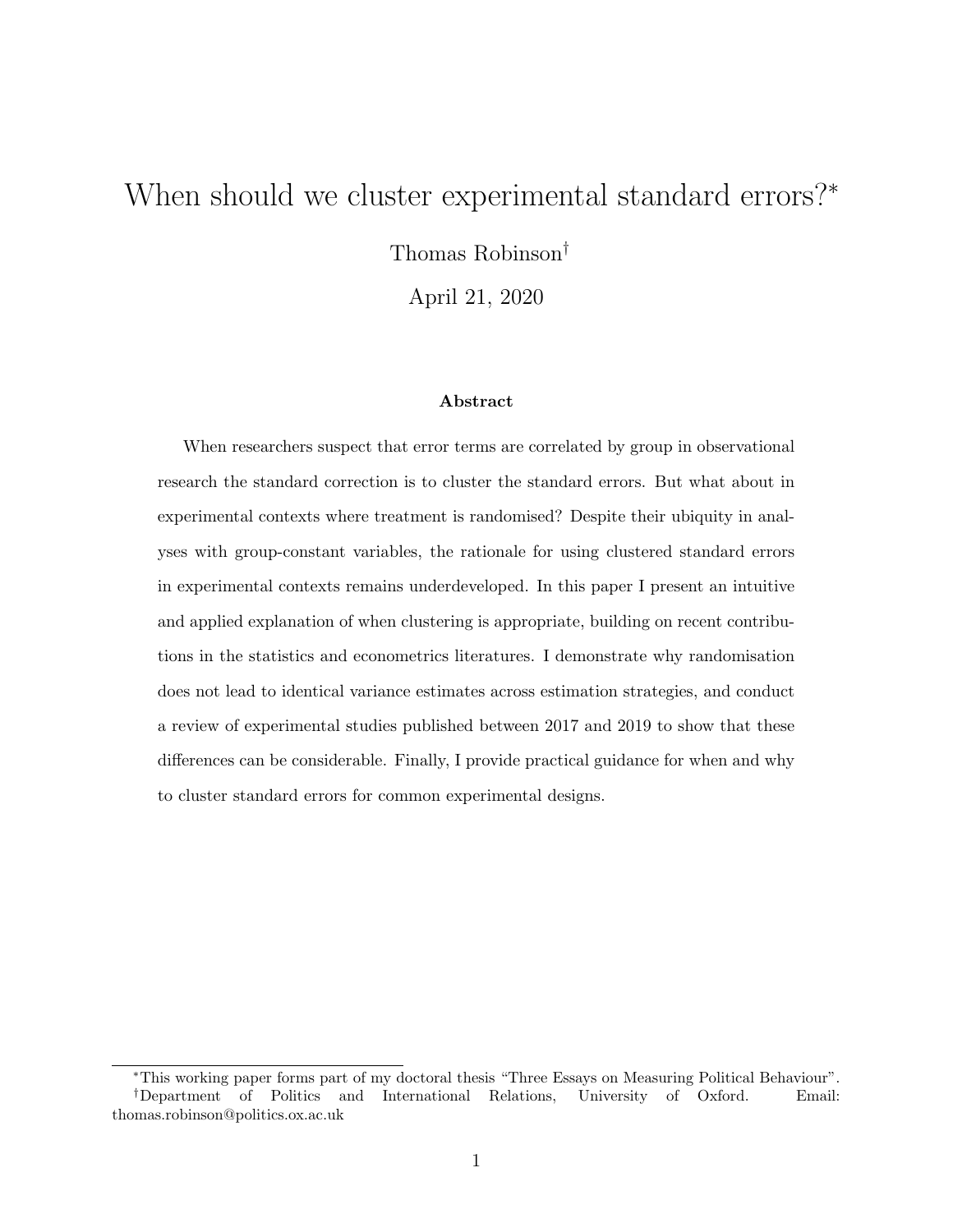# When should we cluster experimental standard errors?[*]

Thomas Robinson[†]

April 21, 2020

### Abstract

When researchers suspect that error terms are correlated by group in observational research the standard correction is to cluster the standard errors. But what about in experimental contexts where treatment is randomised? Despite their ubiquity in analyses with group-constant variables, the rationale for using clustered standard errors in experimental contexts remains underdeveloped. In this paper I present an intuitive and applied explanation of when clustering is appropriate, building on recent contributions in the statistics and econometrics literatures. I demonstrate why randomisation does not lead to identical variance estimates across estimation strategies, and conduct a review of experimental studies published between 2017 and 2019 to show that these differences can be considerable. Finally, I provide practical guidance for when and why to cluster standard errors for common experimental designs.

[*] This working paper forms part of my doctoral thesis "Three Essays on Measuring Political Behaviour".

[†] Department of Politics and International Relations, University of Oxford. Email: thomas.robinson@politics.ox.ac.uk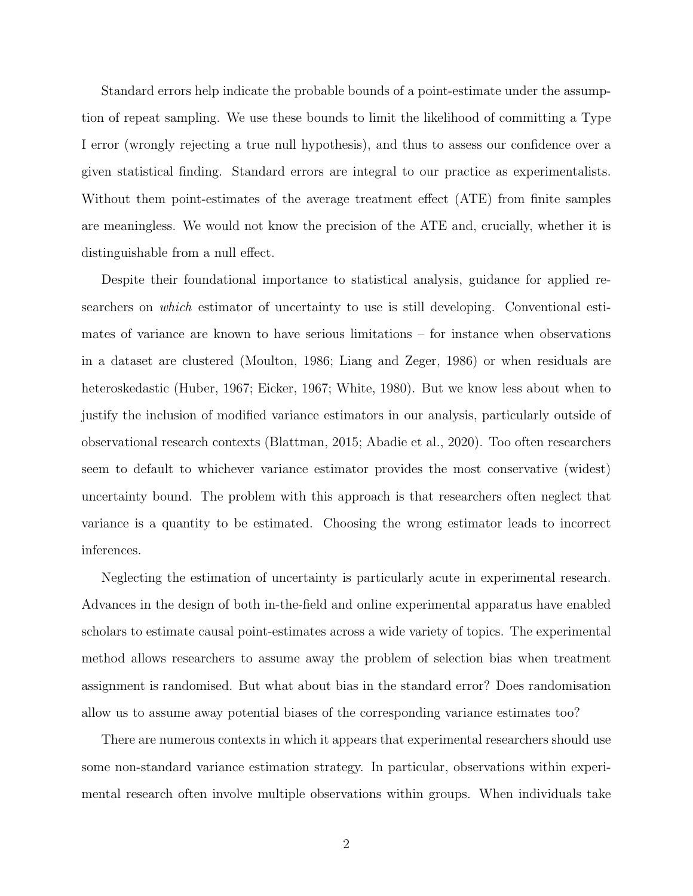Standard errors help indicate the probable bounds of a point-estimate under the assumption of repeat sampling. We use these bounds to limit the likelihood of committing a Type I error (wrongly rejecting a true null hypothesis), and thus to assess our confidence over a given statistical finding. Standard errors are integral to our practice as experimentalists. Without them point-estimates of the average treatment effect (ATE) from finite samples are meaningless. We would not know the precision of the ATE and, crucially, whether it is distinguishable from a null effect.

Despite their foundational importance to statistical analysis, guidance for applied researchers on *which* estimator of uncertainty to use is still developing. Conventional estimates of variance are known to have serious limitations – for instance when observations in a dataset are clustered (Moulton, 1986; Liang and Zeger, 1986) or when residuals are heteroskedastic (Huber, 1967; Eicker, 1967; White, 1980). But we know less about when to justify the inclusion of modified variance estimators in our analysis, particularly outside of observational research contexts (Blattman, 2015; Abadie et al., 2020). Too often researchers seem to default to whichever variance estimator provides the most conservative (widest) uncertainty bound. The problem with this approach is that researchers often neglect that variance is a quantity to be estimated. Choosing the wrong estimator leads to incorrect inferences.

Neglecting the estimation of uncertainty is particularly acute in experimental research. Advances in the design of both in-the-field and online experimental apparatus have enabled scholars to estimate causal point-estimates across a wide variety of topics. The experimental method allows researchers to assume away the problem of selection bias when treatment assignment is randomised. But what about bias in the standard error? Does randomisation allow us to assume away potential biases of the corresponding variance estimates too?

There are numerous contexts in which it appears that experimental researchers should use some non-standard variance estimation strategy. In particular, observations within experimental research often involve multiple observations within groups. When individuals take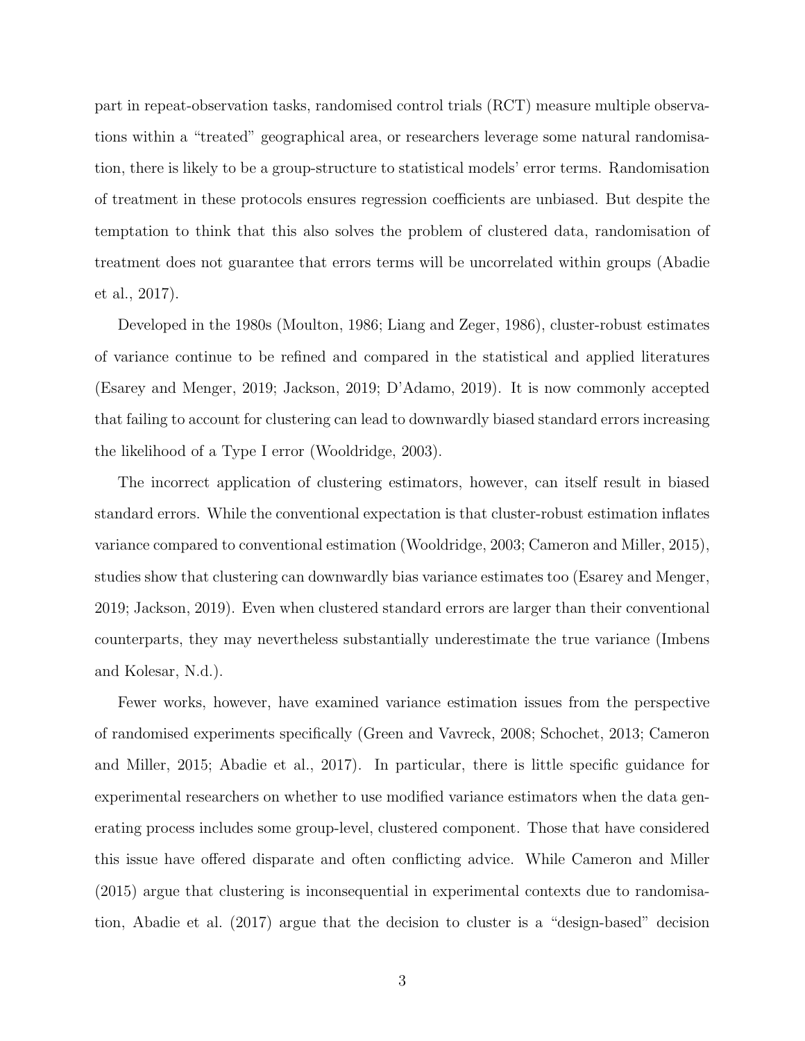part in repeat-observation tasks, randomised control trials (RCT) measure multiple observations within a "treated" geographical area, or researchers leverage some natural randomisation, there is likely to be a group-structure to statistical models' error terms. Randomisation of treatment in these protocols ensures regression coefficients are unbiased. But despite the temptation to think that this also solves the problem of clustered data, randomisation of treatment does not guarantee that errors terms will be uncorrelated within groups (Abadie et al., 2017).

Developed in the 1980s (Moulton, 1986; Liang and Zeger, 1986), cluster-robust estimates of variance continue to be refined and compared in the statistical and applied literatures (Esarey and Menger, 2019; Jackson, 2019; D'Adamo, 2019). It is now commonly accepted that failing to account for clustering can lead to downwardly biased standard errors increasing the likelihood of a Type I error (Wooldridge, 2003).

The incorrect application of clustering estimators, however, can itself result in biased standard errors. While the conventional expectation is that cluster-robust estimation inflates variance compared to conventional estimation (Wooldridge, 2003; Cameron and Miller, 2015), studies show that clustering can downwardly bias variance estimates too (Esarey and Menger, 2019; Jackson, 2019). Even when clustered standard errors are larger than their conventional counterparts, they may nevertheless substantially underestimate the true variance (Imbens and Kolesar, N.d.).

Fewer works, however, have examined variance estimation issues from the perspective of randomised experiments specifically (Green and Vavreck, 2008; Schochet, 2013; Cameron and Miller, 2015; Abadie et al., 2017). In particular, there is little specific guidance for experimental researchers on whether to use modified variance estimators when the data generating process includes some group-level, clustered component. Those that have considered this issue have offered disparate and often conflicting advice. While Cameron and Miller (2015) argue that clustering is inconsequential in experimental contexts due to randomisation, Abadie et al. (2017) argue that the decision to cluster is a "design-based" decision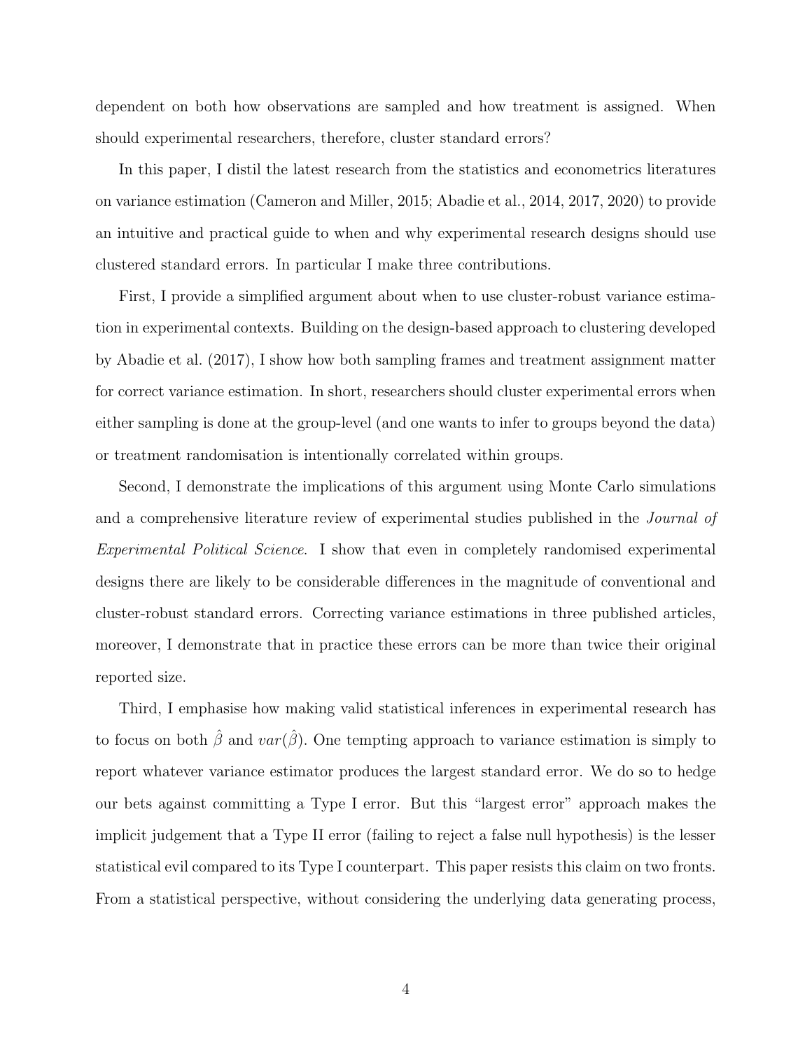dependent on both how observations are sampled and how treatment is assigned. When should experimental researchers, therefore, cluster standard errors?

In this paper, I distil the latest research from the statistics and econometrics literatures on variance estimation (Cameron and Miller, 2015; Abadie et al., 2014, 2017, 2020) to provide an intuitive and practical guide to when and why experimental research designs should use clustered standard errors. In particular I make three contributions.

First, I provide a simplified argument about when to use cluster-robust variance estimation in experimental contexts. Building on the design-based approach to clustering developed by Abadie et al. (2017), I show how both sampling frames and treatment assignment matter for correct variance estimation. In short, researchers should cluster experimental errors when either sampling is done at the group-level (and one wants to infer to groups beyond the data) or treatment randomisation is intentionally correlated within groups.

Second, I demonstrate the implications of this argument using Monte Carlo simulations and a comprehensive literature review of experimental studies published in the *Journal of Experimental Political Science*. I show that even in completely randomised experimental designs there are likely to be considerable differences in the magnitude of conventional and cluster-robust standard errors. Correcting variance estimations in three published articles, moreover, I demonstrate that in practice these errors can be more than twice their original reported size.

Third, I emphasise how making valid statistical inferences in experimental research has to focus on both $\hat{\beta}$ and $var(\hat{\beta})$. One tempting approach to variance estimation is simply to report whatever variance estimator produces the largest standard error. We do so to hedge our bets against committing a Type I error. But this "largest error" approach makes the implicit judgement that a Type II error (failing to reject a false null hypothesis) is the lesser statistical evil compared to its Type I counterpart. This paper resists this claim on two fronts. From a statistical perspective, without considering the underlying data generating process,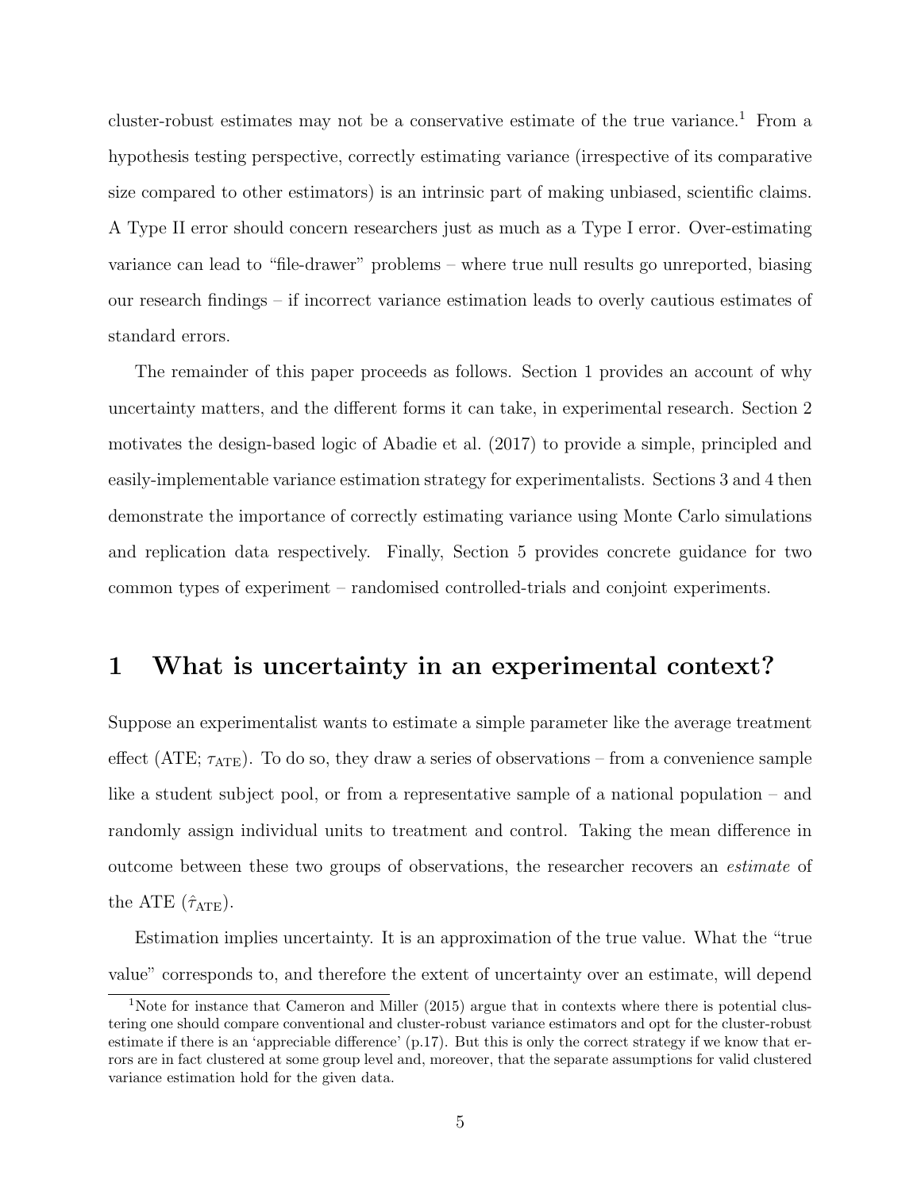cluster-robust estimates may not be a conservative estimate of the true variance.[1] From a hypothesis testing perspective, correctly estimating variance (irrespective of its comparative size compared to other estimators) is an intrinsic part of making unbiased, scientific claims. A Type II error should concern researchers just as much as a Type I error. Over-estimating variance can lead to "file-drawer" problems – where true null results go unreported, biasing our research findings – if incorrect variance estimation leads to overly cautious estimates of standard errors.

The remainder of this paper proceeds as follows. Section 1 provides an account of why uncertainty matters, and the different forms it can take, in experimental research. Section 2 motivates the design-based logic of Abadie et al. (2017) to provide a simple, principled and easily-implementable variance estimation strategy for experimentalists. Sections 3 and 4 then demonstrate the importance of correctly estimating variance using Monte Carlo simulations and replication data respectively. Finally, Section 5 provides concrete guidance for two common types of experiment – randomised controlled-trials and conjoint experiments.

# 1 What is uncertainty in an experimental context?

Suppose an experimentalist wants to estimate a simple parameter like the average treatment effect (ATE; $\tau_{\text{ATE}}$). To do so, they draw a series of observations – from a convenience sample like a student subject pool, or from a representative sample of a national population – and randomly assign individual units to treatment and control. Taking the mean difference in outcome between these two groups of observations, the researcher recovers an *estimate* of the ATE ($\hat{\tau}_{\text{ATE}}$).

Estimation implies uncertainty. It is an approximation of the true value. What the "true value" corresponds to, and therefore the extent of uncertainty over an estimate, will depend

[1] Note for instance that Cameron and Miller (2015) argue that in contexts where there is potential clustering one should compare conventional and cluster-robust variance estimators and opt for the cluster-robust estimate if there is an 'appreciable difference' (p.17). But this is only the correct strategy if we know that errors are in fact clustered at some group level and, moreover, that the separate assumptions for valid clustered variance estimation hold for the given data.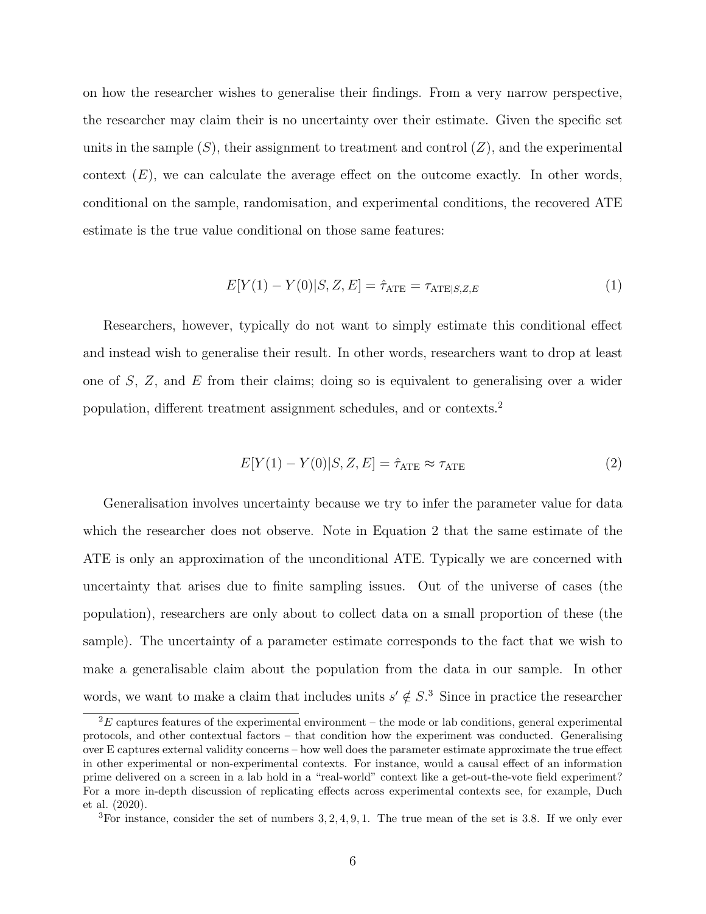on how the researcher wishes to generalise their findings. From a very narrow perspective, the researcher may claim their is no uncertainty over their estimate. Given the specific set units in the sample ($S$), their assignment to treatment and control ($Z$), and the experimental context ($E$), we can calculate the average effect on the outcome exactly. In other words, conditional on the sample, randomisation, and experimental conditions, the recovered ATE estimate is the true value conditional on those same features:

$$E[Y(1) - Y(0)|S, Z, E] = \hat{\tau}_{\text{ATE}} = \tau_{\text{ATE}|S,Z,E} \tag{1}$$

Researchers, however, typically do not want to simply estimate this conditional effect and instead wish to generalise their result. In other words, researchers want to drop at least one of $S$, $Z$, and $E$ from their claims; doing so is equivalent to generalising over a wider population, different treatment assignment schedules, and or contexts.[2]

$$E[Y(1) - Y(0)|S, Z, E] = \hat{\tau}_{\text{ATE}} \approx \tau_{\text{ATE}} \tag{2}$$

Generalisation involves uncertainty because we try to infer the parameter value for data which the researcher does not observe. Note in Equation 2 that the same estimate of the ATE is only an approximation of the unconditional ATE. Typically we are concerned with uncertainty that arises due to finite sampling issues. Out of the universe of cases (the population), researchers are only about to collect data on a small proportion of these (the sample). The uncertainty of a parameter estimate corresponds to the fact that we wish to make a generalisable claim about the population from the data in our sample. In other words, we want to make a claim that includes units $s' \notin S$.[3] Since in practice the researcher

[2] $E$ captures features of the experimental environment – the mode or lab conditions, general experimental protocols, and other contextual factors – that condition how the experiment was conducted. Generalising over E captures external validity concerns – how well does the parameter estimate approximate the true effect in other experimental or non-experimental contexts. For instance, would a causal effect of an information prime delivered on a screen in a lab hold in a "real-world" context like a get-out-the-vote field experiment? For a more in-depth discussion of replicating effects across experimental contexts see, for example, Duch et al. (2020).

[3] For instance, consider the set of numbers $3, 2, 4, 9, 1$. The true mean of the set is 3.8. If we only ever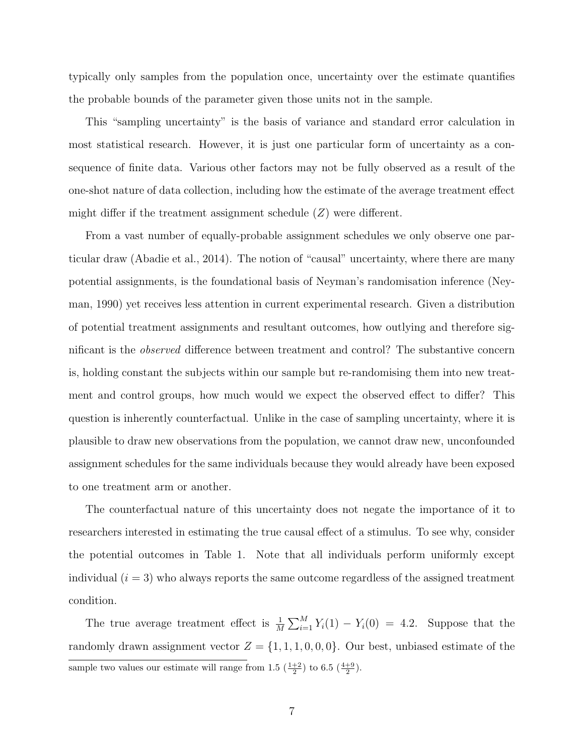typically only samples from the population once, uncertainty over the estimate quantifies the probable bounds of the parameter given those units not in the sample.

This "sampling uncertainty" is the basis of variance and standard error calculation in most statistical research. However, it is just one particular form of uncertainty as a consequence of finite data. Various other factors may not be fully observed as a result of the one-shot nature of data collection, including how the estimate of the average treatment effect might differ if the treatment assignment schedule ($Z$) were different.

From a vast number of equally-probable assignment schedules we only observe one particular draw (Abadie et al., 2014). The notion of "causal" uncertainty, where there are many potential assignments, is the foundational basis of Neyman's randomisation inference (Neyman, 1990) yet receives less attention in current experimental research. Given a distribution of potential treatment assignments and resultant outcomes, how outlying and therefore significant is the *observed* difference between treatment and control? The substantive concern is, holding constant the subjects within our sample but re-randomising them into new treatment and control groups, how much would we expect the observed effect to differ? This question is inherently counterfactual. Unlike in the case of sampling uncertainty, where it is plausible to draw new observations from the population, we cannot draw new, unconfounded assignment schedules for the same individuals because they would already have been exposed to one treatment arm or another.

The counterfactual nature of this uncertainty does not negate the importance of it to researchers interested in estimating the true causal effect of a stimulus. To see why, consider the potential outcomes in Table 1. Note that all individuals perform uniformly except individual ($i = 3$) who always reports the same outcome regardless of the assigned treatment condition.

The true average treatment effect is $\frac{1}{M}\sum_{i=1}^{M} Y_i(1) - Y_i(0) = 4.2$. Suppose that the randomly drawn assignment vector $Z = \{1, 1, 1, 0, 0, 0\}$. Our best, unbiased estimate of the

sample two values our estimate will range from 1.5 ($\frac{1+2}{2}$) to 6.5 ($\frac{4+9}{2}$).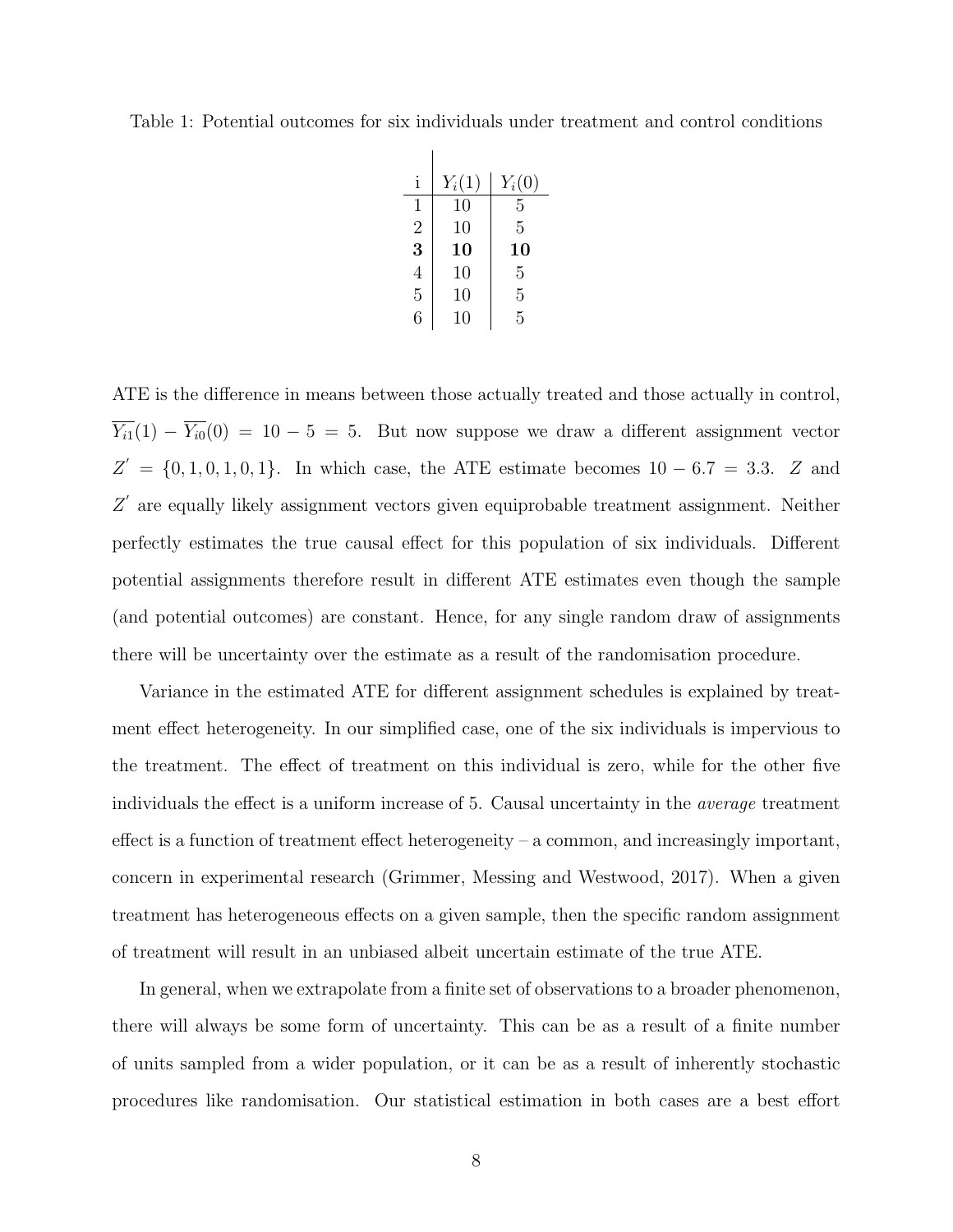Table 1: Potential outcomes for six individuals under treatment and control conditions

| i | $Y_i(1)$ | $Y_i(0)$ |
|---|---|---|
| 1 | 10 | 5 |
| 2 | 10 | 5 |
| **3** | **10** | **10** |
| 4 | 10 | 5 |
| 5 | 10 | 5 |
| 6 | 10 | 5 |

ATE is the difference in means between those actually treated and those actually in control, $\overline{Y_{i1}}(1) - \overline{Y_{i0}}(0) = 10 - 5 = 5$. But now suppose we draw a different assignment vector $Z' = \{0, 1, 0, 1, 0, 1\}$. In which case, the ATE estimate becomes $10 - 6.7 = 3.3$. $Z$ and $Z'$ are equally likely assignment vectors given equiprobable treatment assignment. Neither perfectly estimates the true causal effect for this population of six individuals. Different potential assignments therefore result in different ATE estimates even though the sample (and potential outcomes) are constant. Hence, for any single random draw of assignments there will be uncertainty over the estimate as a result of the randomisation procedure.

Variance in the estimated ATE for different assignment schedules is explained by treatment effect heterogeneity. In our simplified case, one of the six individuals is impervious to the treatment. The effect of treatment on this individual is zero, while for the other five individuals the effect is a uniform increase of 5. Causal uncertainty in the *average* treatment effect is a function of treatment effect heterogeneity – a common, and increasingly important, concern in experimental research (Grimmer, Messing and Westwood, 2017). When a given treatment has heterogeneous effects on a given sample, then the specific random assignment of treatment will result in an unbiased albeit uncertain estimate of the true ATE.

In general, when we extrapolate from a finite set of observations to a broader phenomenon, there will always be some form of uncertainty. This can be as a result of a finite number of units sampled from a wider population, or it can be as a result of inherently stochastic procedures like randomisation. Our statistical estimation in both cases are a best effort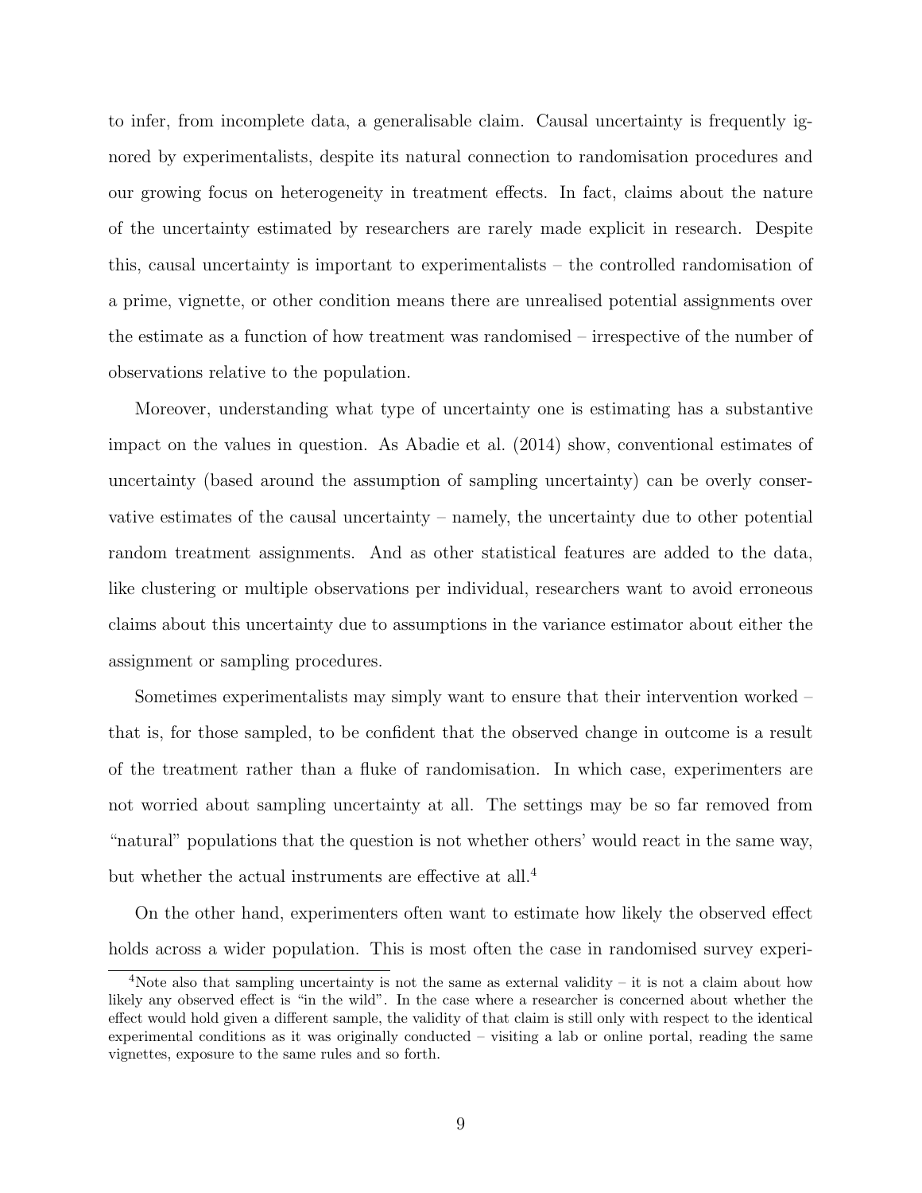to infer, from incomplete data, a generalisable claim. Causal uncertainty is frequently ignored by experimentalists, despite its natural connection to randomisation procedures and our growing focus on heterogeneity in treatment effects. In fact, claims about the nature of the uncertainty estimated by researchers are rarely made explicit in research. Despite this, causal uncertainty is important to experimentalists – the controlled randomisation of a prime, vignette, or other condition means there are unrealised potential assignments over the estimate as a function of how treatment was randomised – irrespective of the number of observations relative to the population.

Moreover, understanding what type of uncertainty one is estimating has a substantive impact on the values in question. As Abadie et al. (2014) show, conventional estimates of uncertainty (based around the assumption of sampling uncertainty) can be overly conservative estimates of the causal uncertainty – namely, the uncertainty due to other potential random treatment assignments. And as other statistical features are added to the data, like clustering or multiple observations per individual, researchers want to avoid erroneous claims about this uncertainty due to assumptions in the variance estimator about either the assignment or sampling procedures.

Sometimes experimentalists may simply want to ensure that their intervention worked – that is, for those sampled, to be confident that the observed change in outcome is a result of the treatment rather than a fluke of randomisation. In which case, experimenters are not worried about sampling uncertainty at all. The settings may be so far removed from "natural" populations that the question is not whether others' would react in the same way, but whether the actual instruments are effective at all.[4]

On the other hand, experimenters often want to estimate how likely the observed effect holds across a wider population. This is most often the case in randomised survey experi-

[4]Note also that sampling uncertainty is not the same as external validity – it is not a claim about how likely any observed effect is "in the wild". In the case where a researcher is concerned about whether the effect would hold given a different sample, the validity of that claim is still only with respect to the identical experimental conditions as it was originally conducted – visiting a lab or online portal, reading the same vignettes, exposure to the same rules and so forth.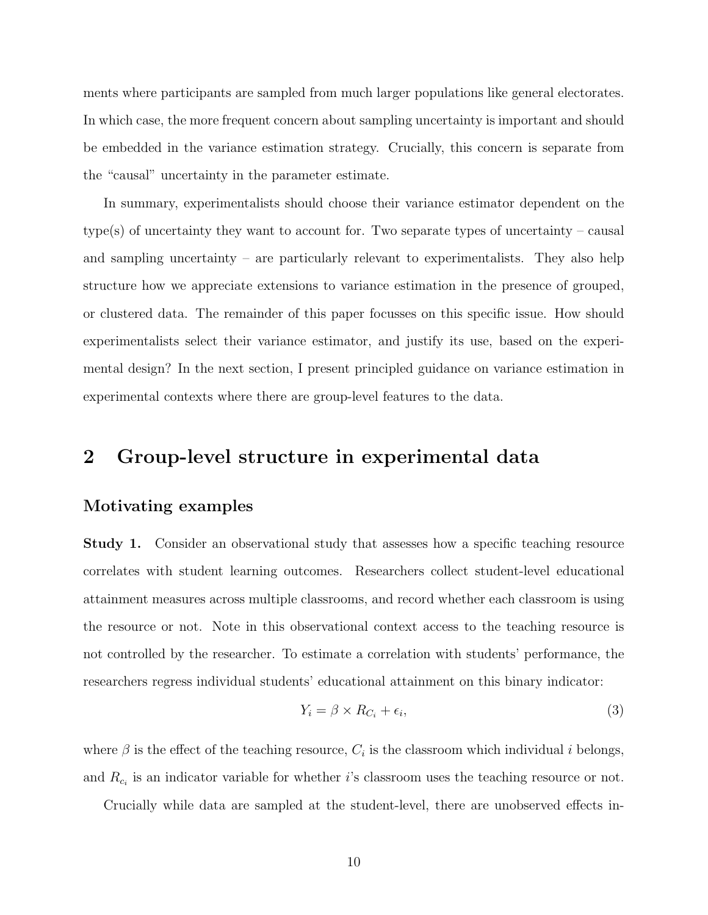ments where participants are sampled from much larger populations like general electorates. In which case, the more frequent concern about sampling uncertainty is important and should be embedded in the variance estimation strategy. Crucially, this concern is separate from the "causal" uncertainty in the parameter estimate.

In summary, experimentalists should choose their variance estimator dependent on the type(s) of uncertainty they want to account for. Two separate types of uncertainty – causal and sampling uncertainty – are particularly relevant to experimentalists. They also help structure how we appreciate extensions to variance estimation in the presence of grouped, or clustered data. The remainder of this paper focusses on this specific issue. How should experimentalists select their variance estimator, and justify its use, based on the experimental design? In the next section, I present principled guidance on variance estimation in experimental contexts where there are group-level features to the data.

# 2 Group-level structure in experimental data

### Motivating examples

**Study 1.** Consider an observational study that assesses how a specific teaching resource correlates with student learning outcomes. Researchers collect student-level educational attainment measures across multiple classrooms, and record whether each classroom is using the resource or not. Note in this observational context access to the teaching resource is not controlled by the researcher. To estimate a correlation with students' performance, the researchers regress individual students' educational attainment on this binary indicator:

$$Y_i = \beta \times R_{C_i} + \epsilon_i, \tag{3}$$

where $\beta$ is the effect of the teaching resource, $C_i$ is the classroom which individual $i$ belongs, and $R_{c_i}$ is an indicator variable for whether $i$'s classroom uses the teaching resource or not.

Crucially while data are sampled at the student-level, there are unobserved effects in-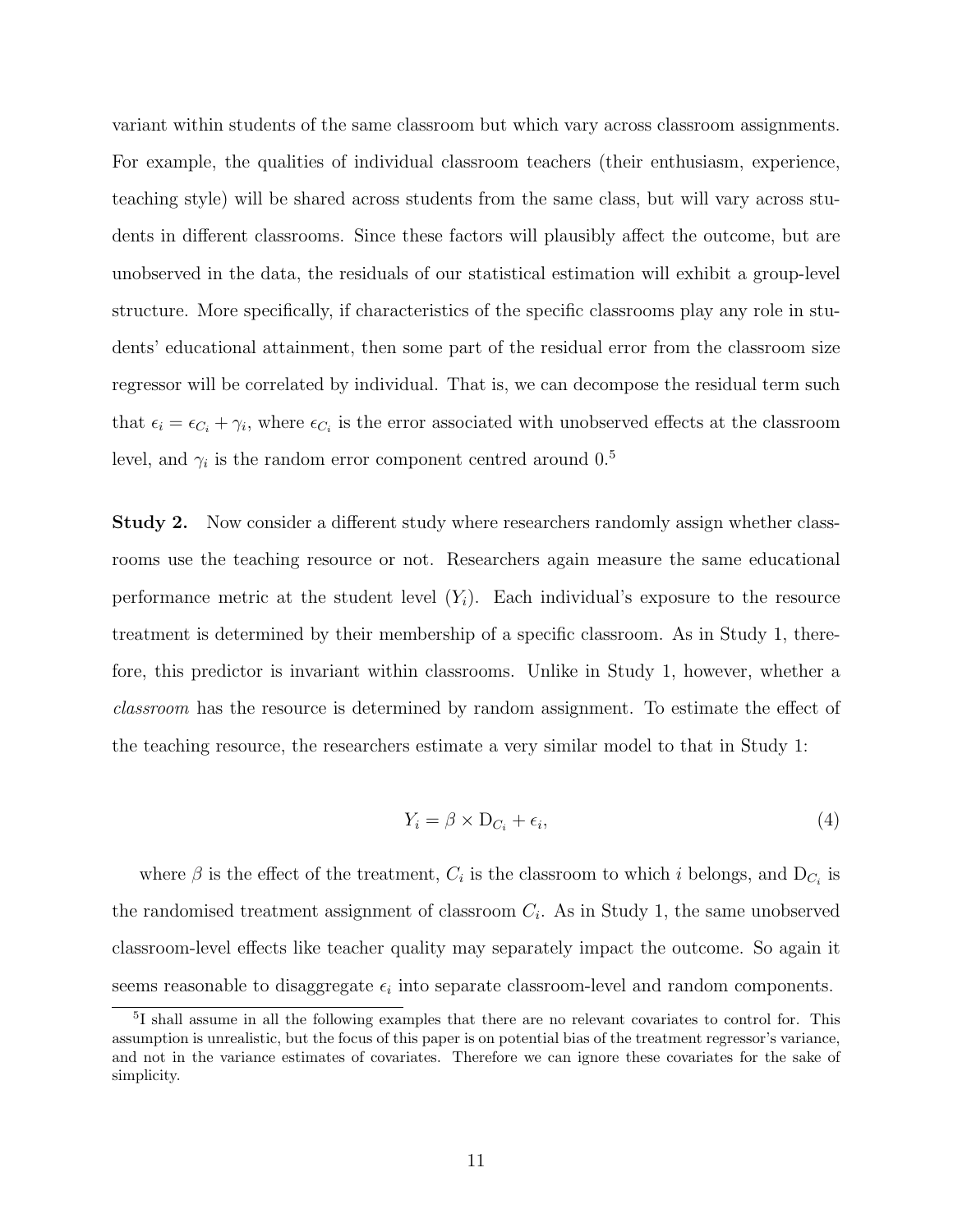variant within students of the same classroom but which vary across classroom assignments. For example, the qualities of individual classroom teachers (their enthusiasm, experience, teaching style) will be shared across students from the same class, but will vary across students in different classrooms. Since these factors will plausibly affect the outcome, but are unobserved in the data, the residuals of our statistical estimation will exhibit a group-level structure. More specifically, if characteristics of the specific classrooms play any role in students' educational attainment, then some part of the residual error from the classroom size regressor will be correlated by individual. That is, we can decompose the residual term such that $\epsilon_i = \epsilon_{C_i} + \gamma_i$, where $\epsilon_{C_i}$ is the error associated with unobserved effects at the classroom level, and $\gamma_i$ is the random error component centred around 0.[5]

**Study 2.** Now consider a different study where researchers randomly assign whether classrooms use the teaching resource or not. Researchers again measure the same educational performance metric at the student level ($Y_i$). Each individual's exposure to the resource treatment is determined by their membership of a specific classroom. As in Study 1, therefore, this predictor is invariant within classrooms. Unlike in Study 1, however, whether a *classroom* has the resource is determined by random assignment. To estimate the effect of the teaching resource, the researchers estimate a very similar model to that in Study 1:

$$Y_i = \beta \times \mathrm{D}_{C_i} + \epsilon_i, \tag{4}$$

where $\beta$ is the effect of the treatment, $C_i$ is the classroom to which $i$ belongs, and $\mathrm{D}_{C_i}$ is the randomised treatment assignment of classroom $C_i$. As in Study 1, the same unobserved classroom-level effects like teacher quality may separately impact the outcome. So again it seems reasonable to disaggregate $\epsilon_i$ into separate classroom-level and random components.

[5] I shall assume in all the following examples that there are no relevant covariates to control for. This assumption is unrealistic, but the focus of this paper is on potential bias of the treatment regressor's variance, and not in the variance estimates of covariates. Therefore we can ignore these covariates for the sake of simplicity.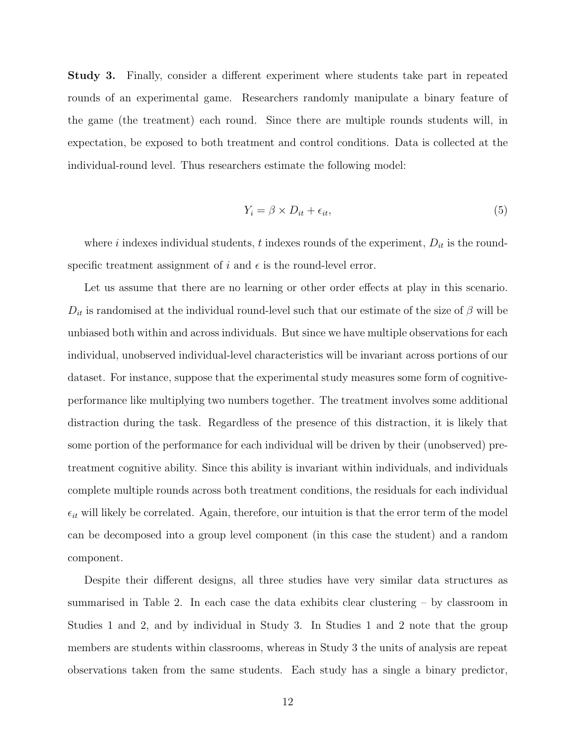**Study 3.** Finally, consider a different experiment where students take part in repeated rounds of an experimental game. Researchers randomly manipulate a binary feature of the game (the treatment) each round. Since there are multiple rounds students will, in expectation, be exposed to both treatment and control conditions. Data is collected at the individual-round level. Thus researchers estimate the following model:

$$Y_i = \beta \times D_{it} + \epsilon_{it}, \tag{5}$$

where $i$ indexes individual students, $t$ indexes rounds of the experiment, $D_{it}$ is the round-specific treatment assignment of $i$ and $\epsilon$ is the round-level error.

Let us assume that there are no learning or other order effects at play in this scenario. $D_{it}$ is randomised at the individual round-level such that our estimate of the size of $\beta$ will be unbiased both within and across individuals. But since we have multiple observations for each individual, unobserved individual-level characteristics will be invariant across portions of our dataset. For instance, suppose that the experimental study measures some form of cognitive-performance like multiplying two numbers together. The treatment involves some additional distraction during the task. Regardless of the presence of this distraction, it is likely that some portion of the performance for each individual will be driven by their (unobserved) pre-treatment cognitive ability. Since this ability is invariant within individuals, and individuals complete multiple rounds across both treatment conditions, the residuals for each individual $\epsilon_{it}$ will likely be correlated. Again, therefore, our intuition is that the error term of the model can be decomposed into a group level component (in this case the student) and a random component.

Despite their different designs, all three studies have very similar data structures as summarised in Table 2. In each case the data exhibits clear clustering – by classroom in Studies 1 and 2, and by individual in Study 3. In Studies 1 and 2 note that the group members are students within classrooms, whereas in Study 3 the units of analysis are repeat observations taken from the same students. Each study has a single a binary predictor,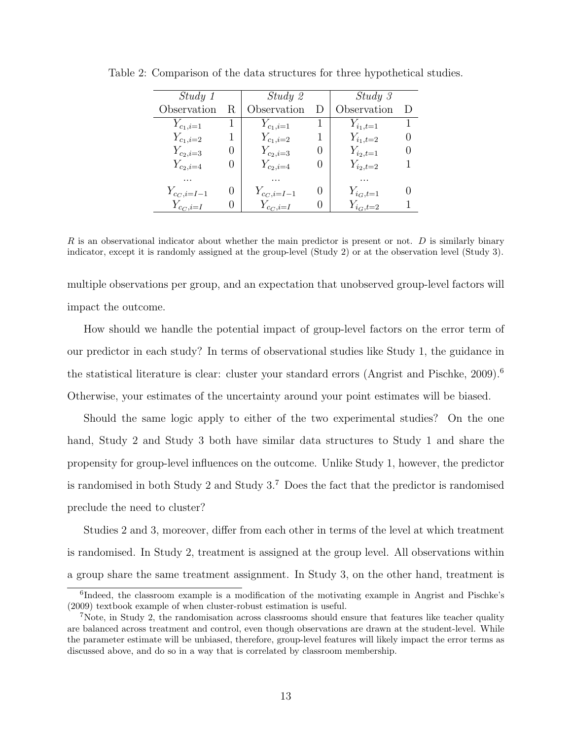Table 2: Comparison of the data structures for three hypothetical studies.

| *Study 1* | | *Study 2* | | *Study 3* | |
|---|---|---|---|---|---|
| Observation | R | Observation | D | Observation | D |
| $Y_{c_1,i=1}$ | 1 | $Y_{c_1,i=1}$ | 1 | $Y_{i_1,t=1}$ | 1 |
| $Y_{c_1,i=2}$ | 1 | $Y_{c_1,i=2}$ | 1 | $Y_{i_1,t=2}$ | 0 |
| $Y_{c_2,i=3}$ | 0 | $Y_{c_2,i=3}$ | 0 | $Y_{i_2,t=1}$ | 0 |
| $Y_{c_2,i=4}$ | 0 | $Y_{c_2,i=4}$ | 0 | $Y_{i_2,t=2}$ | 1 |
| ... | | ... | | ... | |
| $Y_{c_C,i=I-1}$ | 0 | $Y_{c_C,i=I-1}$ | 0 | $Y_{i_G,t=1}$ | 0 |
| $Y_{c_C,i=I}$ | 0 | $Y_{c_C,i=I}$ | 0 | $Y_{i_G,t=2}$ | 1 |

$R$ is an observational indicator about whether the main predictor is present or not. $D$ is similarly binary indicator, except it is randomly assigned at the group-level (Study 2) or at the observation level (Study 3).

multiple observations per group, and an expectation that unobserved group-level factors will impact the outcome.

How should we handle the potential impact of group-level factors on the error term of our predictor in each study? In terms of observational studies like Study 1, the guidance in the statistical literature is clear: cluster your standard errors (Angrist and Pischke, 2009).[6] Otherwise, your estimates of the uncertainty around your point estimates will be biased.

Should the same logic apply to either of the two experimental studies? On the one hand, Study 2 and Study 3 both have similar data structures to Study 1 and share the propensity for group-level influences on the outcome. Unlike Study 1, however, the predictor is randomised in both Study 2 and Study 3.[7] Does the fact that the predictor is randomised preclude the need to cluster?

Studies 2 and 3, moreover, differ from each other in terms of the level at which treatment is randomised. In Study 2, treatment is assigned at the group level. All observations within a group share the same treatment assignment. In Study 3, on the other hand, treatment is

[6] Indeed, the classroom example is a modification of the motivating example in Angrist and Pischke's (2009) textbook example of when cluster-robust estimation is useful.

[7] Note, in Study 2, the randomisation across classrooms should ensure that features like teacher quality are balanced across treatment and control, even though observations are drawn at the student-level. While the parameter estimate will be unbiased, therefore, group-level features will likely impact the error terms as discussed above, and do so in a way that is correlated by classroom membership.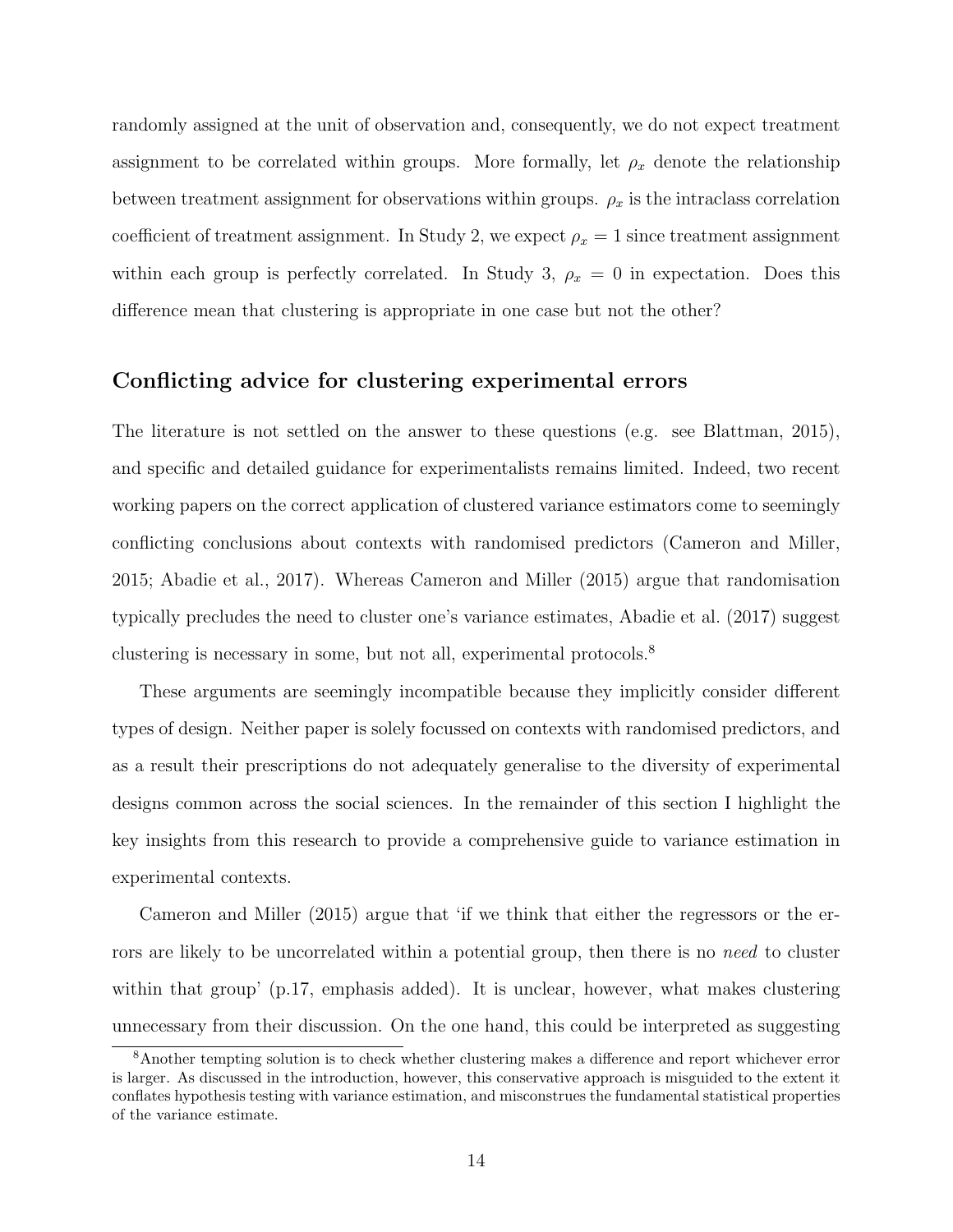randomly assigned at the unit of observation and, consequently, we do not expect treatment assignment to be correlated within groups. More formally, let $\rho_x$ denote the relationship between treatment assignment for observations within groups. $\rho_x$ is the intraclass correlation coefficient of treatment assignment. In Study 2, we expect $\rho_x = 1$ since treatment assignment within each group is perfectly correlated. In Study 3, $\rho_x = 0$ in expectation. Does this difference mean that clustering is appropriate in one case but not the other?

## Conflicting advice for clustering experimental errors

The literature is not settled on the answer to these questions (e.g. see Blattman, 2015), and specific and detailed guidance for experimentalists remains limited. Indeed, two recent working papers on the correct application of clustered variance estimators come to seemingly conflicting conclusions about contexts with randomised predictors (Cameron and Miller, 2015; Abadie et al., 2017). Whereas Cameron and Miller (2015) argue that randomisation typically precludes the need to cluster one's variance estimates, Abadie et al. (2017) suggest clustering is necessary in some, but not all, experimental protocols.[8]

These arguments are seemingly incompatible because they implicitly consider different types of design. Neither paper is solely focussed on contexts with randomised predictors, and as a result their prescriptions do not adequately generalise to the diversity of experimental designs common across the social sciences. In the remainder of this section I highlight the key insights from this research to provide a comprehensive guide to variance estimation in experimental contexts.

Cameron and Miller (2015) argue that 'if we think that either the regressors or the errors are likely to be uncorrelated within a potential group, then there is no *need* to cluster within that group' (p.17, emphasis added). It is unclear, however, what makes clustering unnecessary from their discussion. On the one hand, this could be interpreted as suggesting

[8] Another tempting solution is to check whether clustering makes a difference and report whichever error is larger. As discussed in the introduction, however, this conservative approach is misguided to the extent it conflates hypothesis testing with variance estimation, and misconstrues the fundamental statistical properties of the variance estimate.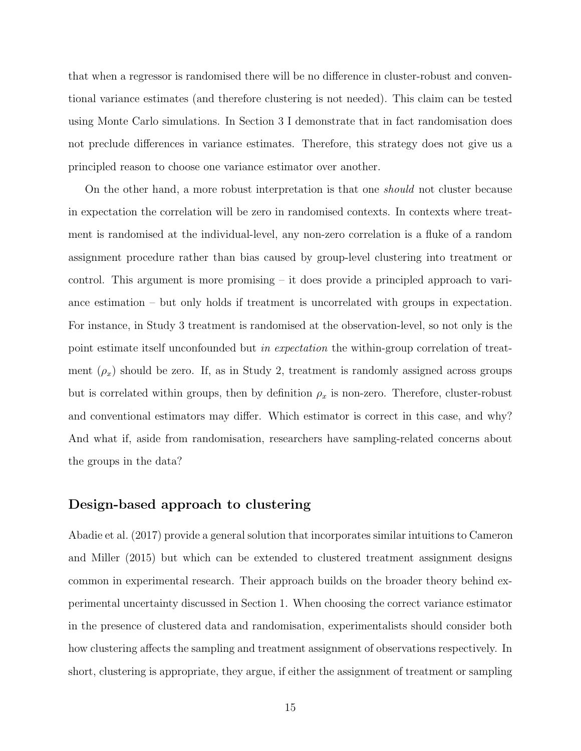that when a regressor is randomised there will be no difference in cluster-robust and conventional variance estimates (and therefore clustering is not needed). This claim can be tested using Monte Carlo simulations. In Section 3 I demonstrate that in fact randomisation does not preclude differences in variance estimates. Therefore, this strategy does not give us a principled reason to choose one variance estimator over another.

On the other hand, a more robust interpretation is that one *should* not cluster because in expectation the correlation will be zero in randomised contexts. In contexts where treatment is randomised at the individual-level, any non-zero correlation is a fluke of a random assignment procedure rather than bias caused by group-level clustering into treatment or control. This argument is more promising – it does provide a principled approach to variance estimation – but only holds if treatment is uncorrelated with groups in expectation. For instance, in Study 3 treatment is randomised at the observation-level, so not only is the point estimate itself unconfounded but *in expectation* the within-group correlation of treatment ($\rho_x$) should be zero. If, as in Study 2, treatment is randomly assigned across groups but is correlated within groups, then by definition $\rho_x$ is non-zero. Therefore, cluster-robust and conventional estimators may differ. Which estimator is correct in this case, and why? And what if, aside from randomisation, researchers have sampling-related concerns about the groups in the data?

## Design-based approach to clustering

Abadie et al. (2017) provide a general solution that incorporates similar intuitions to Cameron and Miller (2015) but which can be extended to clustered treatment assignment designs common in experimental research. Their approach builds on the broader theory behind experimental uncertainty discussed in Section 1. When choosing the correct variance estimator in the presence of clustered data and randomisation, experimentalists should consider both how clustering affects the sampling and treatment assignment of observations respectively. In short, clustering is appropriate, they argue, if either the assignment of treatment or sampling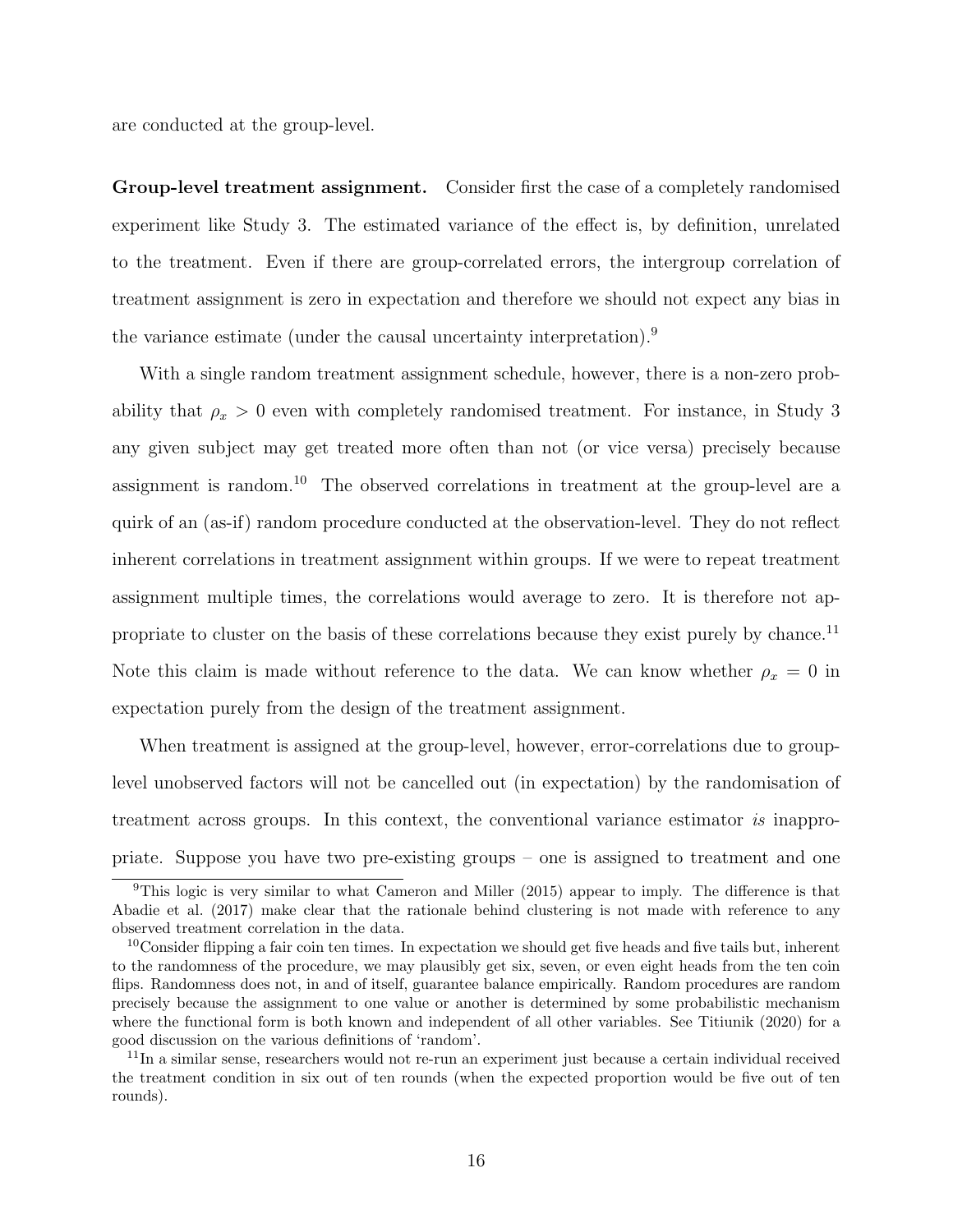are conducted at the group-level.

**Group-level treatment assignment.** Consider first the case of a completely randomised experiment like Study 3. The estimated variance of the effect is, by definition, unrelated to the treatment. Even if there are group-correlated errors, the intergroup correlation of treatment assignment is zero in expectation and therefore we should not expect any bias in the variance estimate (under the causal uncertainty interpretation).[9]

With a single random treatment assignment schedule, however, there is a non-zero probability that $\rho_x > 0$ even with completely randomised treatment. For instance, in Study 3 any given subject may get treated more often than not (or vice versa) precisely because assignment is random.[10] The observed correlations in treatment at the group-level are a quirk of an (as-if) random procedure conducted at the observation-level. They do not reflect inherent correlations in treatment assignment within groups. If we were to repeat treatment assignment multiple times, the correlations would average to zero. It is therefore not appropriate to cluster on the basis of these correlations because they exist purely by chance.[11] Note this claim is made without reference to the data. We can know whether $\rho_x = 0$ in expectation purely from the design of the treatment assignment.

When treatment is assigned at the group-level, however, error-correlations due to group-level unobserved factors will not be cancelled out (in expectation) by the randomisation of treatment across groups. In this context, the conventional variance estimator *is* inappropriate. Suppose you have two pre-existing groups – one is assigned to treatment and one

[9] This logic is very similar to what Cameron and Miller (2015) appear to imply. The difference is that Abadie et al. (2017) make clear that the rationale behind clustering is not made with reference to any observed treatment correlation in the data.

[10] Consider flipping a fair coin ten times. In expectation we should get five heads and five tails but, inherent to the randomness of the procedure, we may plausibly get six, seven, or even eight heads from the ten coin flips. Randomness does not, in and of itself, guarantee balance empirically. Random procedures are random precisely because the assignment to one value or another is determined by some probabilistic mechanism where the functional form is both known and independent of all other variables. See Titiunik (2020) for a good discussion on the various definitions of 'random'.

[11] In a similar sense, researchers would not re-run an experiment just because a certain individual received the treatment condition in six out of ten rounds (when the expected proportion would be five out of ten rounds).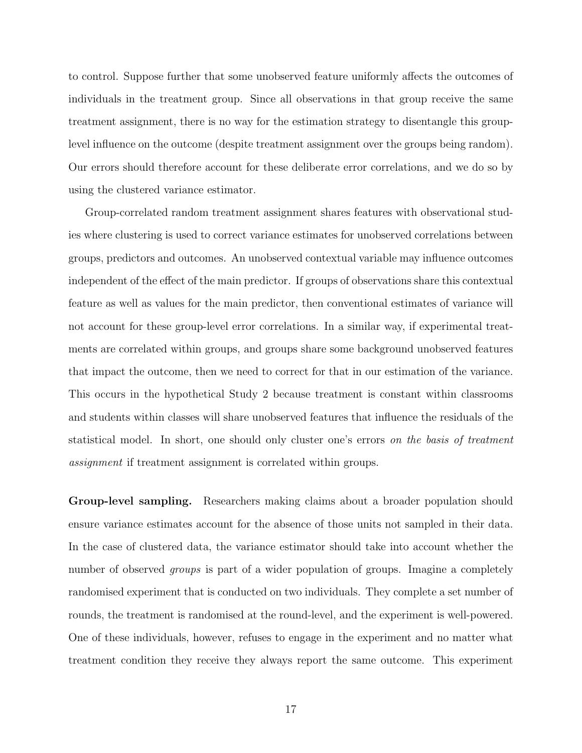to control. Suppose further that some unobserved feature uniformly affects the outcomes of individuals in the treatment group. Since all observations in that group receive the same treatment assignment, there is no way for the estimation strategy to disentangle this group-level influence on the outcome (despite treatment assignment over the groups being random). Our errors should therefore account for these deliberate error correlations, and we do so by using the clustered variance estimator.

Group-correlated random treatment assignment shares features with observational studies where clustering is used to correct variance estimates for unobserved correlations between groups, predictors and outcomes. An unobserved contextual variable may influence outcomes independent of the effect of the main predictor. If groups of observations share this contextual feature as well as values for the main predictor, then conventional estimates of variance will not account for these group-level error correlations. In a similar way, if experimental treatments are correlated within groups, and groups share some background unobserved features that impact the outcome, then we need to correct for that in our estimation of the variance. This occurs in the hypothetical Study 2 because treatment is constant within classrooms and students within classes will share unobserved features that influence the residuals of the statistical model. In short, one should only cluster one's errors *on the basis of treatment assignment* if treatment assignment is correlated within groups.

**Group-level sampling.** Researchers making claims about a broader population should ensure variance estimates account for the absence of those units not sampled in their data. In the case of clustered data, the variance estimator should take into account whether the number of observed *groups* is part of a wider population of groups. Imagine a completely randomised experiment that is conducted on two individuals. They complete a set number of rounds, the treatment is randomised at the round-level, and the experiment is well-powered. One of these individuals, however, refuses to engage in the experiment and no matter what treatment condition they receive they always report the same outcome. This experiment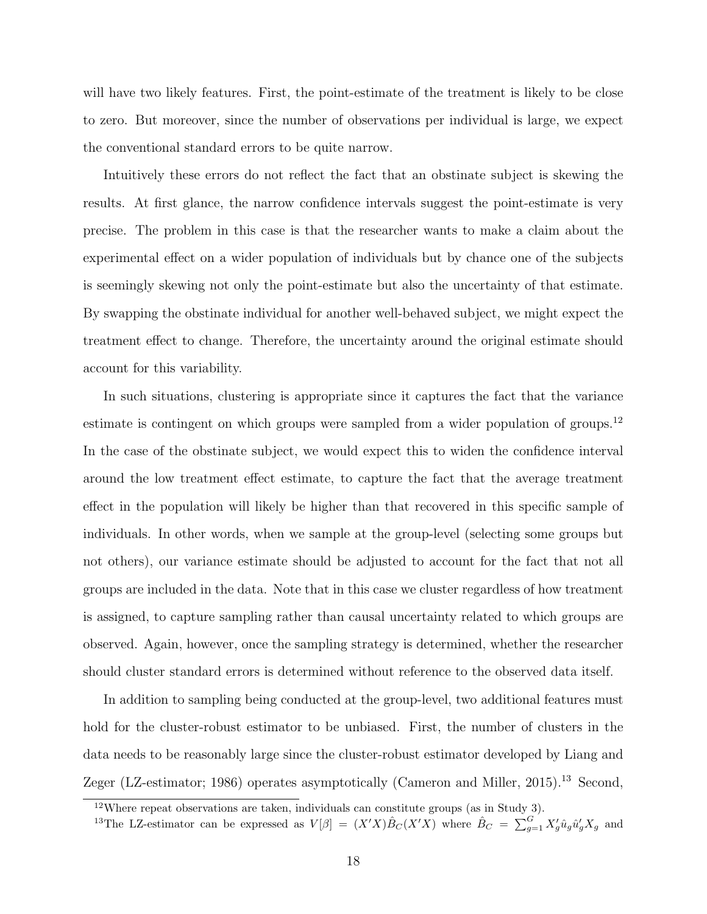will have two likely features. First, the point-estimate of the treatment is likely to be close to zero. But moreover, since the number of observations per individual is large, we expect the conventional standard errors to be quite narrow.

Intuitively these errors do not reflect the fact that an obstinate subject is skewing the results. At first glance, the narrow confidence intervals suggest the point-estimate is very precise. The problem in this case is that the researcher wants to make a claim about the experimental effect on a wider population of individuals but by chance one of the subjects is seemingly skewing not only the point-estimate but also the uncertainty of that estimate. By swapping the obstinate individual for another well-behaved subject, we might expect the treatment effect to change. Therefore, the uncertainty around the original estimate should account for this variability.

In such situations, clustering is appropriate since it captures the fact that the variance estimate is contingent on which groups were sampled from a wider population of groups.[12] In the case of the obstinate subject, we would expect this to widen the confidence interval around the low treatment effect estimate, to capture the fact that the average treatment effect in the population will likely be higher than that recovered in this specific sample of individuals. In other words, when we sample at the group-level (selecting some groups but not others), our variance estimate should be adjusted to account for the fact that not all groups are included in the data. Note that in this case we cluster regardless of how treatment is assigned, to capture sampling rather than causal uncertainty related to which groups are observed. Again, however, once the sampling strategy is determined, whether the researcher should cluster standard errors is determined without reference to the observed data itself.

In addition to sampling being conducted at the group-level, two additional features must hold for the cluster-robust estimator to be unbiased. First, the number of clusters in the data needs to be reasonably large since the cluster-robust estimator developed by Liang and Zeger (LZ-estimator; 1986) operates asymptotically (Cameron and Miller, 2015).[13] Second,

[12] Where repeat observations are taken, individuals can constitute groups (as in Study 3).

[13] The LZ-estimator can be expressed as $V[\beta] = (X'X)\hat{B}_C(X'X)$ where $\hat{B}_C = \sum_{g=1}^{G} X_g'\hat{u}_g\hat{u}_g'X_g$ and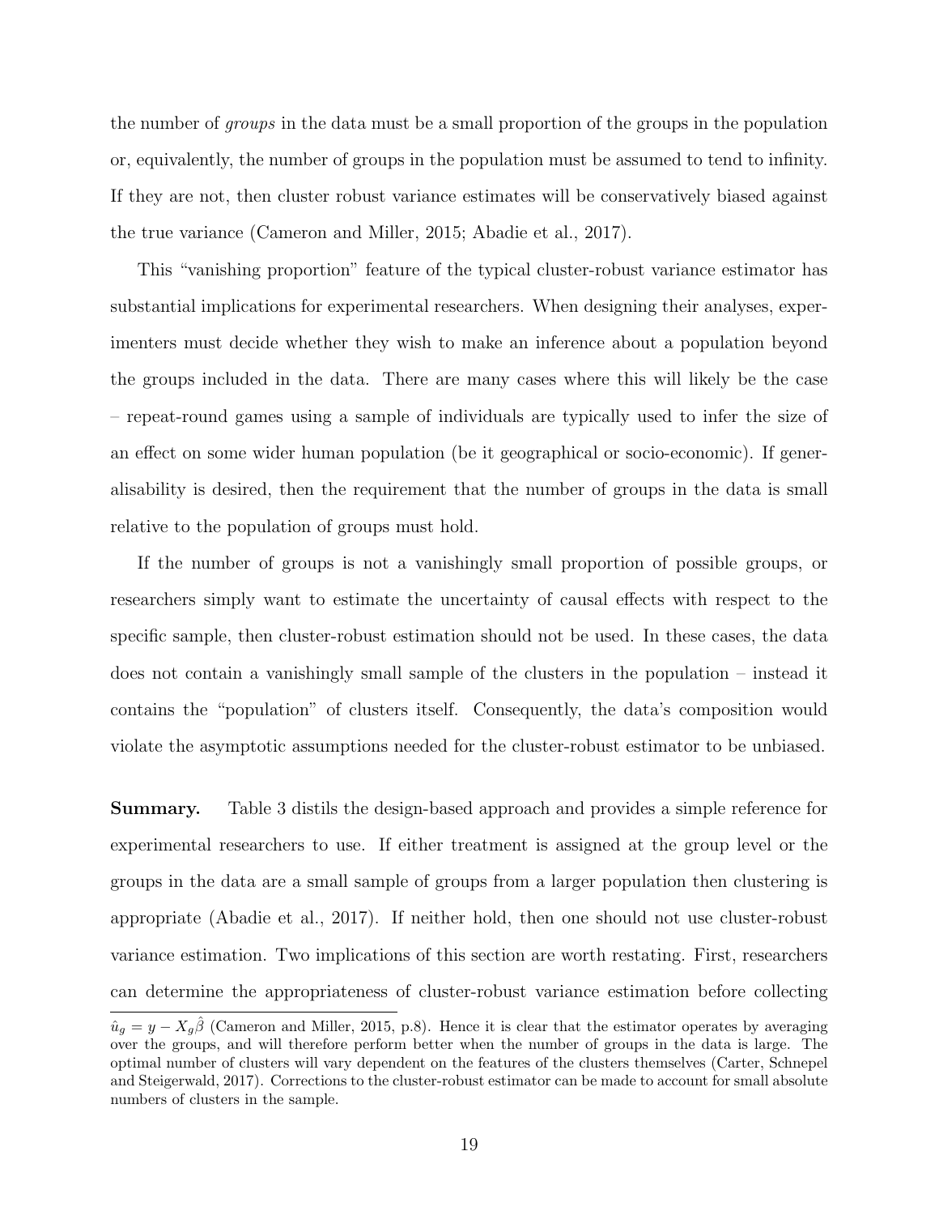the number of *groups* in the data must be a small proportion of the groups in the population or, equivalently, the number of groups in the population must be assumed to tend to infinity. If they are not, then cluster robust variance estimates will be conservatively biased against the true variance (Cameron and Miller, 2015; Abadie et al., 2017).

This "vanishing proportion" feature of the typical cluster-robust variance estimator has substantial implications for experimental researchers. When designing their analyses, experimenters must decide whether they wish to make an inference about a population beyond the groups included in the data. There are many cases where this will likely be the case – repeat-round games using a sample of individuals are typically used to infer the size of an effect on some wider human population (be it geographical or socio-economic). If generalisability is desired, then the requirement that the number of groups in the data is small relative to the population of groups must hold.

If the number of groups is not a vanishingly small proportion of possible groups, or researchers simply want to estimate the uncertainty of causal effects with respect to the specific sample, then cluster-robust estimation should not be used. In these cases, the data does not contain a vanishingly small sample of the clusters in the population – instead it contains the "population" of clusters itself. Consequently, the data's composition would violate the asymptotic assumptions needed for the cluster-robust estimator to be unbiased.

**Summary.** Table 3 distils the design-based approach and provides a simple reference for experimental researchers to use. If either treatment is assigned at the group level or the groups in the data are a small sample of groups from a larger population then clustering is appropriate (Abadie et al., 2017). If neither hold, then one should not use cluster-robust variance estimation. Two implications of this section are worth restating. First, researchers can determine the appropriateness of cluster-robust variance estimation before collecting

---

$\hat{u}_g = y - X_g\hat{\beta}$ (Cameron and Miller, 2015, p.8). Hence it is clear that the estimator operates by averaging over the groups, and will therefore perform better when the number of groups in the data is large. The optimal number of clusters will vary dependent on the features of the clusters themselves (Carter, Schnepel and Steigerwald, 2017). Corrections to the cluster-robust estimator can be made to account for small absolute numbers of clusters in the sample.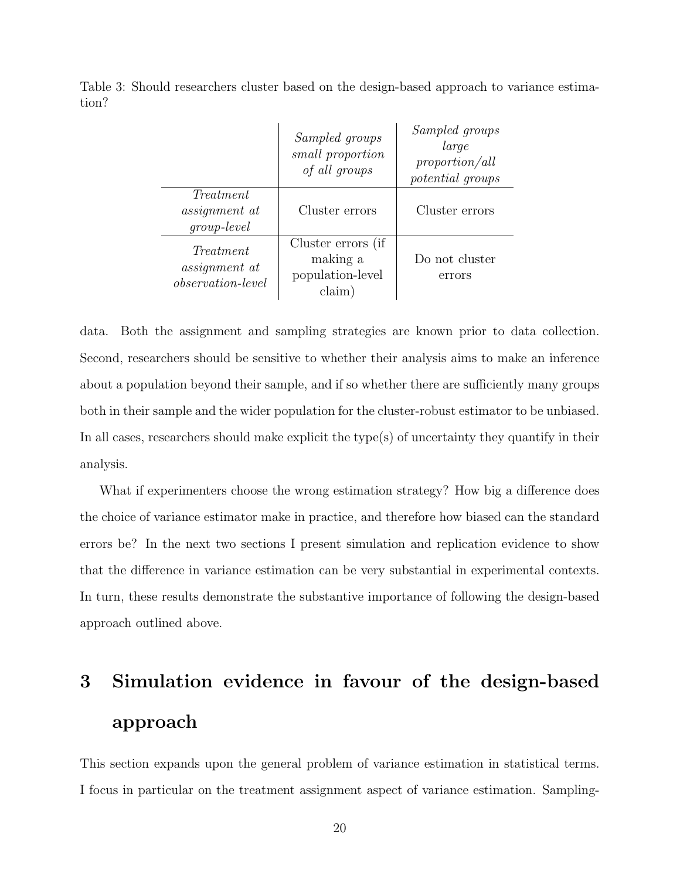Table 3: Should researchers cluster based on the design-based approach to variance estimation?

| | *Sampled groups small proportion of all groups* | *Sampled groups large proportion/all potential groups* |
|---|---|---|
| *Treatment assignment at group-level* | Cluster errors | Cluster errors |
| *Treatment assignment at observation-level* | Cluster errors (if making a population-level claim) | Do not cluster errors |

data. Both the assignment and sampling strategies are known prior to data collection. Second, researchers should be sensitive to whether their analysis aims to make an inference about a population beyond their sample, and if so whether there are sufficiently many groups both in their sample and the wider population for the cluster-robust estimator to be unbiased. In all cases, researchers should make explicit the type(s) of uncertainty they quantify in their analysis.

What if experimenters choose the wrong estimation strategy? How big a difference does the choice of variance estimator make in practice, and therefore how biased can the standard errors be? In the next two sections I present simulation and replication evidence to show that the difference in variance estimation can be very substantial in experimental contexts. In turn, these results demonstrate the substantive importance of following the design-based approach outlined above.

# 3 Simulation evidence in favour of the design-based approach

This section expands upon the general problem of variance estimation in statistical terms. I focus in particular on the treatment assignment aspect of variance estimation. Sampling-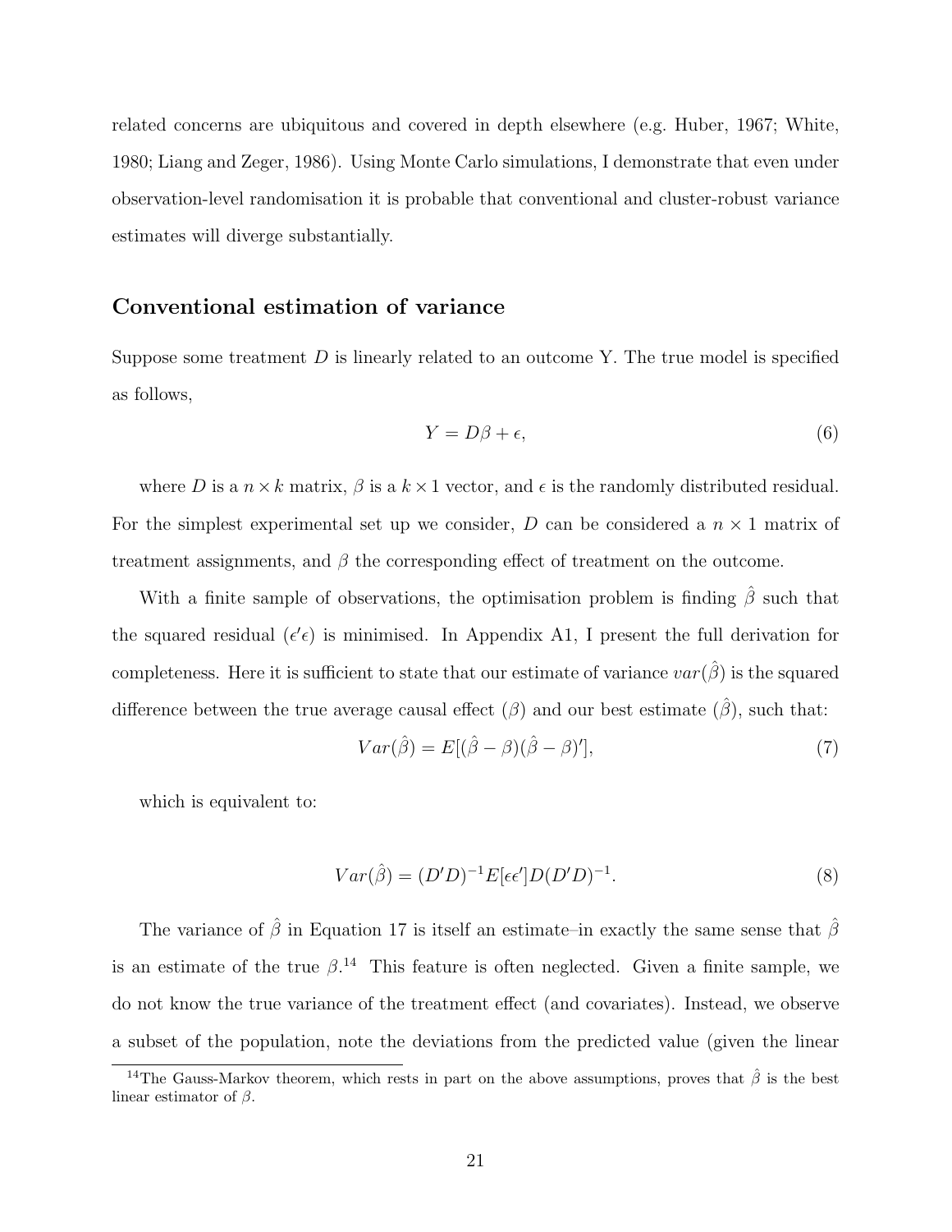related concerns are ubiquitous and covered in depth elsewhere (e.g. Huber, 1967; White, 1980; Liang and Zeger, 1986). Using Monte Carlo simulations, I demonstrate that even under observation-level randomisation it is probable that conventional and cluster-robust variance estimates will diverge substantially.

## Conventional estimation of variance

Suppose some treatment $D$ is linearly related to an outcome Y. The true model is specified as follows,

$$Y = D\beta + \epsilon, \tag{6}$$

where $D$ is a $n \times k$ matrix, $\beta$ is a $k \times 1$ vector, and $\epsilon$ is the randomly distributed residual. For the simplest experimental set up we consider, $D$ can be considered a $n \times 1$ matrix of treatment assignments, and $\beta$ the corresponding effect of treatment on the outcome.

With a finite sample of observations, the optimisation problem is finding $\hat{\beta}$ such that the squared residual ($\epsilon'\epsilon$) is minimised. In Appendix A1, I present the full derivation for completeness. Here it is sufficient to state that our estimate of variance $var(\hat{\beta})$ is the squared difference between the true average causal effect ($\beta$) and our best estimate ($\hat{\beta}$), such that:

$$Var(\hat{\beta}) = E[(\hat{\beta} - \beta)(\hat{\beta} - \beta)'], \tag{7}$$

which is equivalent to:

$$Var(\hat{\beta}) = (D'D)^{-1}E[\epsilon\epsilon']D(D'D)^{-1}. \tag{8}$$

The variance of $\hat{\beta}$ in Equation 17 is itself an estimate–in exactly the same sense that $\hat{\beta}$ is an estimate of the true $\beta$.[14] This feature is often neglected. Given a finite sample, we do not know the true variance of the treatment effect (and covariates). Instead, we observe a subset of the population, note the deviations from the predicted value (given the linear

[14] The Gauss-Markov theorem, which rests in part on the above assumptions, proves that $\hat{\beta}$ is the best linear estimator of $\beta$.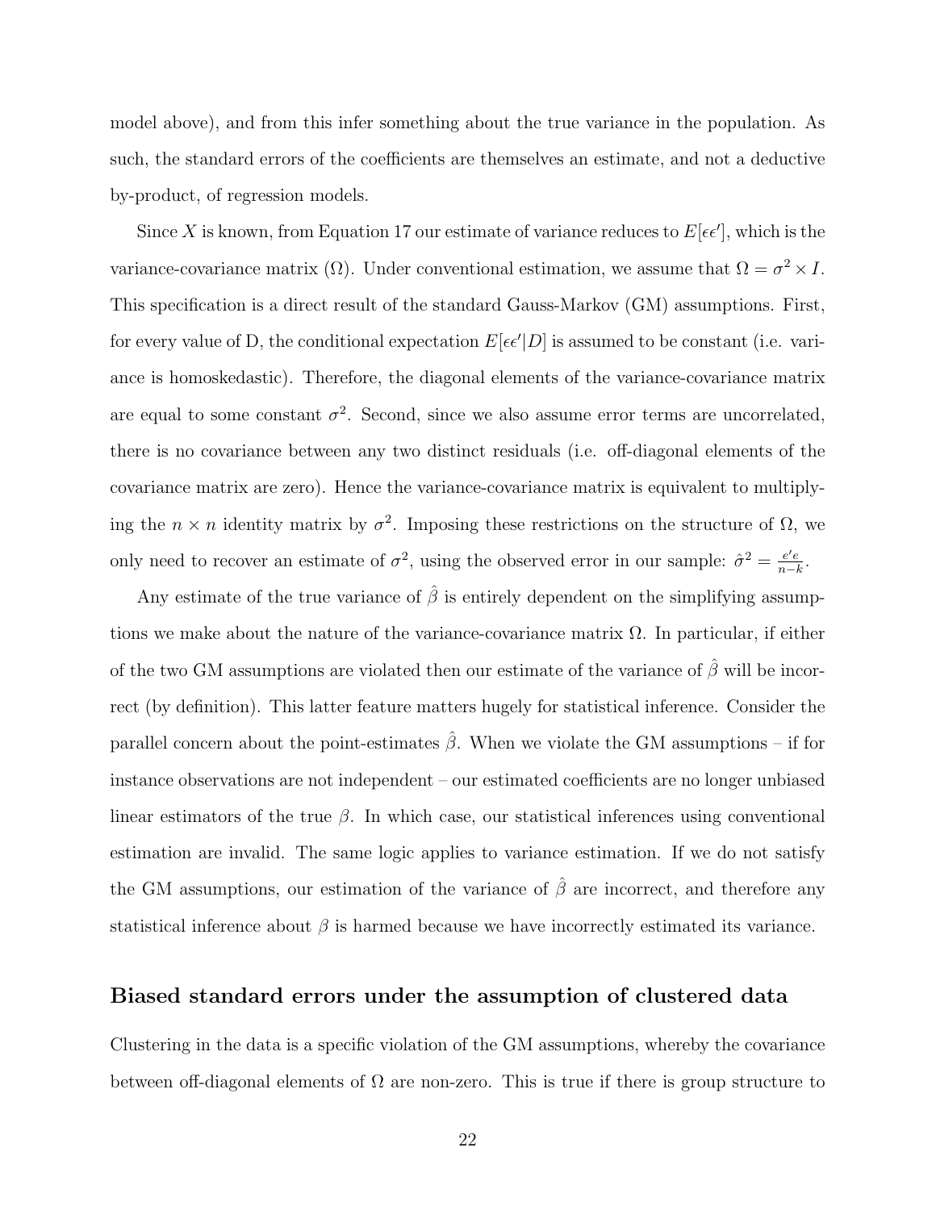model above), and from this infer something about the true variance in the population. As such, the standard errors of the coefficients are themselves an estimate, and not a deductive by-product, of regression models.

Since $X$ is known, from Equation 17 our estimate of variance reduces to $E[\epsilon\epsilon']$, which is the variance-covariance matrix ($\Omega$). Under conventional estimation, we assume that $\Omega = \sigma^2 \times I$. This specification is a direct result of the standard Gauss-Markov (GM) assumptions. First, for every value of D, the conditional expectation $E[\epsilon\epsilon'|D]$ is assumed to be constant (i.e. variance is homoskedastic). Therefore, the diagonal elements of the variance-covariance matrix are equal to some constant $\sigma^2$. Second, since we also assume error terms are uncorrelated, there is no covariance between any two distinct residuals (i.e. off-diagonal elements of the covariance matrix are zero). Hence the variance-covariance matrix is equivalent to multiplying the $n \times n$ identity matrix by $\sigma^2$. Imposing these restrictions on the structure of $\Omega$, we only need to recover an estimate of $\sigma^2$, using the observed error in our sample: $\hat{\sigma}^2 = \frac{e'e}{n-k}$.

Any estimate of the true variance of $\hat{\beta}$ is entirely dependent on the simplifying assumptions we make about the nature of the variance-covariance matrix $\Omega$. In particular, if either of the two GM assumptions are violated then our estimate of the variance of $\hat{\beta}$ will be incorrect (by definition). This latter feature matters hugely for statistical inference. Consider the parallel concern about the point-estimates $\hat{\beta}$. When we violate the GM assumptions – if for instance observations are not independent – our estimated coefficients are no longer unbiased linear estimators of the true $\beta$. In which case, our statistical inferences using conventional estimation are invalid. The same logic applies to variance estimation. If we do not satisfy the GM assumptions, our estimation of the variance of $\hat{\beta}$ are incorrect, and therefore any statistical inference about $\beta$ is harmed because we have incorrectly estimated its variance.

## Biased standard errors under the assumption of clustered data

Clustering in the data is a specific violation of the GM assumptions, whereby the covariance between off-diagonal elements of $\Omega$ are non-zero. This is true if there is group structure to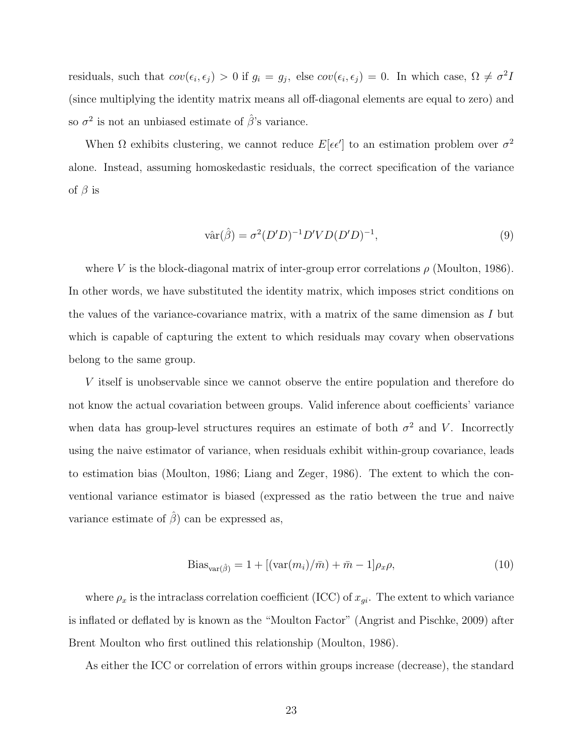residuals, such that $cov(\epsilon_i, \epsilon_j) > 0$ if $g_i = g_j$, else $cov(\epsilon_i, \epsilon_j) = 0$. In which case, $\Omega \neq \sigma^2 I$ (since multiplying the identity matrix means all off-diagonal elements are equal to zero) and so $\sigma^2$ is not an unbiased estimate of $\hat{\beta}$'s variance.

When $\Omega$ exhibits clustering, we cannot reduce $E[\epsilon\epsilon']$ to an estimation problem over $\sigma^2$ alone. Instead, assuming homoskedastic residuals, the correct specification of the variance of $\beta$ is

$$\hat{\text{var}}(\hat{\beta}) = \sigma^2 (D'D)^{-1} D'VD(D'D)^{-1}, \tag{9}$$

where $V$ is the block-diagonal matrix of inter-group error correlations $\rho$ (Moulton, 1986). In other words, we have substituted the identity matrix, which imposes strict conditions on the values of the variance-covariance matrix, with a matrix of the same dimension as $I$ but which is capable of capturing the extent to which residuals may covary when observations belong to the same group.

$V$ itself is unobservable since we cannot observe the entire population and therefore do not know the actual covariation between groups. Valid inference about coefficients' variance when data has group-level structures requires an estimate of both $\sigma^2$ and $V$. Incorrectly using the naive estimator of variance, when residuals exhibit within-group covariance, leads to estimation bias (Moulton, 1986; Liang and Zeger, 1986). The extent to which the conventional variance estimator is biased (expressed as the ratio between the true and naive variance estimate of $\hat{\beta}$) can be expressed as,

$$\text{Bias}_{\text{var}(\hat{\beta})} = 1 + [(\text{var}(m_i)/\bar{m}) + \bar{m} - 1]\rho_x \rho, \tag{10}$$

where $\rho_x$ is the intraclass correlation coefficient (ICC) of $x_{gi}$. The extent to which variance is inflated or deflated by is known as the "Moulton Factor" (Angrist and Pischke, 2009) after Brent Moulton who first outlined this relationship (Moulton, 1986).

As either the ICC or correlation of errors within groups increase (decrease), the standard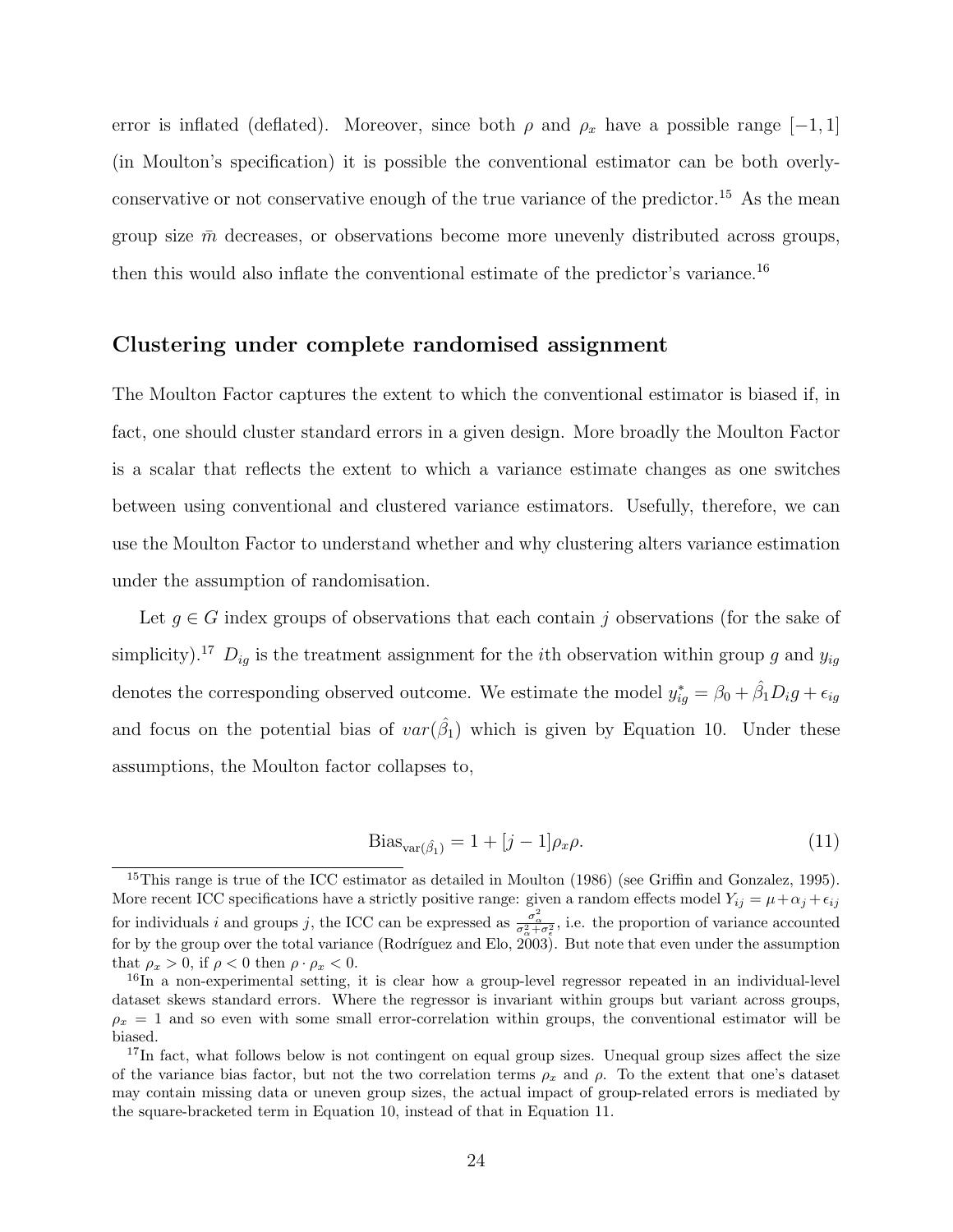error is inflated (deflated). Moreover, since both $\rho$ and $\rho_x$ have a possible range $[-1, 1]$ (in Moulton's specification) it is possible the conventional estimator can be both overly-conservative or not conservative enough of the true variance of the predictor.[15] As the mean group size $\bar{m}$ decreases, or observations become more unevenly distributed across groups, then this would also inflate the conventional estimate of the predictor's variance.[16]

## Clustering under complete randomised assignment

The Moulton Factor captures the extent to which the conventional estimator is biased if, in fact, one should cluster standard errors in a given design. More broadly the Moulton Factor is a scalar that reflects the extent to which a variance estimate changes as one switches between using conventional and clustered variance estimators. Usefully, therefore, we can use the Moulton Factor to understand whether and why clustering alters variance estimation under the assumption of randomisation.

Let $g \in G$ index groups of observations that each contain $j$ observations (for the sake of simplicity).[17] $D_{ig}$ is the treatment assignment for the $i$th observation within group $g$ and $y_{ig}$ denotes the corresponding observed outcome. We estimate the model $y^*_{ig} = \beta_0 + \hat{\beta}_1 D_i g + \epsilon_{ig}$ and focus on the potential bias of $var(\hat{\beta}_1)$ which is given by Equation 10. Under these assumptions, the Moulton factor collapses to,

$$\text{Bias}_{\text{var}(\hat{\beta}_1)} = 1 + [j-1]\rho_x \rho. \tag{11}$$

[15] This range is true of the ICC estimator as detailed in Moulton (1986) (see Griffin and Gonzalez, 1995). More recent ICC specifications have a strictly positive range: given a random effects model $Y_{ij} = \mu + \alpha_j + \epsilon_{ij}$ for individuals $i$ and groups $j$, the ICC can be expressed as $\frac{\sigma^2_\alpha}{\sigma^2_\alpha + \sigma^2_\epsilon}$, i.e. the proportion of variance accounted for by the group over the total variance (Rodríguez and Elo, 2003). But note that even under the assumption that $\rho_x > 0$, if $\rho < 0$ then $\rho \cdot \rho_x < 0$.

[16] In a non-experimental setting, it is clear how a group-level regressor repeated in an individual-level dataset skews standard errors. Where the regressor is invariant within groups but variant across groups, $\rho_x = 1$ and so even with some small error-correlation within groups, the conventional estimator will be biased.

[17] In fact, what follows below is not contingent on equal group sizes. Unequal group sizes affect the size of the variance bias factor, but not the two correlation terms $\rho_x$ and $\rho$. To the extent that one's dataset may contain missing data or uneven group sizes, the actual impact of group-related errors is mediated by the square-bracketed term in Equation 10, instead of that in Equation 11.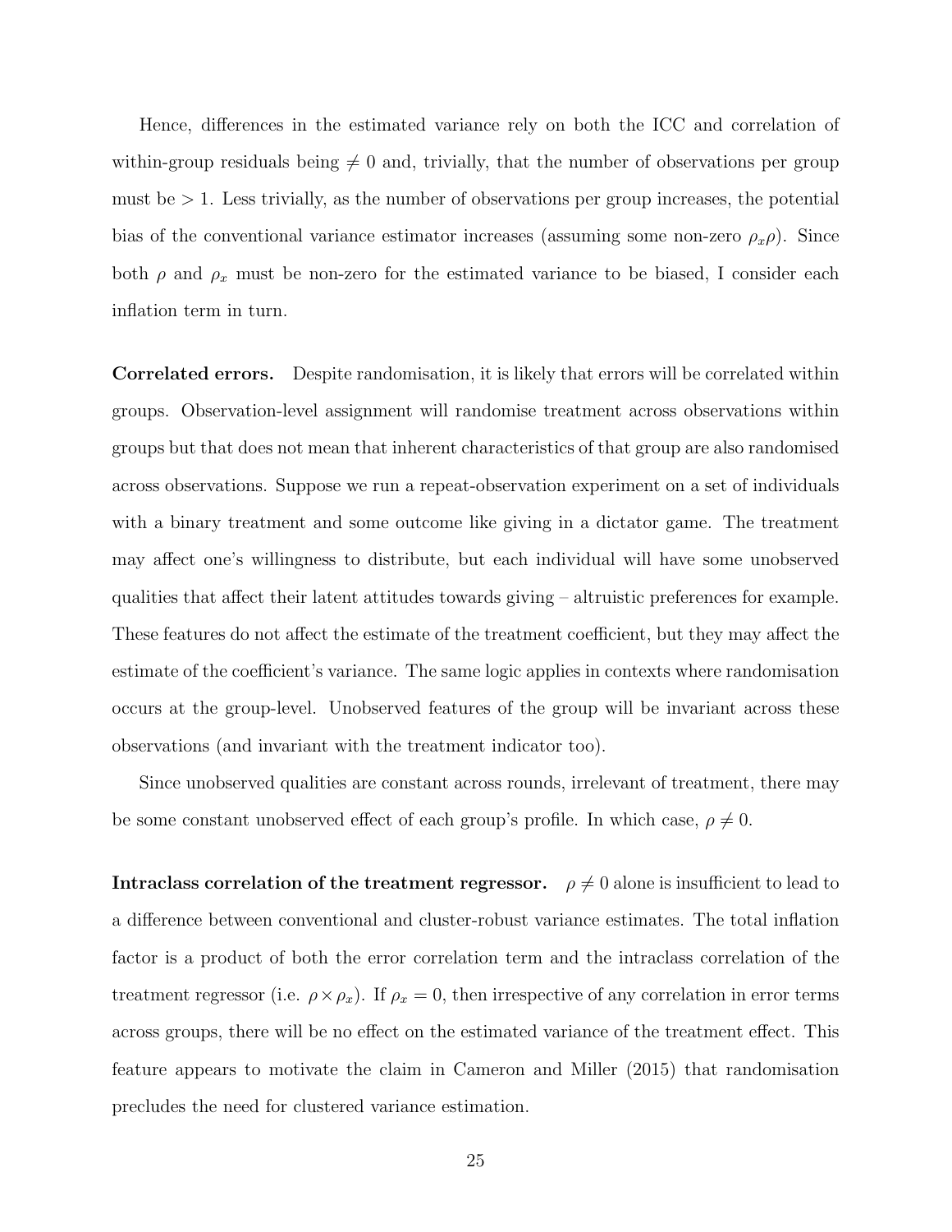Hence, differences in the estimated variance rely on both the ICC and correlation of within-group residuals being $\neq 0$ and, trivially, that the number of observations per group must be $> 1$. Less trivially, as the number of observations per group increases, the potential bias of the conventional variance estimator increases (assuming some non-zero $\rho_x \rho$). Since both $\rho$ and $\rho_x$ must be non-zero for the estimated variance to be biased, I consider each inflation term in turn.

**Correlated errors.** Despite randomisation, it is likely that errors will be correlated within groups. Observation-level assignment will randomise treatment across observations within groups but that does not mean that inherent characteristics of that group are also randomised across observations. Suppose we run a repeat-observation experiment on a set of individuals with a binary treatment and some outcome like giving in a dictator game. The treatment may affect one's willingness to distribute, but each individual will have some unobserved qualities that affect their latent attitudes towards giving – altruistic preferences for example. These features do not affect the estimate of the treatment coefficient, but they may affect the estimate of the coefficient's variance. The same logic applies in contexts where randomisation occurs at the group-level. Unobserved features of the group will be invariant across these observations (and invariant with the treatment indicator too).

Since unobserved qualities are constant across rounds, irrelevant of treatment, there may be some constant unobserved effect of each group's profile. In which case, $\rho \neq 0$.

**Intraclass correlation of the treatment regressor.** $\rho \neq 0$ alone is insufficient to lead to a difference between conventional and cluster-robust variance estimates. The total inflation factor is a product of both the error correlation term and the intraclass correlation of the treatment regressor (i.e. $\rho \times \rho_x$). If $\rho_x = 0$, then irrespective of any correlation in error terms across groups, there will be no effect on the estimated variance of the treatment effect. This feature appears to motivate the claim in Cameron and Miller (2015) that randomisation precludes the need for clustered variance estimation.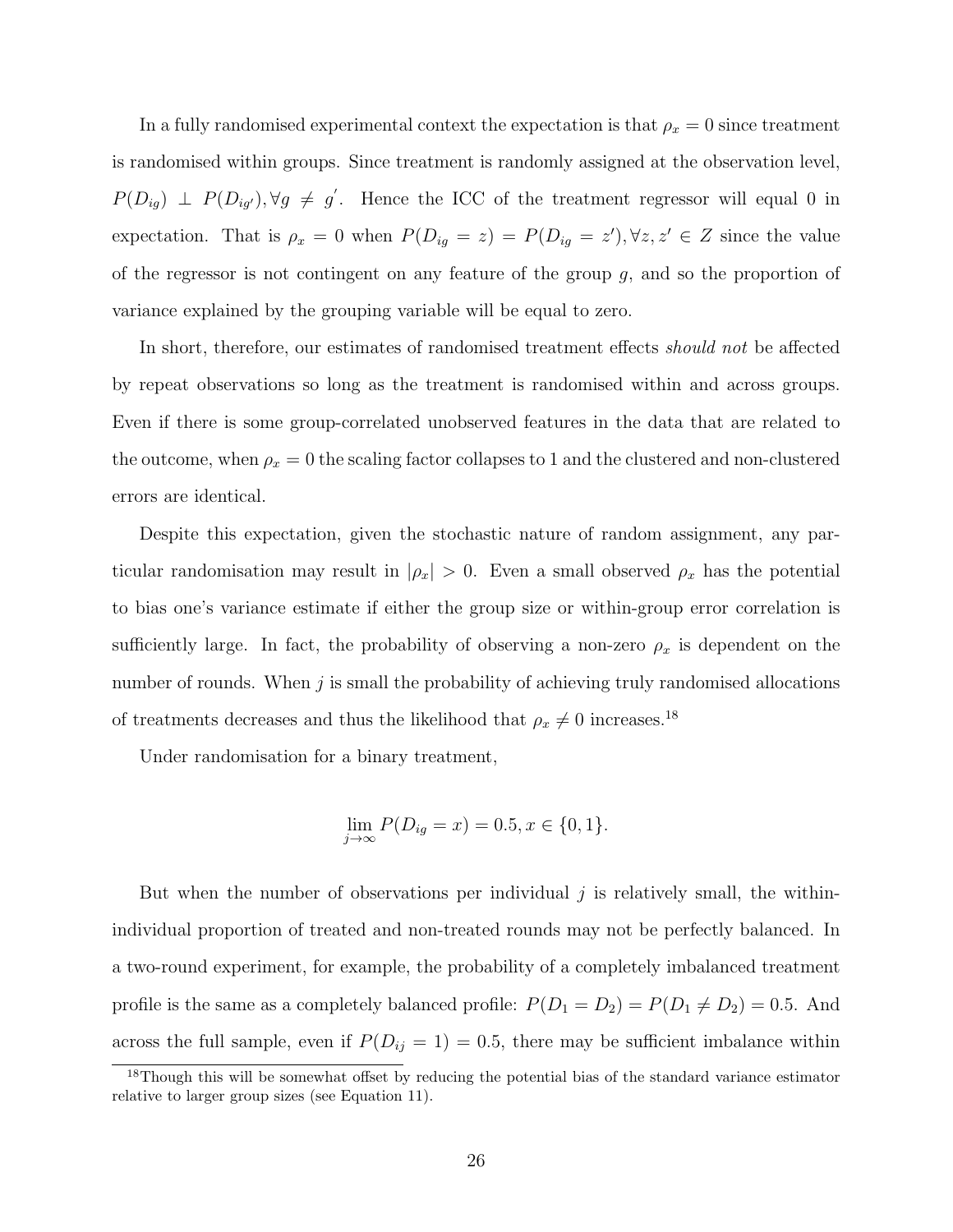In a fully randomised experimental context the expectation is that $\rho_x = 0$ since treatment is randomised within groups. Since treatment is randomly assigned at the observation level, $P(D_{ig}) \perp P(D_{ig'}), \forall g \neq g'$. Hence the ICC of the treatment regressor will equal 0 in expectation. That is $\rho_x = 0$ when $P(D_{ig} = z) = P(D_{ig} = z'), \forall z, z' \in Z$ since the value of the regressor is not contingent on any feature of the group $g$, and so the proportion of variance explained by the grouping variable will be equal to zero.

In short, therefore, our estimates of randomised treatment effects *should not* be affected by repeat observations so long as the treatment is randomised within and across groups. Even if there is some group-correlated unobserved features in the data that are related to the outcome, when $\rho_x = 0$ the scaling factor collapses to 1 and the clustered and non-clustered errors are identical.

Despite this expectation, given the stochastic nature of random assignment, any particular randomisation may result in $|\rho_x| > 0$. Even a small observed $\rho_x$ has the potential to bias one's variance estimate if either the group size or within-group error correlation is sufficiently large. In fact, the probability of observing a non-zero $\rho_x$ is dependent on the number of rounds. When $j$ is small the probability of achieving truly randomised allocations of treatments decreases and thus the likelihood that $\rho_x \neq 0$ increases.[18]

Under randomisation for a binary treatment,

$$\lim_{j \to \infty} P(D_{ig} = x) = 0.5, x \in \{0, 1\}.$$

But when the number of observations per individual $j$ is relatively small, the within-individual proportion of treated and non-treated rounds may not be perfectly balanced. In a two-round experiment, for example, the probability of a completely imbalanced treatment profile is the same as a completely balanced profile: $P(D_1 = D_2) = P(D_1 \neq D_2) = 0.5$. And across the full sample, even if $P(D_{ij} = 1) = 0.5$, there may be sufficient imbalance within

[18] Though this will be somewhat offset by reducing the potential bias of the standard variance estimator relative to larger group sizes (see Equation 11).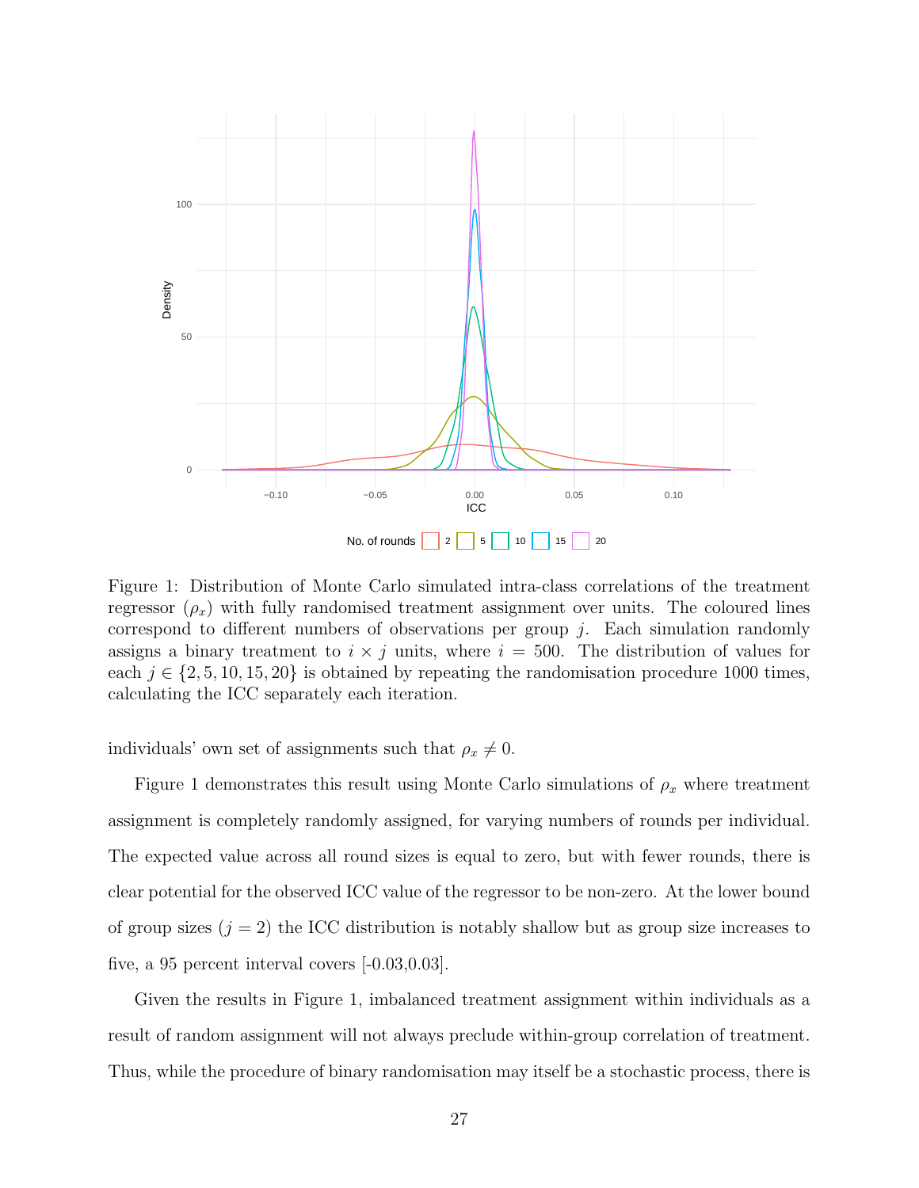Figure 1: Distribution of Monte Carlo simulated intra-class correlations of the treatment regressor ($\rho_x$) with fully randomised treatment assignment over units. The coloured lines correspond to different numbers of observations per group $j$. Each simulation randomly assigns a binary treatment to $i \times j$ units, where $i = 500$. The distribution of values for each $j \in \{2, 5, 10, 15, 20\}$ is obtained by repeating the randomisation procedure 1000 times, calculating the ICC separately each iteration.

individuals' own set of assignments such that $\rho_x \neq 0$.

Figure 1 demonstrates this result using Monte Carlo simulations of $\rho_x$ where treatment assignment is completely randomly assigned, for varying numbers of rounds per individual. The expected value across all round sizes is equal to zero, but with fewer rounds, there is clear potential for the observed ICC value of the regressor to be non-zero. At the lower bound of group sizes ($j = 2$) the ICC distribution is notably shallow but as group size increases to five, a 95 percent interval covers [-0.03,0.03].

Given the results in Figure 1, imbalanced treatment assignment within individuals as a result of random assignment will not always preclude within-group correlation of treatment. Thus, while the procedure of binary randomisation may itself be a stochastic process, there is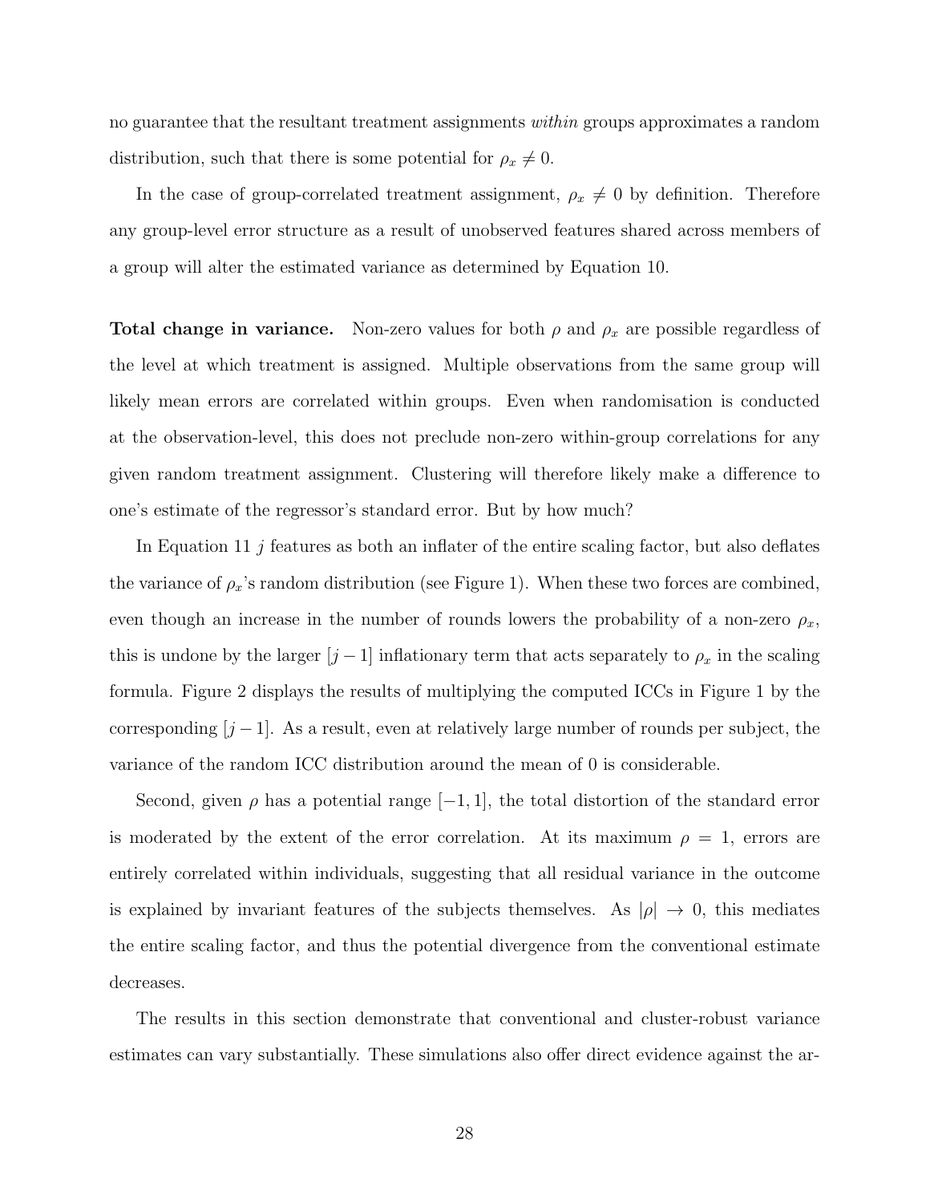no guarantee that the resultant treatment assignments *within* groups approximates a random distribution, such that there is some potential for $\rho_x \neq 0$.

In the case of group-correlated treatment assignment, $\rho_x \neq 0$ by definition. Therefore any group-level error structure as a result of unobserved features shared across members of a group will alter the estimated variance as determined by Equation 10.

**Total change in variance.** Non-zero values for both $\rho$ and $\rho_x$ are possible regardless of the level at which treatment is assigned. Multiple observations from the same group will likely mean errors are correlated within groups. Even when randomisation is conducted at the observation-level, this does not preclude non-zero within-group correlations for any given random treatment assignment. Clustering will therefore likely make a difference to one's estimate of the regressor's standard error. But by how much?

In Equation 11 $j$ features as both an inflater of the entire scaling factor, but also deflates the variance of $\rho_x$'s random distribution (see Figure 1). When these two forces are combined, even though an increase in the number of rounds lowers the probability of a non-zero $\rho_x$, this is undone by the larger $[j-1]$ inflationary term that acts separately to $\rho_x$ in the scaling formula. Figure 2 displays the results of multiplying the computed ICCs in Figure 1 by the corresponding $[j-1]$. As a result, even at relatively large number of rounds per subject, the variance of the random ICC distribution around the mean of 0 is considerable.

Second, given $\rho$ has a potential range $[-1, 1]$, the total distortion of the standard error is moderated by the extent of the error correlation. At its maximum $\rho = 1$, errors are entirely correlated within individuals, suggesting that all residual variance in the outcome is explained by invariant features of the subjects themselves. As $|\rho| \to 0$, this mediates the entire scaling factor, and thus the potential divergence from the conventional estimate decreases.

The results in this section demonstrate that conventional and cluster-robust variance estimates can vary substantially. These simulations also offer direct evidence against the ar-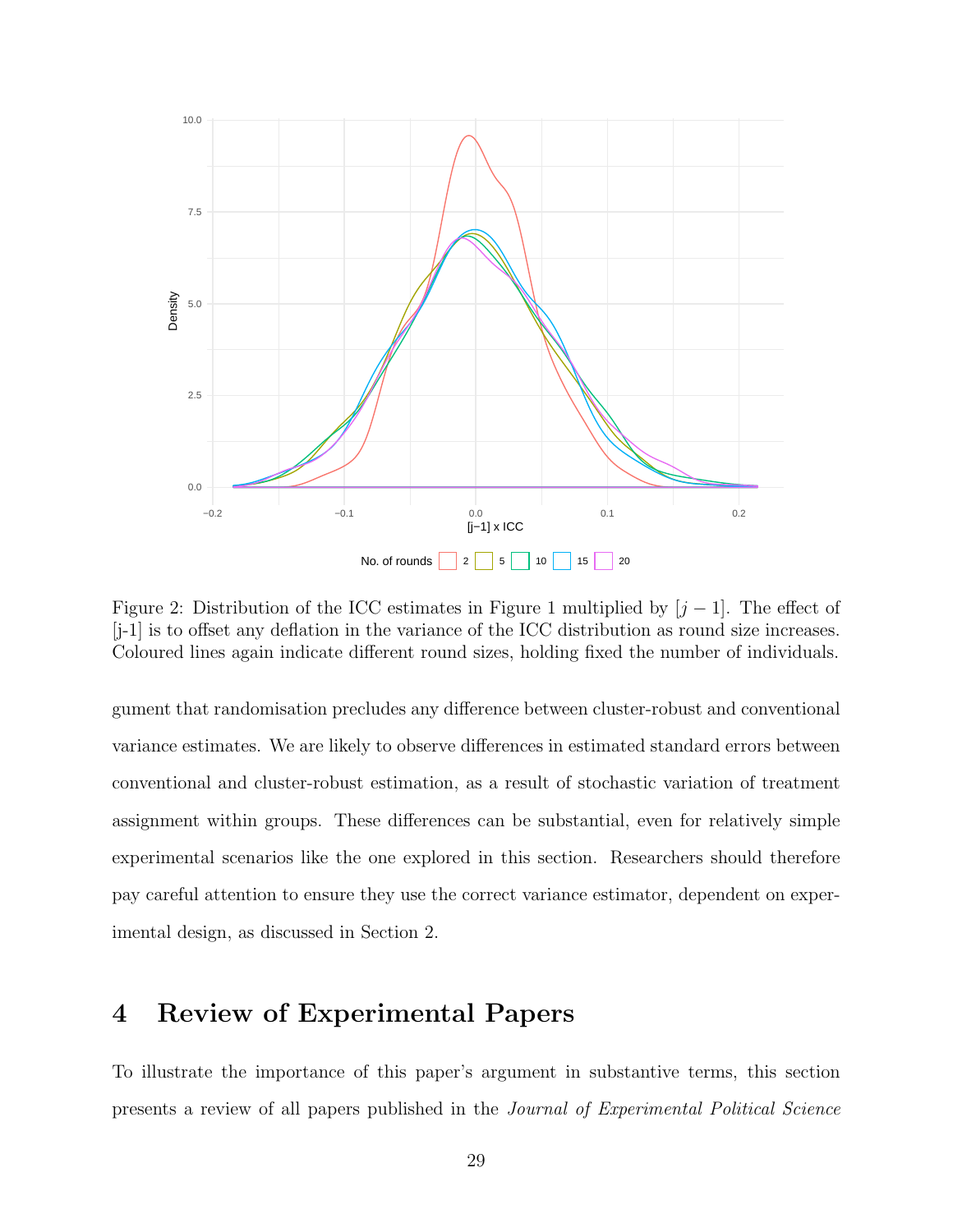Figure 2: Distribution of the ICC estimates in Figure 1 multiplied by $[j-1]$. The effect of [j-1] is to offset any deflation in the variance of the ICC distribution as round size increases. Coloured lines again indicate different round sizes, holding fixed the number of individuals.

gument that randomisation precludes any difference between cluster-robust and conventional variance estimates. We are likely to observe differences in estimated standard errors between conventional and cluster-robust estimation, as a result of stochastic variation of treatment assignment within groups. These differences can be substantial, even for relatively simple experimental scenarios like the one explored in this section. Researchers should therefore pay careful attention to ensure they use the correct variance estimator, dependent on experimental design, as discussed in Section 2.

# 4 Review of Experimental Papers

To illustrate the importance of this paper's argument in substantive terms, this section presents a review of all papers published in the *Journal of Experimental Political Science*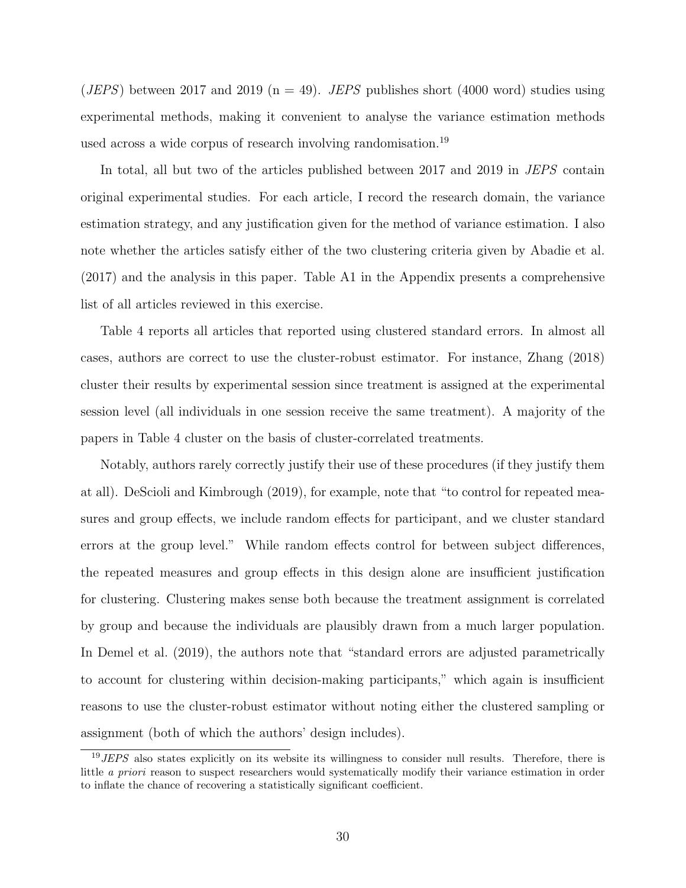(*JEPS*) between 2017 and 2019 (n = 49). *JEPS* publishes short (4000 word) studies using experimental methods, making it convenient to analyse the variance estimation methods used across a wide corpus of research involving randomisation.[19]

In total, all but two of the articles published between 2017 and 2019 in *JEPS* contain original experimental studies. For each article, I record the research domain, the variance estimation strategy, and any justification given for the method of variance estimation. I also note whether the articles satisfy either of the two clustering criteria given by Abadie et al. (2017) and the analysis in this paper. Table A1 in the Appendix presents a comprehensive list of all articles reviewed in this exercise.

Table 4 reports all articles that reported using clustered standard errors. In almost all cases, authors are correct to use the cluster-robust estimator. For instance, Zhang (2018) cluster their results by experimental session since treatment is assigned at the experimental session level (all individuals in one session receive the same treatment). A majority of the papers in Table 4 cluster on the basis of cluster-correlated treatments.

Notably, authors rarely correctly justify their use of these procedures (if they justify them at all). DeScioli and Kimbrough (2019), for example, note that "to control for repeated measures and group effects, we include random effects for participant, and we cluster standard errors at the group level." While random effects control for between subject differences, the repeated measures and group effects in this design alone are insufficient justification for clustering. Clustering makes sense both because the treatment assignment is correlated by group and because the individuals are plausibly drawn from a much larger population. In Demel et al. (2019), the authors note that "standard errors are adjusted parametrically to account for clustering within decision-making participants," which again is insufficient reasons to use the cluster-robust estimator without noting either the clustered sampling or assignment (both of which the authors' design includes).

[19] *JEPS* also states explicitly on its website its willingness to consider null results. Therefore, there is little *a priori* reason to suspect researchers would systematically modify their variance estimation in order to inflate the chance of recovering a statistically significant coefficient.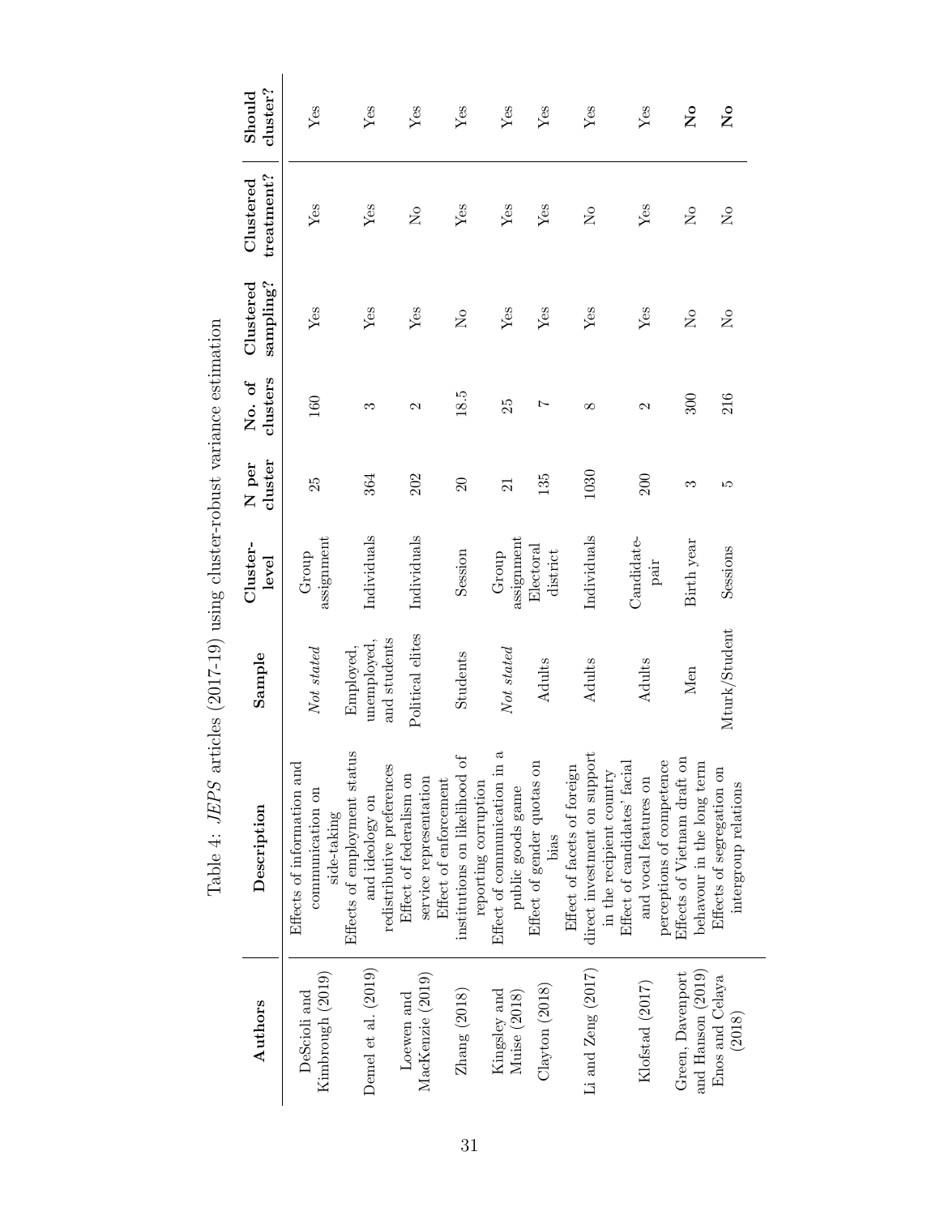Table 4: *JEPS* articles (2017-19) using cluster-robust variance estimation

| **Authors** | **Description** | **Sample** | **Cluster-level** | **N per cluster** | **No. of clusters** | **Clustered sampling?** | **Clustered treatment?** | **Should cluster?** |
|---|---|---|---|---|---|---|---|---|
| DeScioli and Kimbrough (2019) | Effects of information and communication on side-taking | *Not stated* | Group assignment | 25 | 160 | Yes | Yes | Yes |
| Demel et al. (2019) | Effects of employment status and ideology on redistributive preferences | Employed, unemployed, and students | Individuals | 364 | 3 | Yes | Yes | Yes |
| Loewen and MacKenzie (2019) | Effect of federalism on service representation | Political elites | Individuals | 202 | 2 | Yes | No | Yes |
| Zhang (2018) | Effect of enforcement institutions on likelihood of reporting corruption | Students | Session | 20 | 18.5 | No | Yes | Yes |
| Kingsley and Muise (2018) | Effect of communication in a public goods game | *Not stated* | Group assignment | 21 | 25 | Yes | Yes | Yes |
| Clayton (2018) | Effect of gender quotas on bias | Adults | Electoral district | 135 | 7 | Yes | Yes | Yes |
| Li and Zeng (2017) | Effect of facets of foreign direct investment on support in the recipient country | Adults | Individuals | 1030 | 8 | Yes | No | Yes |
| Klofstad (2017) | Effect of candidates' facial and vocal features on perceptions of competence | Adults | Candidate-pair | 200 | 2 | Yes | Yes | Yes |
| Green, Davenport and Hanson (2019) | Effects of Vietnam draft on behaviour in the long term | Men | Birth year | 3 | 300 | No | No | **No** |
| Enos and Celaya (2018) | Effects of segregation on intergroup relations | Mturk/Student | Sessions | 5 | 216 | No | No | **No** |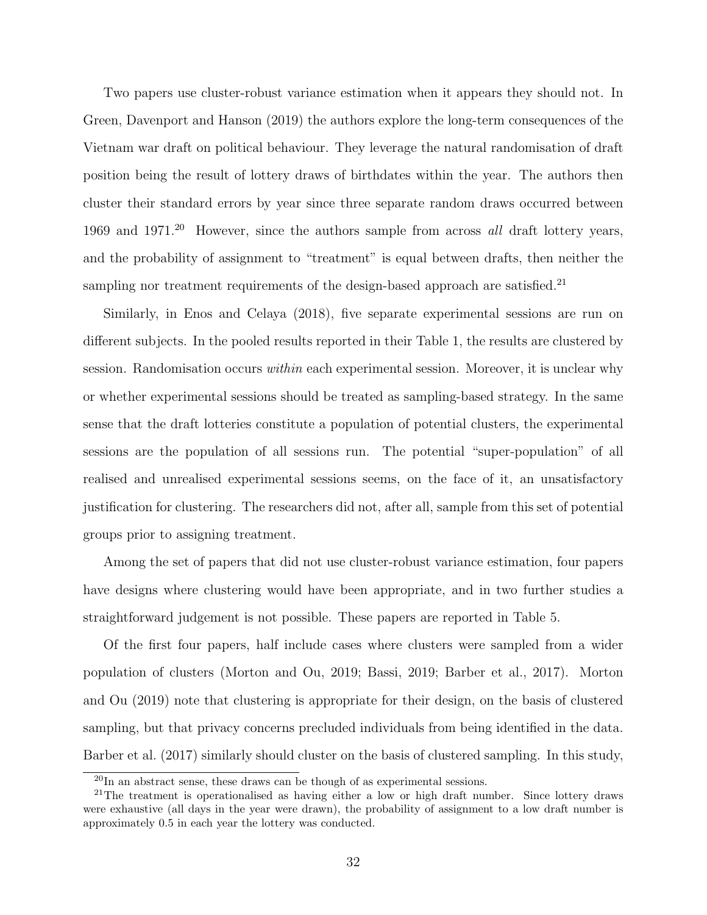Two papers use cluster-robust variance estimation when it appears they should not. In Green, Davenport and Hanson (2019) the authors explore the long-term consequences of the Vietnam war draft on political behaviour. They leverage the natural randomisation of draft position being the result of lottery draws of birthdates within the year. The authors then cluster their standard errors by year since three separate random draws occurred between 1969 and 1971.[20] However, since the authors sample from across *all* draft lottery years, and the probability of assignment to "treatment" is equal between drafts, then neither the sampling nor treatment requirements of the design-based approach are satisfied.[21]

Similarly, in Enos and Celaya (2018), five separate experimental sessions are run on different subjects. In the pooled results reported in their Table 1, the results are clustered by session. Randomisation occurs *within* each experimental session. Moreover, it is unclear why or whether experimental sessions should be treated as sampling-based strategy. In the same sense that the draft lotteries constitute a population of potential clusters, the experimental sessions are the population of all sessions run. The potential "super-population" of all realised and unrealised experimental sessions seems, on the face of it, an unsatisfactory justification for clustering. The researchers did not, after all, sample from this set of potential groups prior to assigning treatment.

Among the set of papers that did not use cluster-robust variance estimation, four papers have designs where clustering would have been appropriate, and in two further studies a straightforward judgement is not possible. These papers are reported in Table 5.

Of the first four papers, half include cases where clusters were sampled from a wider population of clusters (Morton and Ou, 2019; Bassi, 2019; Barber et al., 2017). Morton and Ou (2019) note that clustering is appropriate for their design, on the basis of clustered sampling, but that privacy concerns precluded individuals from being identified in the data. Barber et al. (2017) similarly should cluster on the basis of clustered sampling. In this study,

[20] In an abstract sense, these draws can be though of as experimental sessions.

[21] The treatment is operationalised as having either a low or high draft number. Since lottery draws were exhaustive (all days in the year were drawn), the probability of assignment to a low draft number is approximately 0.5 in each year the lottery was conducted.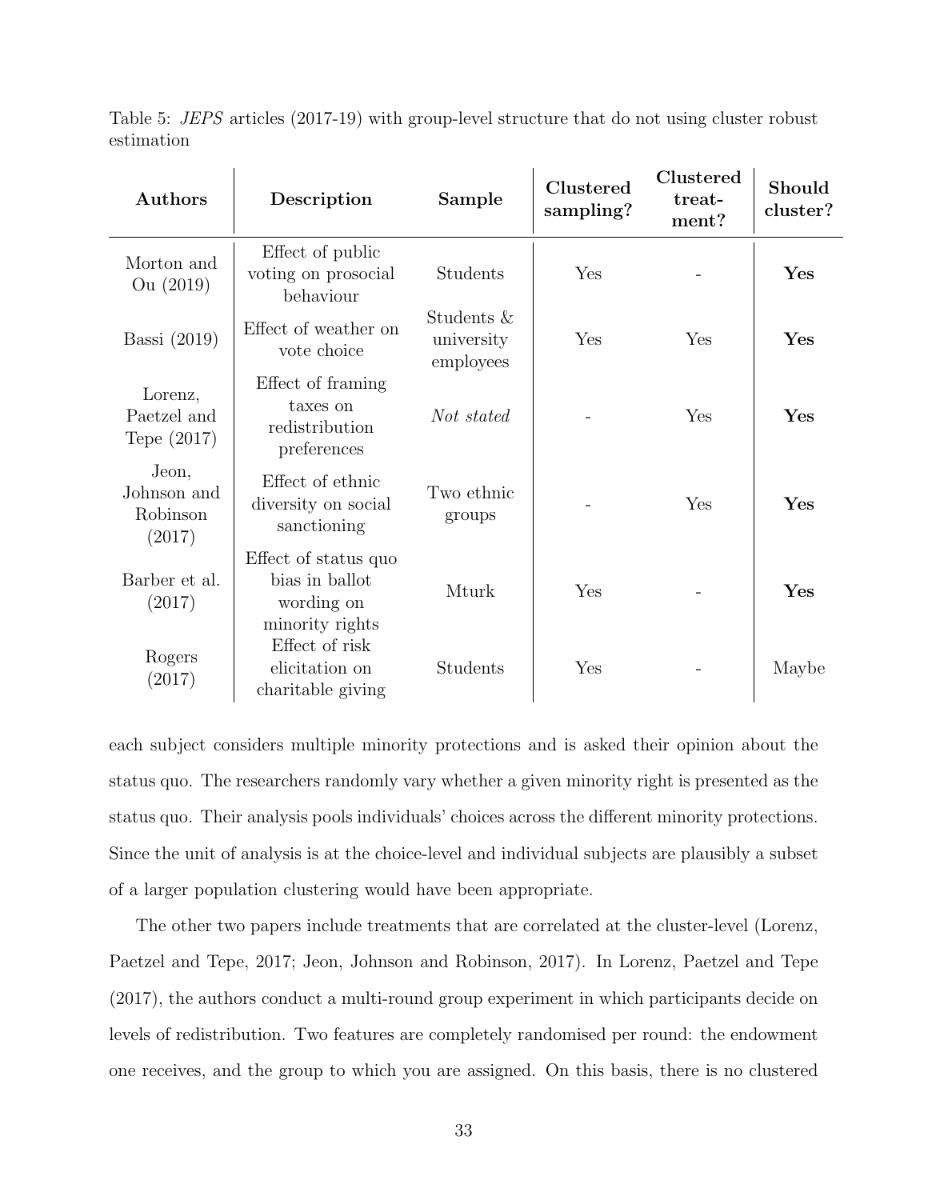Table 5: *JEPS* articles (2017-19) with group-level structure that do not using cluster robust estimation

| Authors | Description | Sample | Clustered sampling? | Clustered treatment? | Should cluster? |
|---|---|---|---|---|---|
| Morton and Ou (2019) | Effect of public voting on prosocial behaviour | Students | Yes | - | **Yes** |
| Bassi (2019) | Effect of weather on vote choice | Students & university employees | Yes | Yes | **Yes** |
| Lorenz, Paetzel and Tepe (2017) | Effect of framing taxes on redistribution preferences | *Not stated* | - | Yes | **Yes** |
| Jeon, Johnson and Robinson (2017) | Effect of ethnic diversity on social sanctioning | Two ethnic groups | - | Yes | **Yes** |
| Barber et al. (2017) | Effect of status quo bias in ballot wording on minority rights | Mturk | Yes | - | **Yes** |
| Rogers (2017) | Effect of risk elicitation on charitable giving | Students | Yes | - | Maybe |

each subject considers multiple minority protections and is asked their opinion about the status quo. The researchers randomly vary whether a given minority right is presented as the status quo. Their analysis pools individuals' choices across the different minority protections. Since the unit of analysis is at the choice-level and individual subjects are plausibly a subset of a larger population clustering would have been appropriate.

The other two papers include treatments that are correlated at the cluster-level (Lorenz, Paetzel and Tepe, 2017; Jeon, Johnson and Robinson, 2017). In Lorenz, Paetzel and Tepe (2017), the authors conduct a multi-round group experiment in which participants decide on levels of redistribution. Two features are completely randomised per round: the endowment one receives, and the group to which you are assigned. On this basis, there is no clustered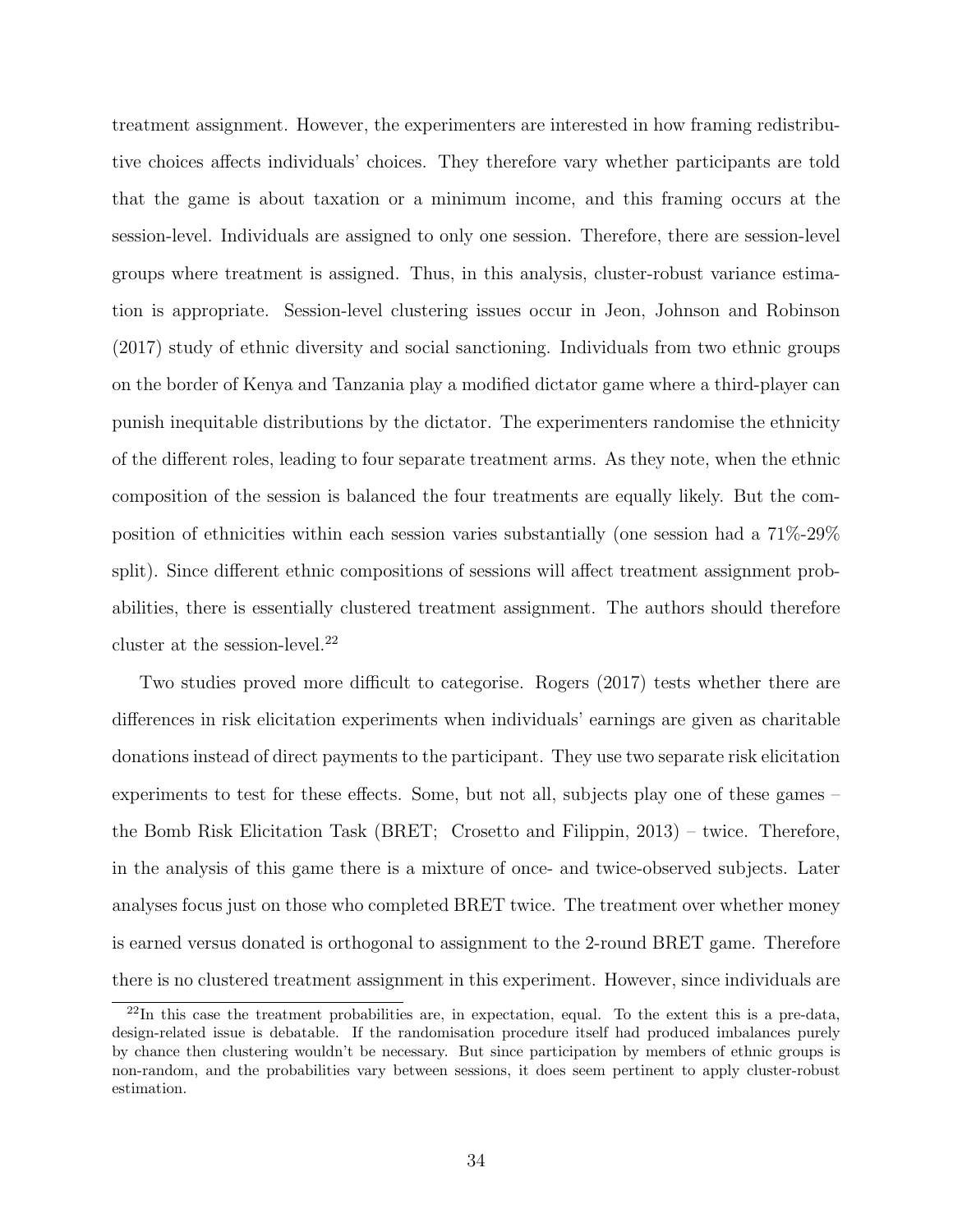treatment assignment. However, the experimenters are interested in how framing redistributive choices affects individuals' choices. They therefore vary whether participants are told that the game is about taxation or a minimum income, and this framing occurs at the session-level. Individuals are assigned to only one session. Therefore, there are session-level groups where treatment is assigned. Thus, in this analysis, cluster-robust variance estimation is appropriate. Session-level clustering issues occur in Jeon, Johnson and Robinson (2017) study of ethnic diversity and social sanctioning. Individuals from two ethnic groups on the border of Kenya and Tanzania play a modified dictator game where a third-player can punish inequitable distributions by the dictator. The experimenters randomise the ethnicity of the different roles, leading to four separate treatment arms. As they note, when the ethnic composition of the session is balanced the four treatments are equally likely. But the composition of ethnicities within each session varies substantially (one session had a 71%-29% split). Since different ethnic compositions of sessions will affect treatment assignment probabilities, there is essentially clustered treatment assignment. The authors should therefore cluster at the session-level.[22]

Two studies proved more difficult to categorise. Rogers (2017) tests whether there are differences in risk elicitation experiments when individuals' earnings are given as charitable donations instead of direct payments to the participant. They use two separate risk elicitation experiments to test for these effects. Some, but not all, subjects play one of these games – the Bomb Risk Elicitation Task (BRET; Crosetto and Filippin, 2013) – twice. Therefore, in the analysis of this game there is a mixture of once- and twice-observed subjects. Later analyses focus just on those who completed BRET twice. The treatment over whether money is earned versus donated is orthogonal to assignment to the 2-round BRET game. Therefore there is no clustered treatment assignment in this experiment. However, since individuals are

[22] In this case the treatment probabilities are, in expectation, equal. To the extent this is a pre-data, design-related issue is debatable. If the randomisation procedure itself had produced imbalances purely by chance then clustering wouldn't be necessary. But since participation by members of ethnic groups is non-random, and the probabilities vary between sessions, it does seem pertinent to apply cluster-robust estimation.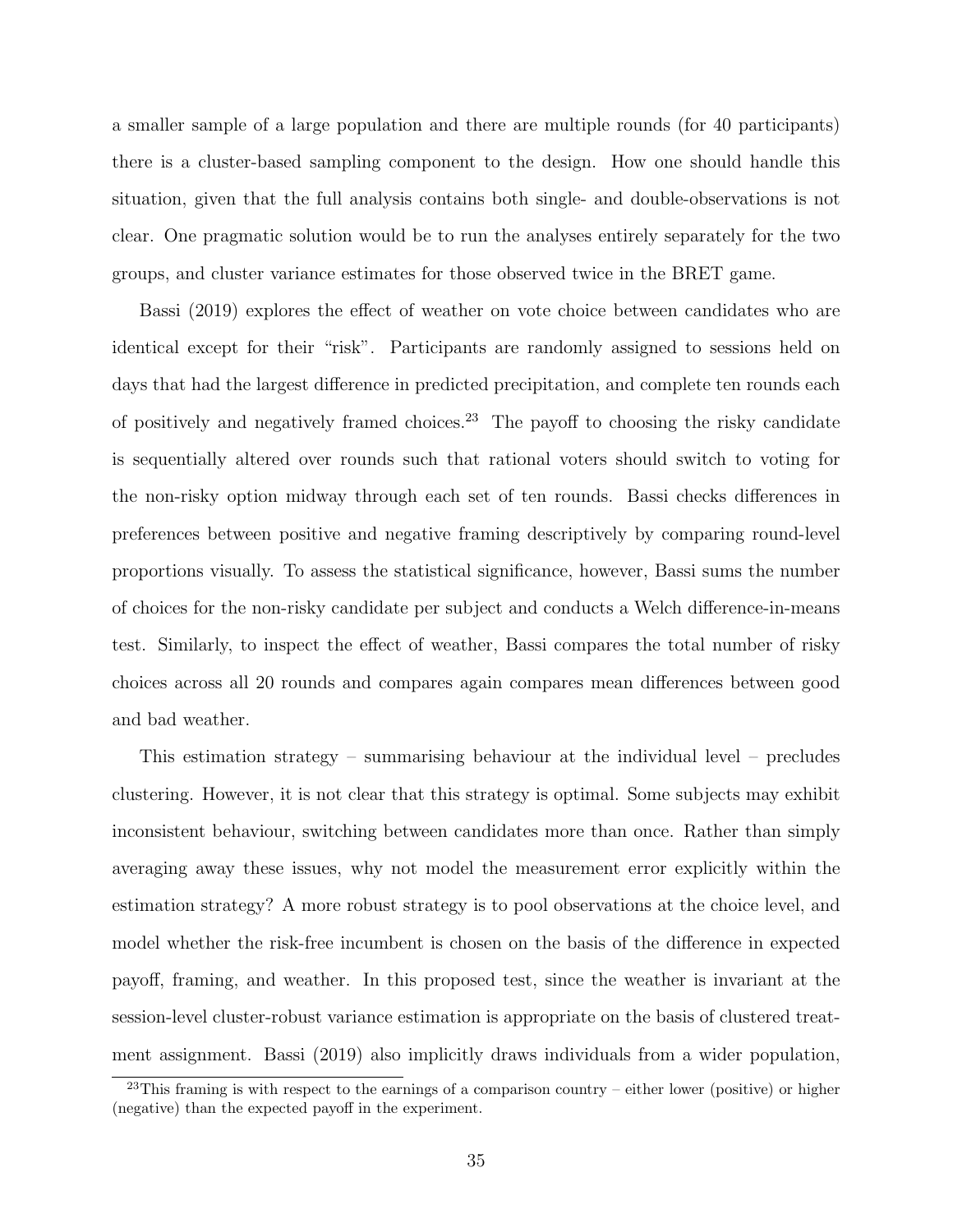a smaller sample of a large population and there are multiple rounds (for 40 participants) there is a cluster-based sampling component to the design. How one should handle this situation, given that the full analysis contains both single- and double-observations is not clear. One pragmatic solution would be to run the analyses entirely separately for the two groups, and cluster variance estimates for those observed twice in the BRET game.

Bassi (2019) explores the effect of weather on vote choice between candidates who are identical except for their "risk". Participants are randomly assigned to sessions held on days that had the largest difference in predicted precipitation, and complete ten rounds each of positively and negatively framed choices.[23] The payoff to choosing the risky candidate is sequentially altered over rounds such that rational voters should switch to voting for the non-risky option midway through each set of ten rounds. Bassi checks differences in preferences between positive and negative framing descriptively by comparing round-level proportions visually. To assess the statistical significance, however, Bassi sums the number of choices for the non-risky candidate per subject and conducts a Welch difference-in-means test. Similarly, to inspect the effect of weather, Bassi compares the total number of risky choices across all 20 rounds and compares again compares mean differences between good and bad weather.

This estimation strategy – summarising behaviour at the individual level – precludes clustering. However, it is not clear that this strategy is optimal. Some subjects may exhibit inconsistent behaviour, switching between candidates more than once. Rather than simply averaging away these issues, why not model the measurement error explicitly within the estimation strategy? A more robust strategy is to pool observations at the choice level, and model whether the risk-free incumbent is chosen on the basis of the difference in expected payoff, framing, and weather. In this proposed test, since the weather is invariant at the session-level cluster-robust variance estimation is appropriate on the basis of clustered treatment assignment. Bassi (2019) also implicitly draws individuals from a wider population,

[23] This framing is with respect to the earnings of a comparison country – either lower (positive) or higher (negative) than the expected payoff in the experiment.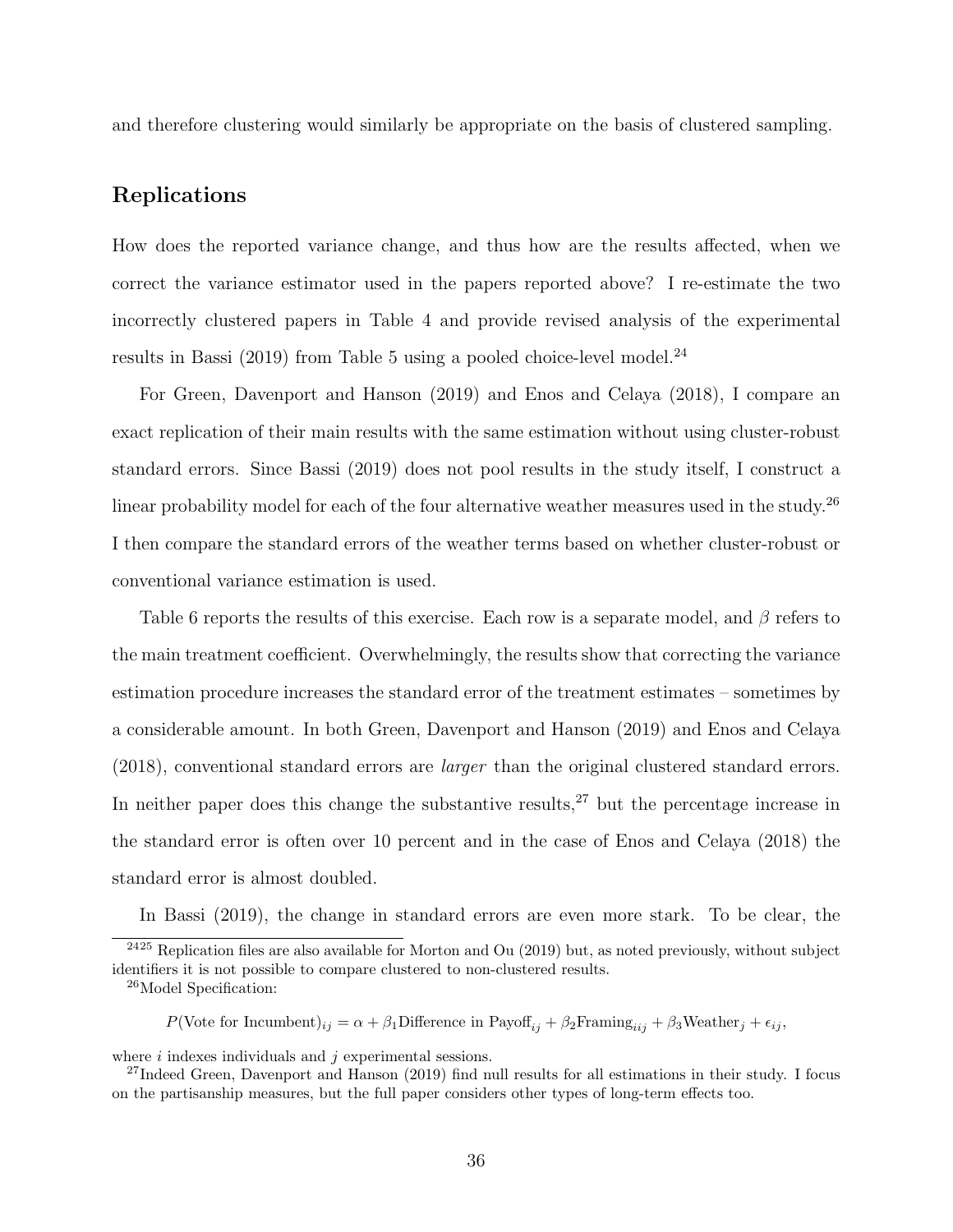and therefore clustering would similarly be appropriate on the basis of clustered sampling.

## Replications

How does the reported variance change, and thus how are the results affected, when we correct the variance estimator used in the papers reported above? I re-estimate the two incorrectly clustered papers in Table 4 and provide revised analysis of the experimental results in Bassi (2019) from Table 5 using a pooled choice-level model.[24]

For Green, Davenport and Hanson (2019) and Enos and Celaya (2018), I compare an exact replication of their main results with the same estimation without using cluster-robust standard errors. Since Bassi (2019) does not pool results in the study itself, I construct a linear probability model for each of the four alternative weather measures used in the study.[26] I then compare the standard errors of the weather terms based on whether cluster-robust or conventional variance estimation is used.

Table 6 reports the results of this exercise. Each row is a separate model, and $\beta$ refers to the main treatment coefficient. Overwhelmingly, the results show that correcting the variance estimation procedure increases the standard error of the treatment estimates – sometimes by a considerable amount. In both Green, Davenport and Hanson (2019) and Enos and Celaya (2018), conventional standard errors are *larger* than the original clustered standard errors. In neither paper does this change the substantive results,[27] but the percentage increase in the standard error is often over 10 percent and in the case of Enos and Celaya (2018) the standard error is almost doubled.

In Bassi (2019), the change in standard errors are even more stark. To be clear, the

---

[2425] Replication files are also available for Morton and Ou (2019) but, as noted previously, without subject identifiers it is not possible to compare clustered to non-clustered results.

[26] Model Specification:

$$P(\text{Vote for Incumbent})_{ij} = \alpha + \beta_1 \text{Difference in Payoff}_{ij} + \beta_2 \text{Framing}_{iij} + \beta_3 \text{Weather}_j + \epsilon_{ij},$$

where $i$ indexes individuals and $j$ experimental sessions.

[27] Indeed Green, Davenport and Hanson (2019) find null results for all estimations in their study. I focus on the partisanship measures, but the full paper considers other types of long-term effects too.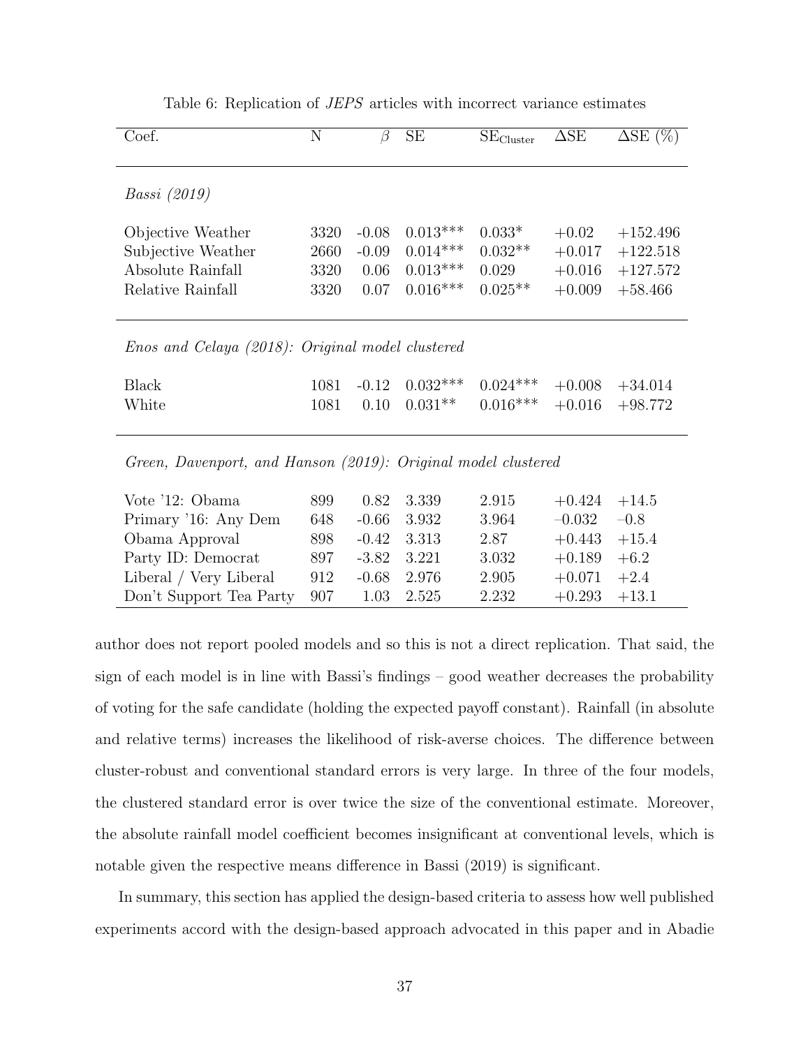Table 6: Replication of *JEPS* articles with incorrect variance estimates

| Coef. | N | $\beta$ | SE | $SE_{Cluster}$ | $\Delta$SE | $\Delta$SE (%) |
|---|---|---|---|---|---|---|
| *Bassi (2019)* | | | | | | |
| Objective Weather | 3320 | -0.08 | 0.013*** | 0.033* | +0.02 | +152.496 |
| Subjective Weather | 2660 | -0.09 | 0.014*** | 0.032** | +0.017 | +122.518 |
| Absolute Rainfall | 3320 | 0.06 | 0.013*** | 0.029 | +0.016 | +127.572 |
| Relative Rainfall | 3320 | 0.07 | 0.016*** | 0.025** | +0.009 | +58.466 |
| *Enos and Celaya (2018): Original model clustered* | | | | | | |
| Black | 1081 | -0.12 | 0.032*** | 0.024*** | +0.008 | +34.014 |
| White | 1081 | 0.10 | 0.031** | 0.016*** | +0.016 | +98.772 |
| *Green, Davenport, and Hanson (2019): Original model clustered* | | | | | | |
| Vote '12: Obama | 899 | 0.82 | 3.339 | 2.915 | +0.424 | +14.5 |
| Primary '16: Any Dem | 648 | -0.66 | 3.932 | 3.964 | –0.032 | –0.8 |
| Obama Approval | 898 | -0.42 | 3.313 | 2.87 | +0.443 | +15.4 |
| Party ID: Democrat | 897 | -3.82 | 3.221 | 3.032 | +0.189 | +6.2 |
| Liberal / Very Liberal | 912 | -0.68 | 2.976 | 2.905 | +0.071 | +2.4 |
| Don't Support Tea Party | 907 | 1.03 | 2.525 | 2.232 | +0.293 | +13.1 |

author does not report pooled models and so this is not a direct replication. That said, the sign of each model is in line with Bassi's findings – good weather decreases the probability of voting for the safe candidate (holding the expected payoff constant). Rainfall (in absolute and relative terms) increases the likelihood of risk-averse choices. The difference between cluster-robust and conventional standard errors is very large. In three of the four models, the clustered standard error is over twice the size of the conventional estimate. Moreover, the absolute rainfall model coefficient becomes insignificant at conventional levels, which is notable given the respective means difference in Bassi (2019) is significant.

In summary, this section has applied the design-based criteria to assess how well published experiments accord with the design-based approach advocated in this paper and in Abadie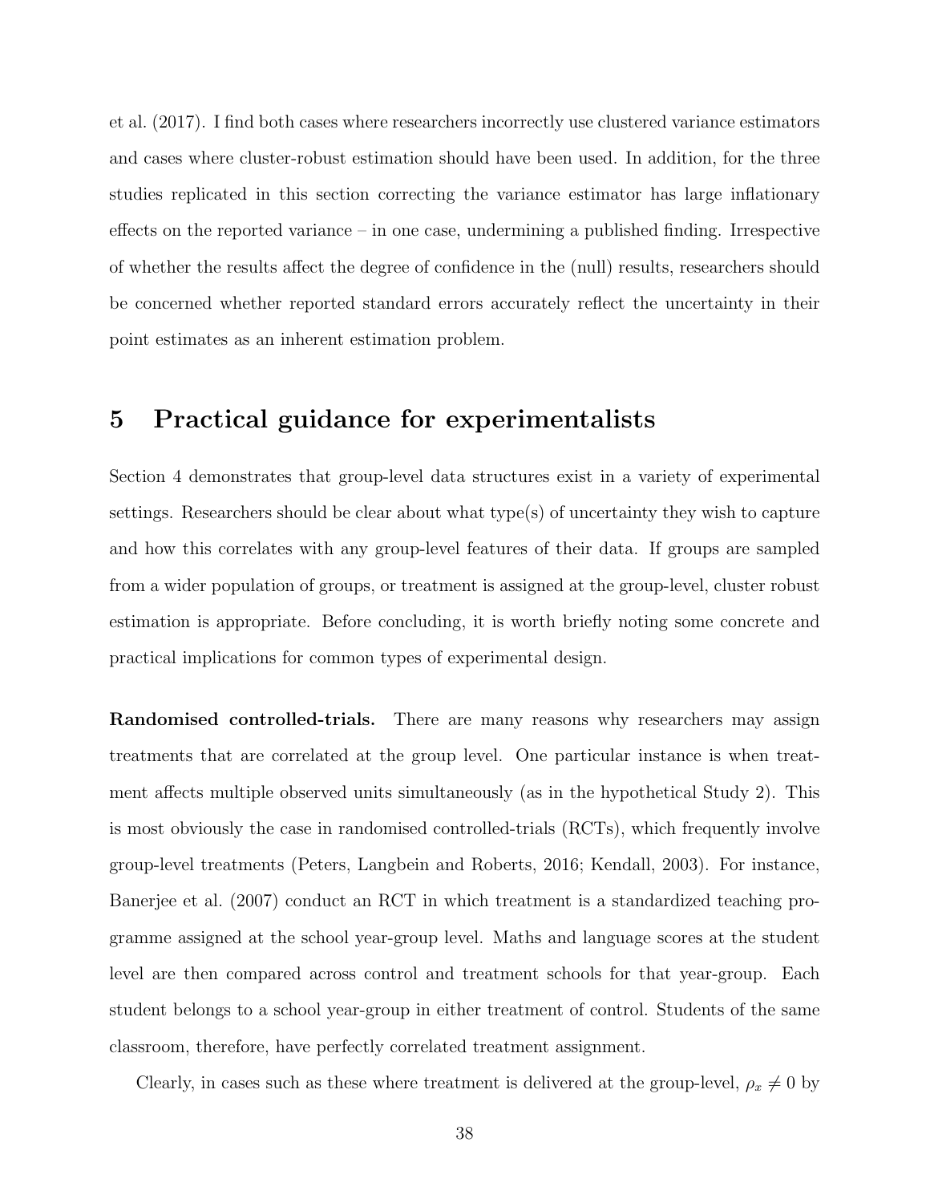et al. (2017). I find both cases where researchers incorrectly use clustered variance estimators and cases where cluster-robust estimation should have been used. In addition, for the three studies replicated in this section correcting the variance estimator has large inflationary effects on the reported variance – in one case, undermining a published finding. Irrespective of whether the results affect the degree of confidence in the (null) results, researchers should be concerned whether reported standard errors accurately reflect the uncertainty in their point estimates as an inherent estimation problem.

# 5 Practical guidance for experimentalists

Section 4 demonstrates that group-level data structures exist in a variety of experimental settings. Researchers should be clear about what type(s) of uncertainty they wish to capture and how this correlates with any group-level features of their data. If groups are sampled from a wider population of groups, or treatment is assigned at the group-level, cluster robust estimation is appropriate. Before concluding, it is worth briefly noting some concrete and practical implications for common types of experimental design.

**Randomised controlled-trials.** There are many reasons why researchers may assign treatments that are correlated at the group level. One particular instance is when treatment affects multiple observed units simultaneously (as in the hypothetical Study 2). This is most obviously the case in randomised controlled-trials (RCTs), which frequently involve group-level treatments (Peters, Langbein and Roberts, 2016; Kendall, 2003). For instance, Banerjee et al. (2007) conduct an RCT in which treatment is a standardized teaching programme assigned at the school year-group level. Maths and language scores at the student level are then compared across control and treatment schools for that year-group. Each student belongs to a school year-group in either treatment of control. Students of the same classroom, therefore, have perfectly correlated treatment assignment.

Clearly, in cases such as these where treatment is delivered at the group-level, $\rho_x \neq 0$ by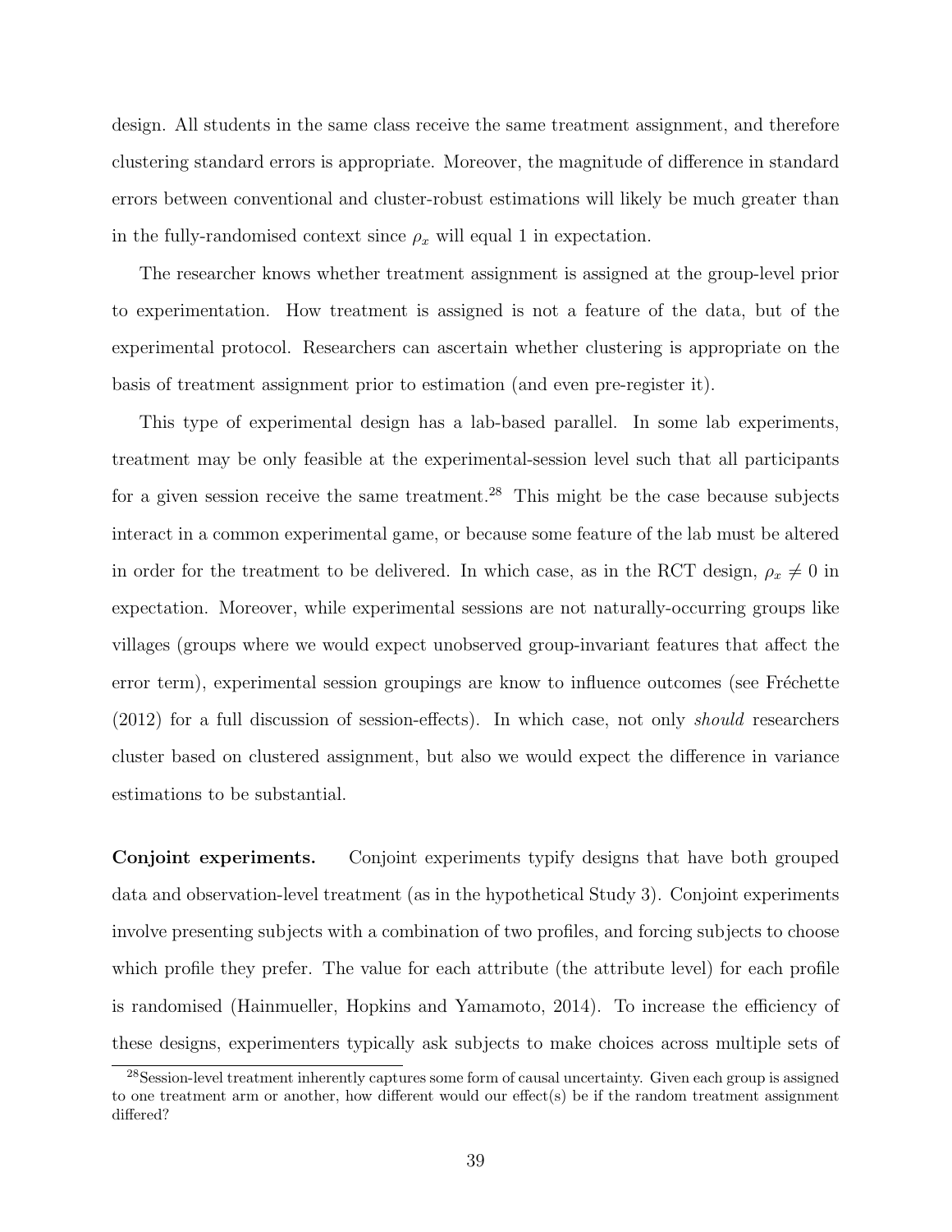design. All students in the same class receive the same treatment assignment, and therefore clustering standard errors is appropriate. Moreover, the magnitude of difference in standard errors between conventional and cluster-robust estimations will likely be much greater than in the fully-randomised context since $\rho_x$ will equal 1 in expectation.

The researcher knows whether treatment assignment is assigned at the group-level prior to experimentation. How treatment is assigned is not a feature of the data, but of the experimental protocol. Researchers can ascertain whether clustering is appropriate on the basis of treatment assignment prior to estimation (and even pre-register it).

This type of experimental design has a lab-based parallel. In some lab experiments, treatment may be only feasible at the experimental-session level such that all participants for a given session receive the same treatment.[28] This might be the case because subjects interact in a common experimental game, or because some feature of the lab must be altered in order for the treatment to be delivered. In which case, as in the RCT design, $\rho_x \neq 0$ in expectation. Moreover, while experimental sessions are not naturally-occurring groups like villages (groups where we would expect unobserved group-invariant features that affect the error term), experimental session groupings are know to influence outcomes (see Fréchette (2012) for a full discussion of session-effects). In which case, not only *should* researchers cluster based on clustered assignment, but also we would expect the difference in variance estimations to be substantial.

**Conjoint experiments.** Conjoint experiments typify designs that have both grouped data and observation-level treatment (as in the hypothetical Study 3). Conjoint experiments involve presenting subjects with a combination of two profiles, and forcing subjects to choose which profile they prefer. The value for each attribute (the attribute level) for each profile is randomised (Hainmueller, Hopkins and Yamamoto, 2014). To increase the efficiency of these designs, experimenters typically ask subjects to make choices across multiple sets of

[28] Session-level treatment inherently captures some form of causal uncertainty. Given each group is assigned to one treatment arm or another, how different would our effect(s) be if the random treatment assignment differed?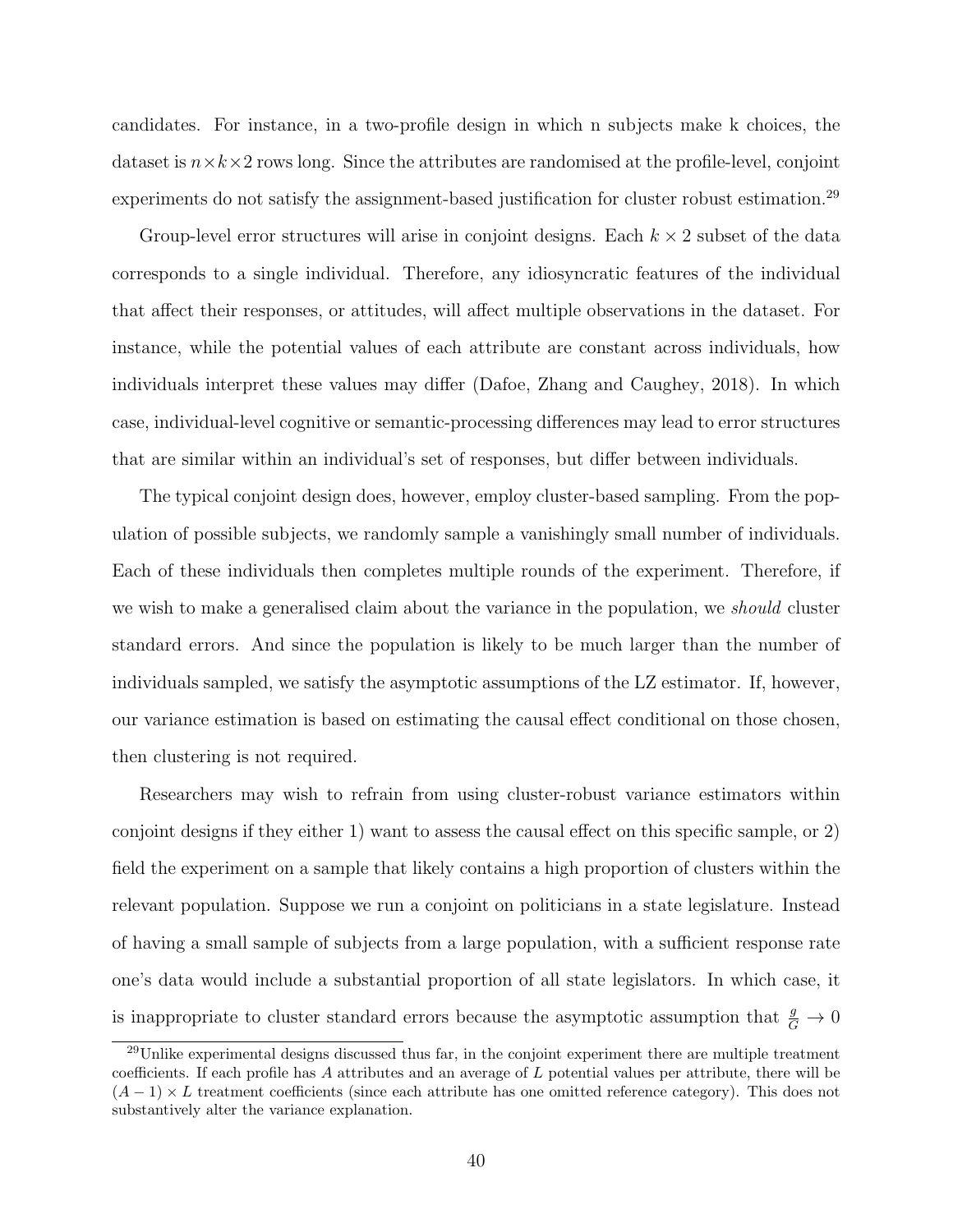candidates. For instance, in a two-profile design in which n subjects make k choices, the dataset is $n \times k \times 2$ rows long. Since the attributes are randomised at the profile-level, conjoint experiments do not satisfy the assignment-based justification for cluster robust estimation.[29]

Group-level error structures will arise in conjoint designs. Each $k \times 2$ subset of the data corresponds to a single individual. Therefore, any idiosyncratic features of the individual that affect their responses, or attitudes, will affect multiple observations in the dataset. For instance, while the potential values of each attribute are constant across individuals, how individuals interpret these values may differ (Dafoe, Zhang and Caughey, 2018). In which case, individual-level cognitive or semantic-processing differences may lead to error structures that are similar within an individual's set of responses, but differ between individuals.

The typical conjoint design does, however, employ cluster-based sampling. From the population of possible subjects, we randomly sample a vanishingly small number of individuals. Each of these individuals then completes multiple rounds of the experiment. Therefore, if we wish to make a generalised claim about the variance in the population, we *should* cluster standard errors. And since the population is likely to be much larger than the number of individuals sampled, we satisfy the asymptotic assumptions of the LZ estimator. If, however, our variance estimation is based on estimating the causal effect conditional on those chosen, then clustering is not required.

Researchers may wish to refrain from using cluster-robust variance estimators within conjoint designs if they either 1) want to assess the causal effect on this specific sample, or 2) field the experiment on a sample that likely contains a high proportion of clusters within the relevant population. Suppose we run a conjoint on politicians in a state legislature. Instead of having a small sample of subjects from a large population, with a sufficient response rate one's data would include a substantial proportion of all state legislators. In which case, it is inappropriate to cluster standard errors because the asymptotic assumption that $\frac{g}{G} \rightarrow 0$

[29] Unlike experimental designs discussed thus far, in the conjoint experiment there are multiple treatment coefficients. If each profile has $A$ attributes and an average of $L$ potential values per attribute, there will be $(A-1) \times L$ treatment coefficients (since each attribute has one omitted reference category). This does not substantively alter the variance explanation.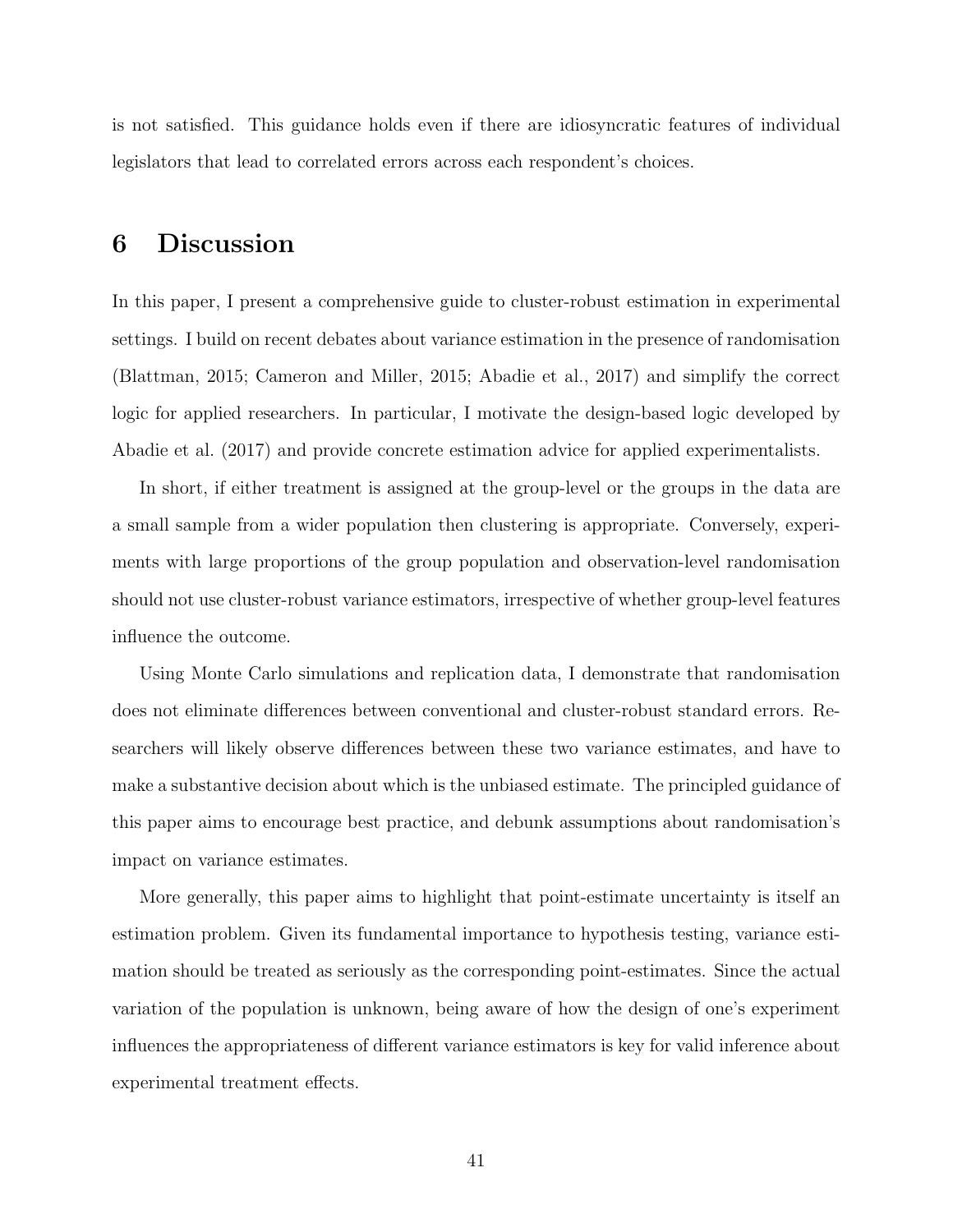is not satisfied. This guidance holds even if there are idiosyncratic features of individual legislators that lead to correlated errors across each respondent's choices.

# 6 Discussion

In this paper, I present a comprehensive guide to cluster-robust estimation in experimental settings. I build on recent debates about variance estimation in the presence of randomisation (Blattman, 2015; Cameron and Miller, 2015; Abadie et al., 2017) and simplify the correct logic for applied researchers. In particular, I motivate the design-based logic developed by Abadie et al. (2017) and provide concrete estimation advice for applied experimentalists.

In short, if either treatment is assigned at the group-level or the groups in the data are a small sample from a wider population then clustering is appropriate. Conversely, experiments with large proportions of the group population and observation-level randomisation should not use cluster-robust variance estimators, irrespective of whether group-level features influence the outcome.

Using Monte Carlo simulations and replication data, I demonstrate that randomisation does not eliminate differences between conventional and cluster-robust standard errors. Researchers will likely observe differences between these two variance estimates, and have to make a substantive decision about which is the unbiased estimate. The principled guidance of this paper aims to encourage best practice, and debunk assumptions about randomisation's impact on variance estimates.

More generally, this paper aims to highlight that point-estimate uncertainty is itself an estimation problem. Given its fundamental importance to hypothesis testing, variance estimation should be treated as seriously as the corresponding point-estimates. Since the actual variation of the population is unknown, being aware of how the design of one's experiment influences the appropriateness of different variance estimators is key for valid inference about experimental treatment effects.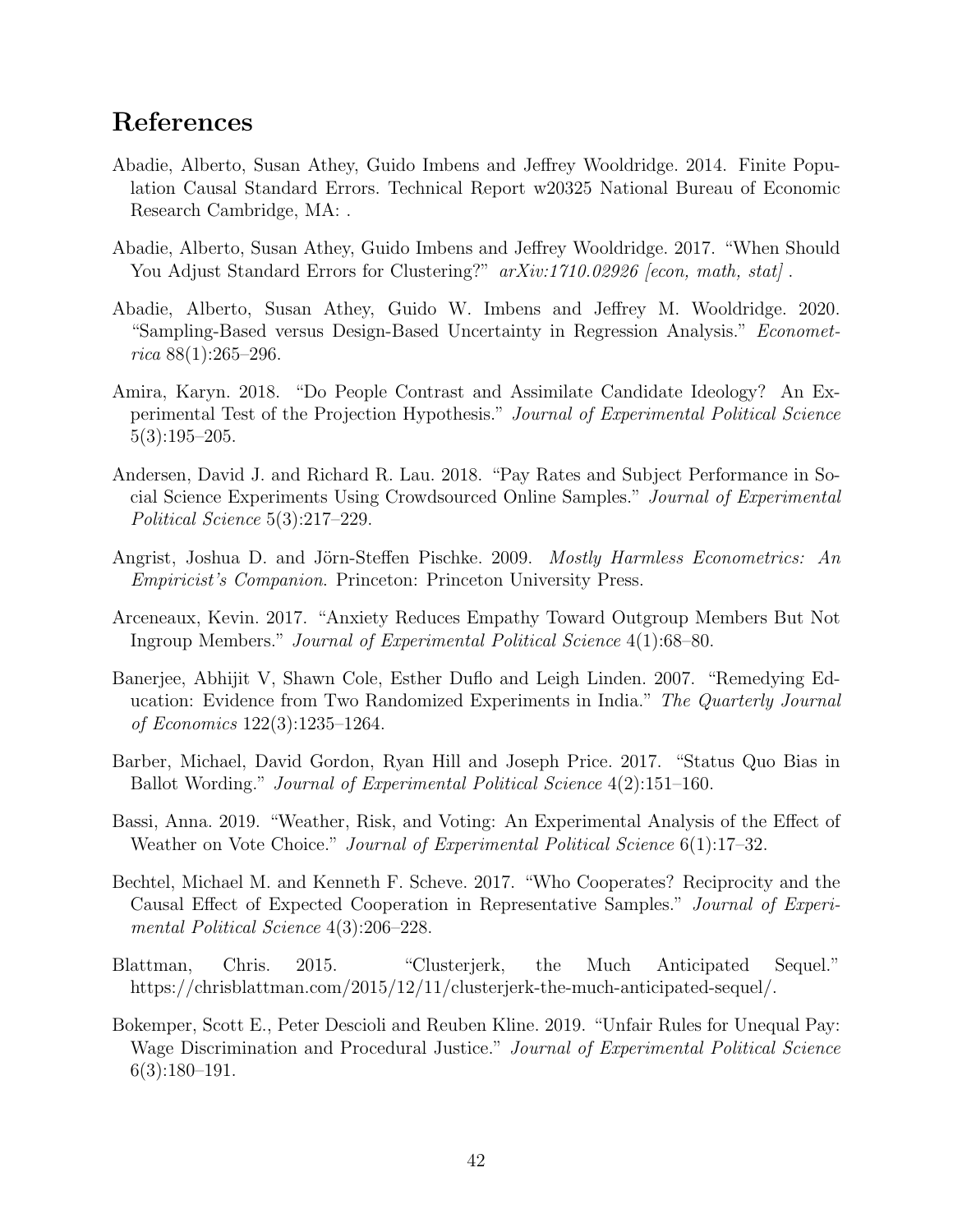# References

Abadie, Alberto, Susan Athey, Guido Imbens and Jeffrey Wooldridge. 2014. Finite Population Causal Standard Errors. Technical Report w20325 National Bureau of Economic Research Cambridge, MA: .

Abadie, Alberto, Susan Athey, Guido Imbens and Jeffrey Wooldridge. 2017. "When Should You Adjust Standard Errors for Clustering?" *arXiv:1710.02926 [econ, math, stat]* .

Abadie, Alberto, Susan Athey, Guido W. Imbens and Jeffrey M. Wooldridge. 2020. "Sampling-Based versus Design-Based Uncertainty in Regression Analysis." *Econometrica* 88(1):265–296.

Amira, Karyn. 2018. "Do People Contrast and Assimilate Candidate Ideology? An Experimental Test of the Projection Hypothesis." *Journal of Experimental Political Science* 5(3):195–205.

Andersen, David J. and Richard R. Lau. 2018. "Pay Rates and Subject Performance in Social Science Experiments Using Crowdsourced Online Samples." *Journal of Experimental Political Science* 5(3):217–229.

Angrist, Joshua D. and Jörn-Steffen Pischke. 2009. *Mostly Harmless Econometrics: An Empiricist's Companion*. Princeton: Princeton University Press.

Arceneaux, Kevin. 2017. "Anxiety Reduces Empathy Toward Outgroup Members But Not Ingroup Members." *Journal of Experimental Political Science* 4(1):68–80.

Banerjee, Abhijit V, Shawn Cole, Esther Duflo and Leigh Linden. 2007. "Remedying Education: Evidence from Two Randomized Experiments in India." *The Quarterly Journal of Economics* 122(3):1235–1264.

Barber, Michael, David Gordon, Ryan Hill and Joseph Price. 2017. "Status Quo Bias in Ballot Wording." *Journal of Experimental Political Science* 4(2):151–160.

Bassi, Anna. 2019. "Weather, Risk, and Voting: An Experimental Analysis of the Effect of Weather on Vote Choice." *Journal of Experimental Political Science* 6(1):17–32.

Bechtel, Michael M. and Kenneth F. Scheve. 2017. "Who Cooperates? Reciprocity and the Causal Effect of Expected Cooperation in Representative Samples." *Journal of Experimental Political Science* 4(3):206–228.

Blattman, Chris. 2015. "Clusterjerk, the Much Anticipated Sequel." https://chrisblattman.com/2015/12/11/clusterjerk-the-much-anticipated-sequel/.

Bokemper, Scott E., Peter Descioli and Reuben Kline. 2019. "Unfair Rules for Unequal Pay: Wage Discrimination and Procedural Justice." *Journal of Experimental Political Science* 6(3):180–191.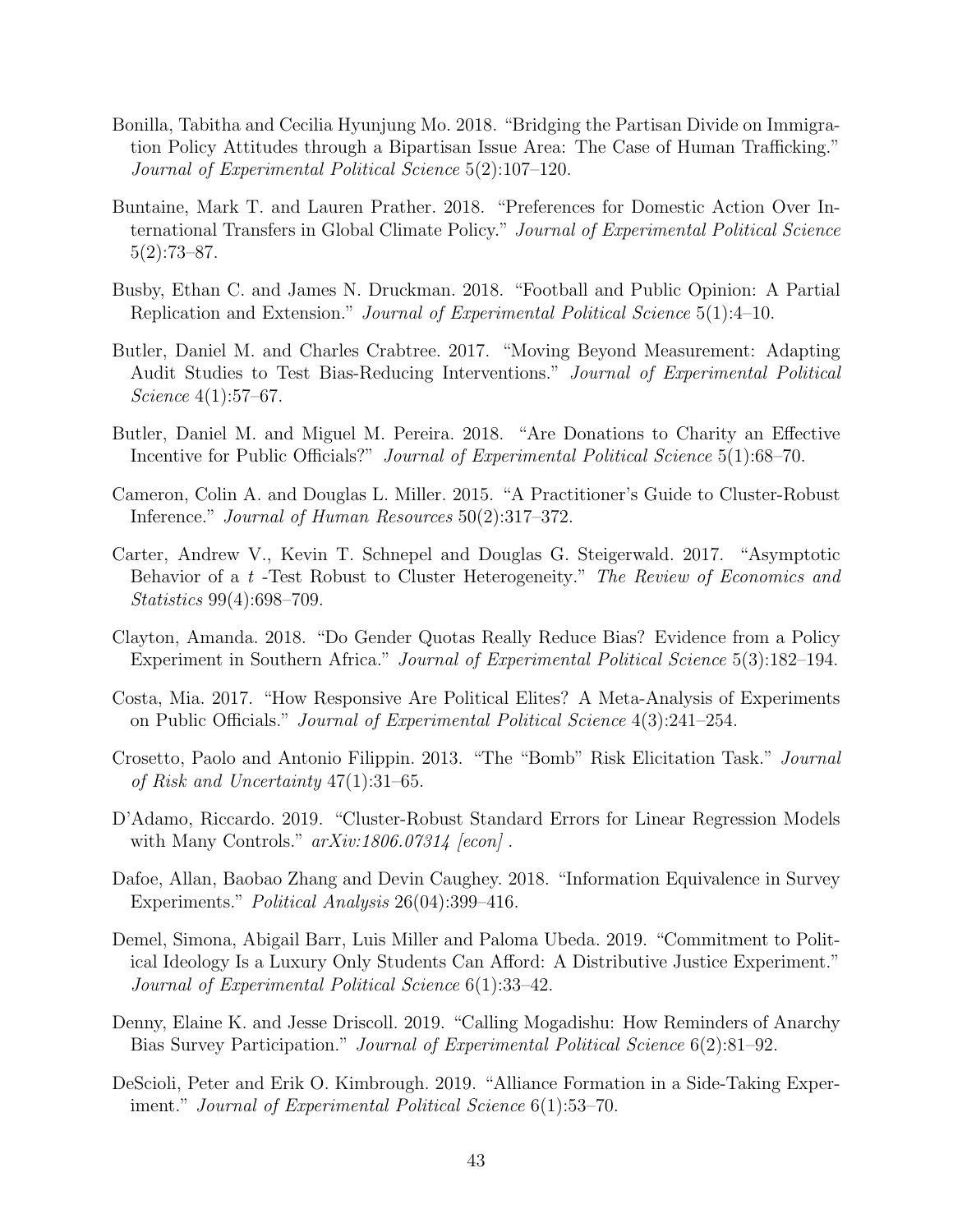Bonilla, Tabitha and Cecilia Hyunjung Mo. 2018. "Bridging the Partisan Divide on Immigration Policy Attitudes through a Bipartisan Issue Area: The Case of Human Trafficking." *Journal of Experimental Political Science* 5(2):107–120.

Buntaine, Mark T. and Lauren Prather. 2018. "Preferences for Domestic Action Over International Transfers in Global Climate Policy." *Journal of Experimental Political Science* 5(2):73–87.

Busby, Ethan C. and James N. Druckman. 2018. "Football and Public Opinion: A Partial Replication and Extension." *Journal of Experimental Political Science* 5(1):4–10.

Butler, Daniel M. and Charles Crabtree. 2017. "Moving Beyond Measurement: Adapting Audit Studies to Test Bias-Reducing Interventions." *Journal of Experimental Political Science* 4(1):57–67.

Butler, Daniel M. and Miguel M. Pereira. 2018. "Are Donations to Charity an Effective Incentive for Public Officials?" *Journal of Experimental Political Science* 5(1):68–70.

Cameron, Colin A. and Douglas L. Miller. 2015. "A Practitioner's Guide to Cluster-Robust Inference." *Journal of Human Resources* 50(2):317–372.

Carter, Andrew V., Kevin T. Schnepel and Douglas G. Steigerwald. 2017. "Asymptotic Behavior of a $t$ -Test Robust to Cluster Heterogeneity." *The Review of Economics and Statistics* 99(4):698–709.

Clayton, Amanda. 2018. "Do Gender Quotas Really Reduce Bias? Evidence from a Policy Experiment in Southern Africa." *Journal of Experimental Political Science* 5(3):182–194.

Costa, Mia. 2017. "How Responsive Are Political Elites? A Meta-Analysis of Experiments on Public Officials." *Journal of Experimental Political Science* 4(3):241–254.

Crosetto, Paolo and Antonio Filippin. 2013. "The "Bomb" Risk Elicitation Task." *Journal of Risk and Uncertainty* 47(1):31–65.

D'Adamo, Riccardo. 2019. "Cluster-Robust Standard Errors for Linear Regression Models with Many Controls." *arXiv:1806.07314 [econ]* .

Dafoe, Allan, Baobao Zhang and Devin Caughey. 2018. "Information Equivalence in Survey Experiments." *Political Analysis* 26(04):399–416.

Demel, Simona, Abigail Barr, Luis Miller and Paloma Ubeda. 2019. "Commitment to Political Ideology Is a Luxury Only Students Can Afford: A Distributive Justice Experiment." *Journal of Experimental Political Science* 6(1):33–42.

Denny, Elaine K. and Jesse Driscoll. 2019. "Calling Mogadishu: How Reminders of Anarchy Bias Survey Participation." *Journal of Experimental Political Science* 6(2):81–92.

DeScioli, Peter and Erik O. Kimbrough. 2019. "Alliance Formation in a Side-Taking Experiment." *Journal of Experimental Political Science* 6(1):53–70.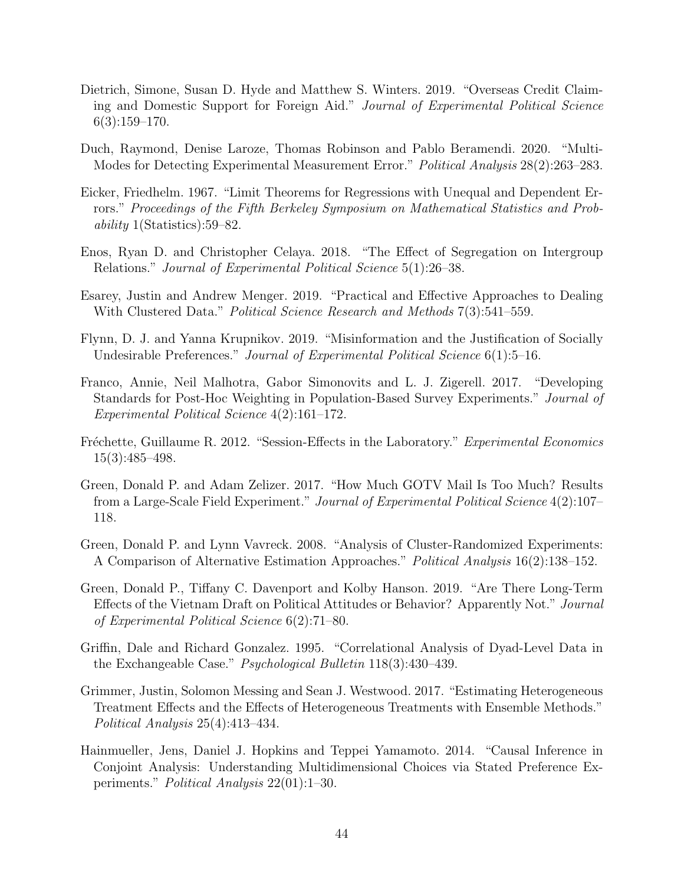Dietrich, Simone, Susan D. Hyde and Matthew S. Winters. 2019. "Overseas Credit Claiming and Domestic Support for Foreign Aid." *Journal of Experimental Political Science* 6(3):159–170.

Duch, Raymond, Denise Laroze, Thomas Robinson and Pablo Beramendi. 2020. "Multi-Modes for Detecting Experimental Measurement Error." *Political Analysis* 28(2):263–283.

Eicker, Friedhelm. 1967. "Limit Theorems for Regressions with Unequal and Dependent Errors." *Proceedings of the Fifth Berkeley Symposium on Mathematical Statistics and Probability* 1(Statistics):59–82.

Enos, Ryan D. and Christopher Celaya. 2018. "The Effect of Segregation on Intergroup Relations." *Journal of Experimental Political Science* 5(1):26–38.

Esarey, Justin and Andrew Menger. 2019. "Practical and Effective Approaches to Dealing With Clustered Data." *Political Science Research and Methods* 7(3):541–559.

Flynn, D. J. and Yanna Krupnikov. 2019. "Misinformation and the Justification of Socially Undesirable Preferences." *Journal of Experimental Political Science* 6(1):5–16.

Franco, Annie, Neil Malhotra, Gabor Simonovits and L. J. Zigerell. 2017. "Developing Standards for Post-Hoc Weighting in Population-Based Survey Experiments." *Journal of Experimental Political Science* 4(2):161–172.

Fréchette, Guillaume R. 2012. "Session-Effects in the Laboratory." *Experimental Economics* 15(3):485–498.

Green, Donald P. and Adam Zelizer. 2017. "How Much GOTV Mail Is Too Much? Results from a Large-Scale Field Experiment." *Journal of Experimental Political Science* 4(2):107–118.

Green, Donald P. and Lynn Vavreck. 2008. "Analysis of Cluster-Randomized Experiments: A Comparison of Alternative Estimation Approaches." *Political Analysis* 16(2):138–152.

Green, Donald P., Tiffany C. Davenport and Kolby Hanson. 2019. "Are There Long-Term Effects of the Vietnam Draft on Political Attitudes or Behavior? Apparently Not." *Journal of Experimental Political Science* 6(2):71–80.

Griffin, Dale and Richard Gonzalez. 1995. "Correlational Analysis of Dyad-Level Data in the Exchangeable Case." *Psychological Bulletin* 118(3):430–439.

Grimmer, Justin, Solomon Messing and Sean J. Westwood. 2017. "Estimating Heterogeneous Treatment Effects and the Effects of Heterogeneous Treatments with Ensemble Methods." *Political Analysis* 25(4):413–434.

Hainmueller, Jens, Daniel J. Hopkins and Teppei Yamamoto. 2014. "Causal Inference in Conjoint Analysis: Understanding Multidimensional Choices via Stated Preference Experiments." *Political Analysis* 22(01):1–30.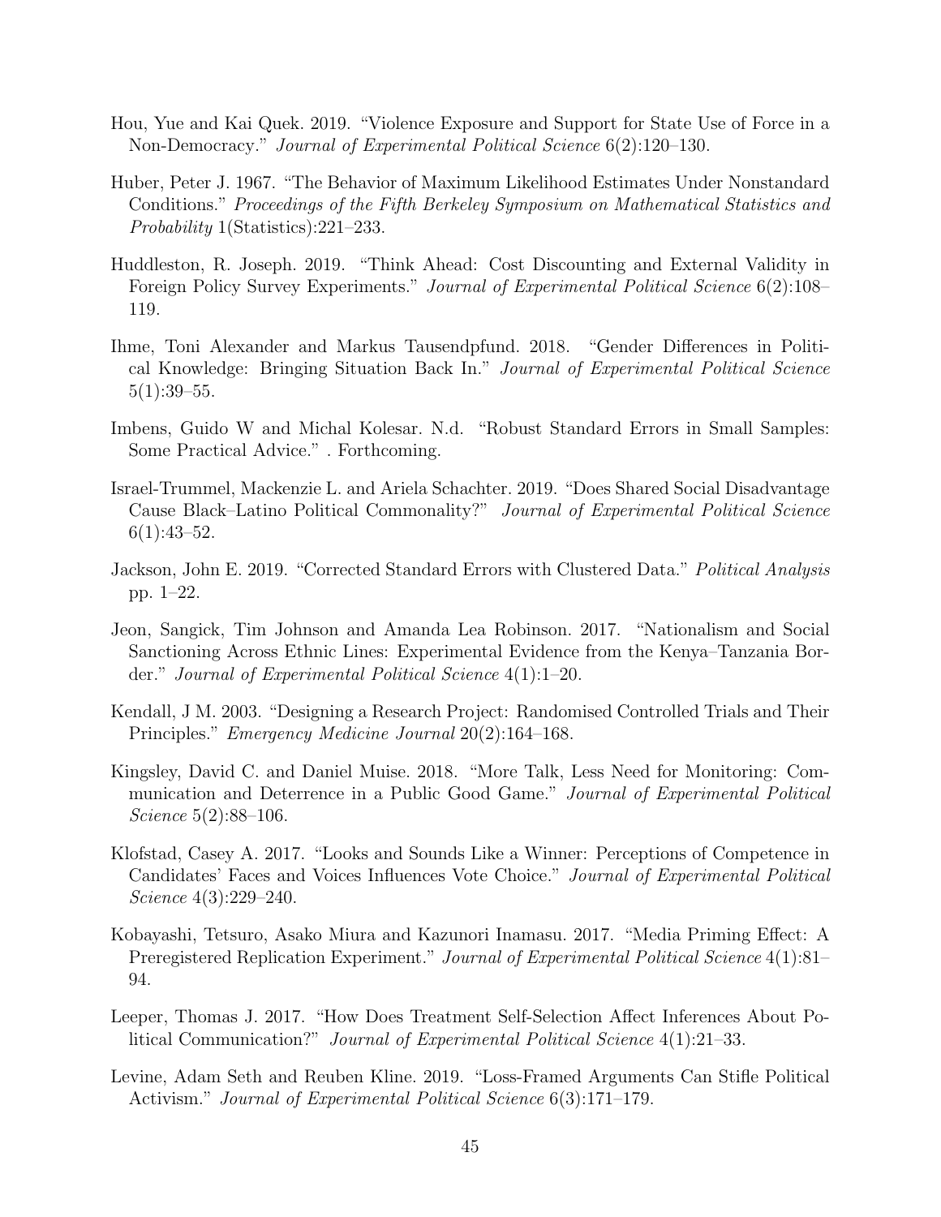Hou, Yue and Kai Quek. 2019. "Violence Exposure and Support for State Use of Force in a Non-Democracy." *Journal of Experimental Political Science* 6(2):120–130.

Huber, Peter J. 1967. "The Behavior of Maximum Likelihood Estimates Under Nonstandard Conditions." *Proceedings of the Fifth Berkeley Symposium on Mathematical Statistics and Probability* 1(Statistics):221–233.

Huddleston, R. Joseph. 2019. "Think Ahead: Cost Discounting and External Validity in Foreign Policy Survey Experiments." *Journal of Experimental Political Science* 6(2):108–119.

Ihme, Toni Alexander and Markus Tausendpfund. 2018. "Gender Differences in Political Knowledge: Bringing Situation Back In." *Journal of Experimental Political Science* 5(1):39–55.

Imbens, Guido W and Michal Kolesar. N.d. "Robust Standard Errors in Small Samples: Some Practical Advice." . Forthcoming.

Israel-Trummel, Mackenzie L. and Ariela Schachter. 2019. "Does Shared Social Disadvantage Cause Black–Latino Political Commonality?" *Journal of Experimental Political Science* 6(1):43–52.

Jackson, John E. 2019. "Corrected Standard Errors with Clustered Data." *Political Analysis* pp. 1–22.

Jeon, Sangick, Tim Johnson and Amanda Lea Robinson. 2017. "Nationalism and Social Sanctioning Across Ethnic Lines: Experimental Evidence from the Kenya–Tanzania Border." *Journal of Experimental Political Science* 4(1):1–20.

Kendall, J M. 2003. "Designing a Research Project: Randomised Controlled Trials and Their Principles." *Emergency Medicine Journal* 20(2):164–168.

Kingsley, David C. and Daniel Muise. 2018. "More Talk, Less Need for Monitoring: Communication and Deterrence in a Public Good Game." *Journal of Experimental Political Science* 5(2):88–106.

Klofstad, Casey A. 2017. "Looks and Sounds Like a Winner: Perceptions of Competence in Candidates' Faces and Voices Influences Vote Choice." *Journal of Experimental Political Science* 4(3):229–240.

Kobayashi, Tetsuro, Asako Miura and Kazunori Inamasu. 2017. "Media Priming Effect: A Preregistered Replication Experiment." *Journal of Experimental Political Science* 4(1):81–94.

Leeper, Thomas J. 2017. "How Does Treatment Self-Selection Affect Inferences About Political Communication?" *Journal of Experimental Political Science* 4(1):21–33.

Levine, Adam Seth and Reuben Kline. 2019. "Loss-Framed Arguments Can Stifle Political Activism." *Journal of Experimental Political Science* 6(3):171–179.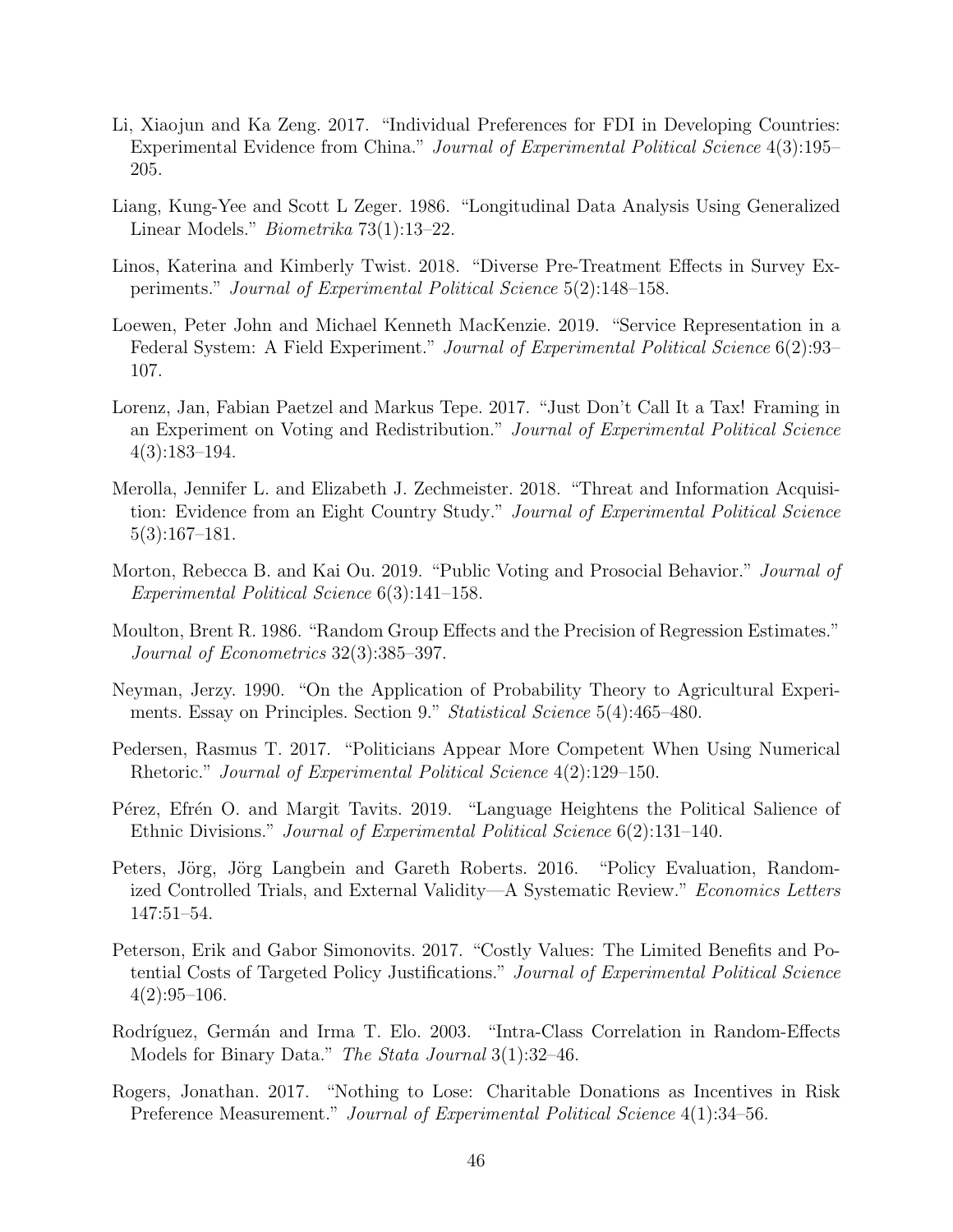Li, Xiaojun and Ka Zeng. 2017. "Individual Preferences for FDI in Developing Countries: Experimental Evidence from China." *Journal of Experimental Political Science* 4(3):195–205.

Liang, Kung-Yee and Scott L Zeger. 1986. "Longitudinal Data Analysis Using Generalized Linear Models." *Biometrika* 73(1):13–22.

Linos, Katerina and Kimberly Twist. 2018. "Diverse Pre-Treatment Effects in Survey Experiments." *Journal of Experimental Political Science* 5(2):148–158.

Loewen, Peter John and Michael Kenneth MacKenzie. 2019. "Service Representation in a Federal System: A Field Experiment." *Journal of Experimental Political Science* 6(2):93–107.

Lorenz, Jan, Fabian Paetzel and Markus Tepe. 2017. "Just Don't Call It a Tax! Framing in an Experiment on Voting and Redistribution." *Journal of Experimental Political Science* 4(3):183–194.

Merolla, Jennifer L. and Elizabeth J. Zechmeister. 2018. "Threat and Information Acquisition: Evidence from an Eight Country Study." *Journal of Experimental Political Science* 5(3):167–181.

Morton, Rebecca B. and Kai Ou. 2019. "Public Voting and Prosocial Behavior." *Journal of Experimental Political Science* 6(3):141–158.

Moulton, Brent R. 1986. "Random Group Effects and the Precision of Regression Estimates." *Journal of Econometrics* 32(3):385–397.

Neyman, Jerzy. 1990. "On the Application of Probability Theory to Agricultural Experiments. Essay on Principles. Section 9." *Statistical Science* 5(4):465–480.

Pedersen, Rasmus T. 2017. "Politicians Appear More Competent When Using Numerical Rhetoric." *Journal of Experimental Political Science* 4(2):129–150.

Pérez, Efrén O. and Margit Tavits. 2019. "Language Heightens the Political Salience of Ethnic Divisions." *Journal of Experimental Political Science* 6(2):131–140.

Peters, Jörg, Jörg Langbein and Gareth Roberts. 2016. "Policy Evaluation, Randomized Controlled Trials, and External Validity—A Systematic Review." *Economics Letters* 147:51–54.

Peterson, Erik and Gabor Simonovits. 2017. "Costly Values: The Limited Benefits and Potential Costs of Targeted Policy Justifications." *Journal of Experimental Political Science* 4(2):95–106.

Rodríguez, Germán and Irma T. Elo. 2003. "Intra-Class Correlation in Random-Effects Models for Binary Data." *The Stata Journal* 3(1):32–46.

Rogers, Jonathan. 2017. "Nothing to Lose: Charitable Donations as Incentives in Risk Preference Measurement." *Journal of Experimental Political Science* 4(1):34–56.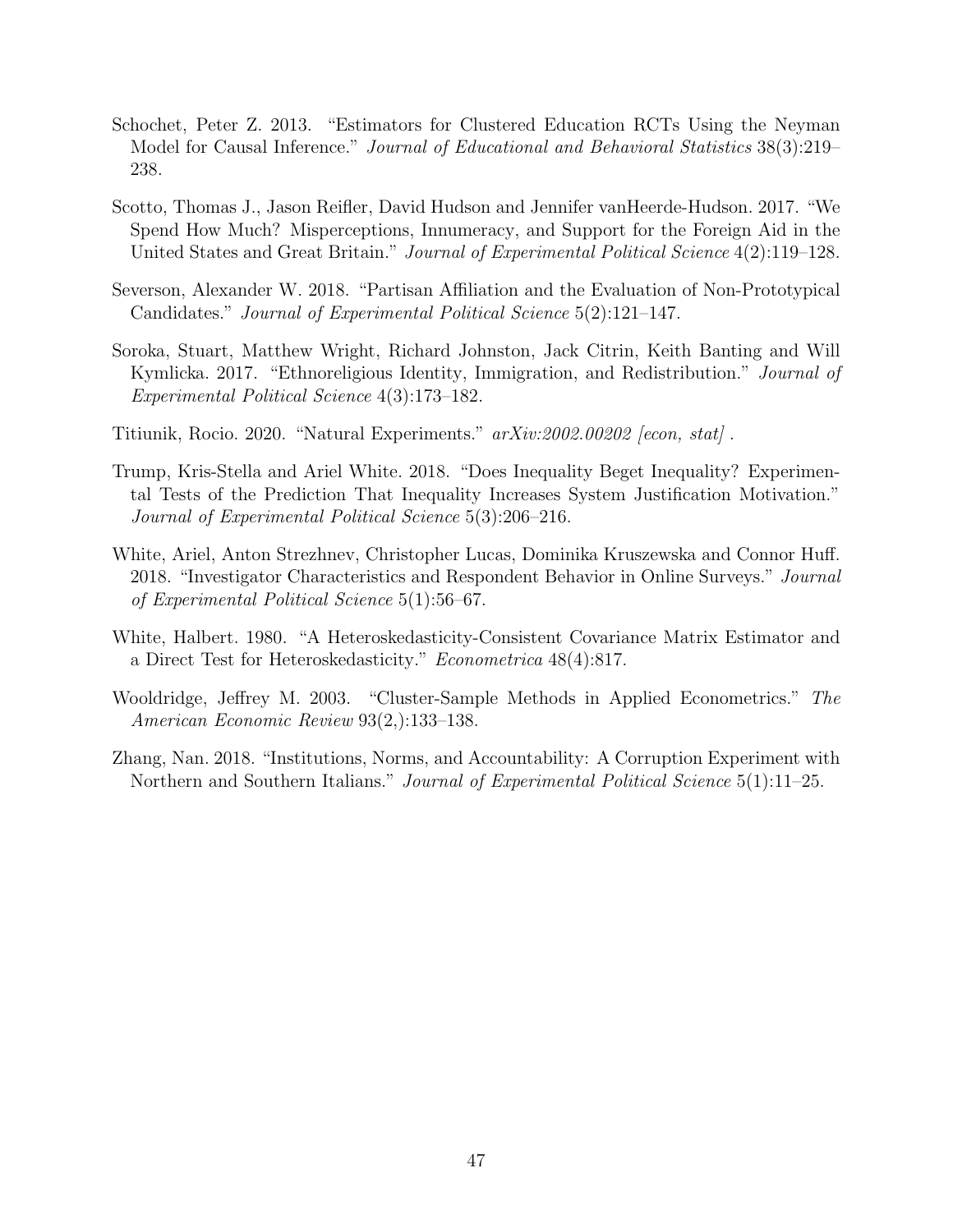Schochet, Peter Z. 2013. "Estimators for Clustered Education RCTs Using the Neyman Model for Causal Inference." *Journal of Educational and Behavioral Statistics* 38(3):219–238.

Scotto, Thomas J., Jason Reifler, David Hudson and Jennifer vanHeerde-Hudson. 2017. "We Spend How Much? Misperceptions, Innumeracy, and Support for the Foreign Aid in the United States and Great Britain." *Journal of Experimental Political Science* 4(2):119–128.

Severson, Alexander W. 2018. "Partisan Affiliation and the Evaluation of Non-Prototypical Candidates." *Journal of Experimental Political Science* 5(2):121–147.

Soroka, Stuart, Matthew Wright, Richard Johnston, Jack Citrin, Keith Banting and Will Kymlicka. 2017. "Ethnoreligious Identity, Immigration, and Redistribution." *Journal of Experimental Political Science* 4(3):173–182.

Titiunik, Rocio. 2020. "Natural Experiments." *arXiv:2002.00202 [econ, stat]* .

Trump, Kris-Stella and Ariel White. 2018. "Does Inequality Beget Inequality? Experimental Tests of the Prediction That Inequality Increases System Justification Motivation." *Journal of Experimental Political Science* 5(3):206–216.

White, Ariel, Anton Strezhnev, Christopher Lucas, Dominika Kruszewska and Connor Huff. 2018. "Investigator Characteristics and Respondent Behavior in Online Surveys." *Journal of Experimental Political Science* 5(1):56–67.

White, Halbert. 1980. "A Heteroskedasticity-Consistent Covariance Matrix Estimator and a Direct Test for Heteroskedasticity." *Econometrica* 48(4):817.

Wooldridge, Jeffrey M. 2003. "Cluster-Sample Methods in Applied Econometrics." *The American Economic Review* 93(2,):133–138.

Zhang, Nan. 2018. "Institutions, Norms, and Accountability: A Corruption Experiment with Northern and Southern Italians." *Journal of Experimental Political Science* 5(1):11–25.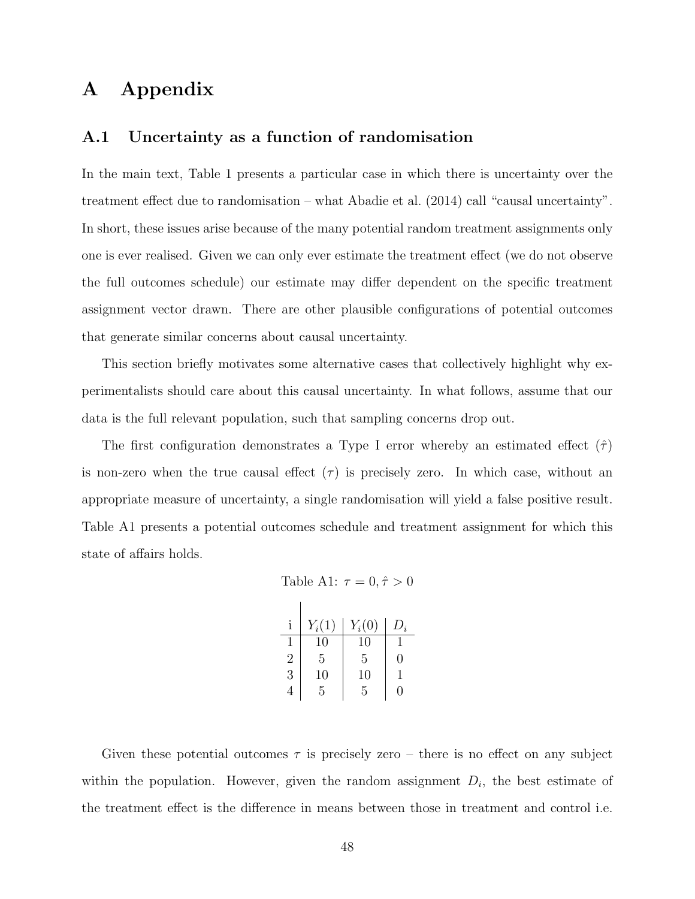# A Appendix

## A.1 Uncertainty as a function of randomisation

In the main text, Table 1 presents a particular case in which there is uncertainty over the treatment effect due to randomisation – what Abadie et al. (2014) call "causal uncertainty". In short, these issues arise because of the many potential random treatment assignments only one is ever realised. Given we can only ever estimate the treatment effect (we do not observe the full outcomes schedule) our estimate may differ dependent on the specific treatment assignment vector drawn. There are other plausible configurations of potential outcomes that generate similar concerns about causal uncertainty.

This section briefly motivates some alternative cases that collectively highlight why experimentalists should care about this causal uncertainty. In what follows, assume that our data is the full relevant population, such that sampling concerns drop out.

The first configuration demonstrates a Type I error whereby an estimated effect ($\hat{\tau}$) is non-zero when the true causal effect ($\tau$) is precisely zero. In which case, without an appropriate measure of uncertainty, a single randomisation will yield a false positive result. Table A1 presents a potential outcomes schedule and treatment assignment for which this state of affairs holds.

Table A1: $\tau = 0, \hat{\tau} > 0$

| i | $Y_i(1)$ | $Y_i(0)$ | $D_i$ |
|---|---|---|---|
| 1 | 10 | 10 | 1 |
| 2 | 5 | 5 | 0 |
| 3 | 10 | 10 | 1 |
| 4 | 5 | 5 | 0 |

Given these potential outcomes $\tau$ is precisely zero – there is no effect on any subject within the population. However, given the random assignment $D_i$, the best estimate of the treatment effect is the difference in means between those in treatment and control i.e.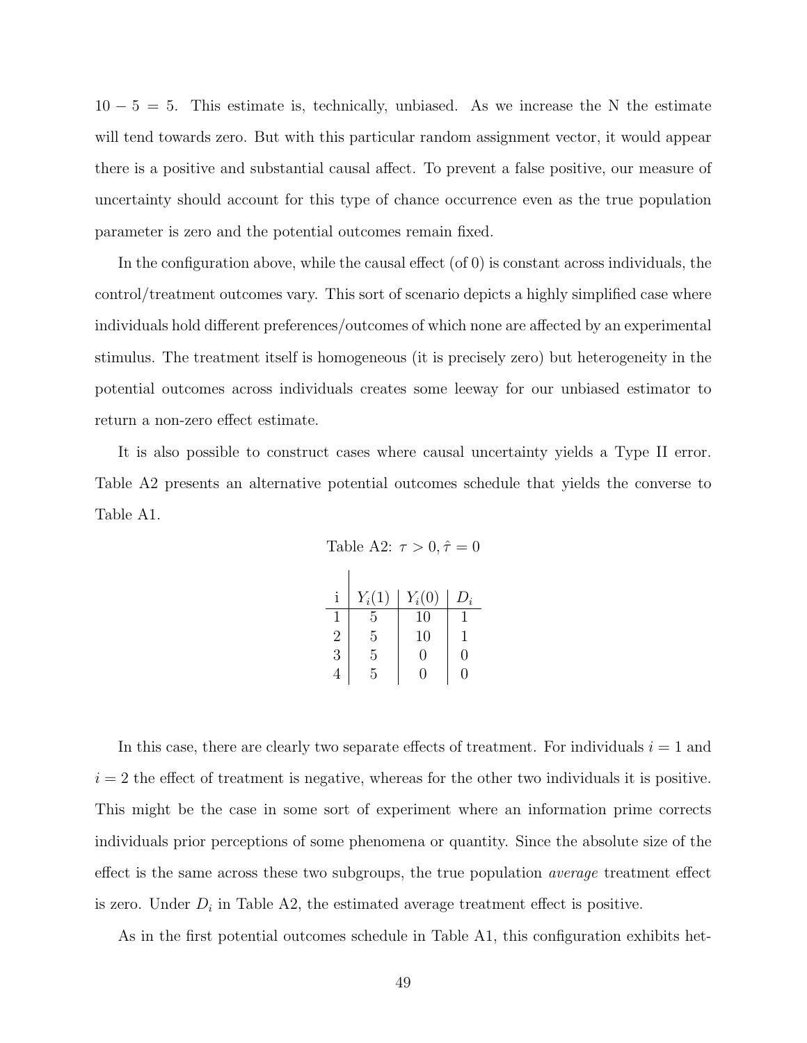$10 - 5 = 5$. This estimate is, technically, unbiased. As we increase the N the estimate will tend towards zero. But with this particular random assignment vector, it would appear there is a positive and substantial causal affect. To prevent a false positive, our measure of uncertainty should account for this type of chance occurrence even as the true population parameter is zero and the potential outcomes remain fixed.

In the configuration above, while the causal effect (of 0) is constant across individuals, the control/treatment outcomes vary. This sort of scenario depicts a highly simplified case where individuals hold different preferences/outcomes of which none are affected by an experimental stimulus. The treatment itself is homogeneous (it is precisely zero) but heterogeneity in the potential outcomes across individuals creates some leeway for our unbiased estimator to return a non-zero effect estimate.

It is also possible to construct cases where causal uncertainty yields a Type II error. Table A2 presents an alternative potential outcomes schedule that yields the converse to Table A1.

Table A2: $\tau > 0, \hat{\tau} = 0$

| i | $Y_i(1)$ | $Y_i(0)$ | $D_i$ |
|---|---|---|---|
| 1 | 5 | 10 | 1 |
| 2 | 5 | 10 | 1 |
| 3 | 5 | 0 | 0 |
| 4 | 5 | 0 | 0 |

In this case, there are clearly two separate effects of treatment. For individuals $i = 1$ and $i = 2$ the effect of treatment is negative, whereas for the other two individuals it is positive. This might be the case in some sort of experiment where an information prime corrects individuals prior perceptions of some phenomena or quantity. Since the absolute size of the effect is the same across these two subgroups, the true population *average* treatment effect is zero. Under $D_i$ in Table A2, the estimated average treatment effect is positive.

As in the first potential outcomes schedule in Table A1, this configuration exhibits het-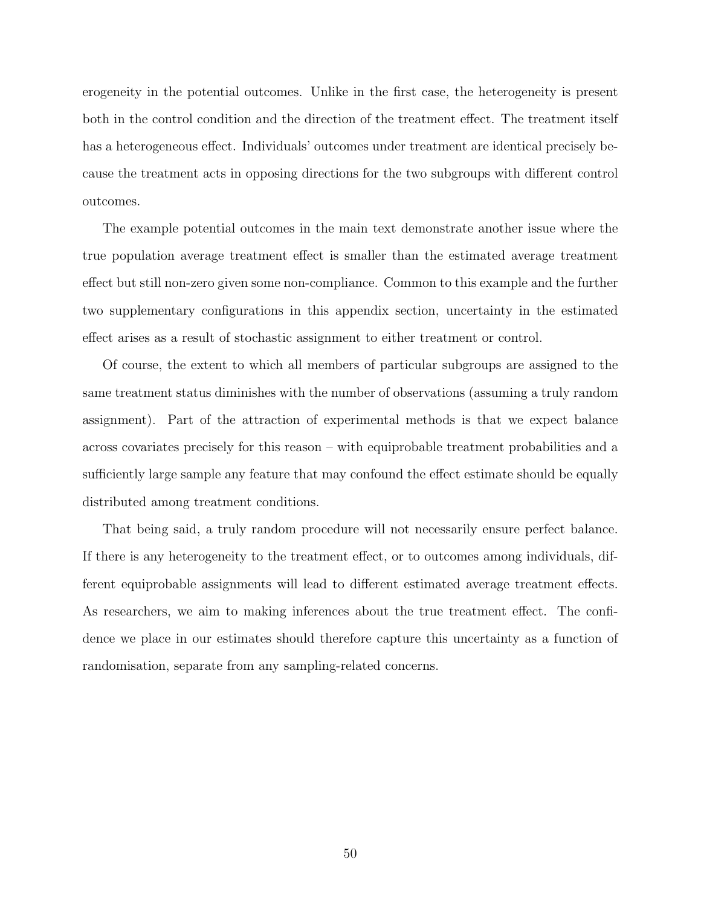erogeneity in the potential outcomes. Unlike in the first case, the heterogeneity is present both in the control condition and the direction of the treatment effect. The treatment itself has a heterogeneous effect. Individuals' outcomes under treatment are identical precisely because the treatment acts in opposing directions for the two subgroups with different control outcomes.

The example potential outcomes in the main text demonstrate another issue where the true population average treatment effect is smaller than the estimated average treatment effect but still non-zero given some non-compliance. Common to this example and the further two supplementary configurations in this appendix section, uncertainty in the estimated effect arises as a result of stochastic assignment to either treatment or control.

Of course, the extent to which all members of particular subgroups are assigned to the same treatment status diminishes with the number of observations (assuming a truly random assignment). Part of the attraction of experimental methods is that we expect balance across covariates precisely for this reason – with equiprobable treatment probabilities and a sufficiently large sample any feature that may confound the effect estimate should be equally distributed among treatment conditions.

That being said, a truly random procedure will not necessarily ensure perfect balance. If there is any heterogeneity to the treatment effect, or to outcomes among individuals, different equiprobable assignments will lead to different estimated average treatment effects. As researchers, we aim to making inferences about the true treatment effect. The confidence we place in our estimates should therefore capture this uncertainty as a function of randomisation, separate from any sampling-related concerns.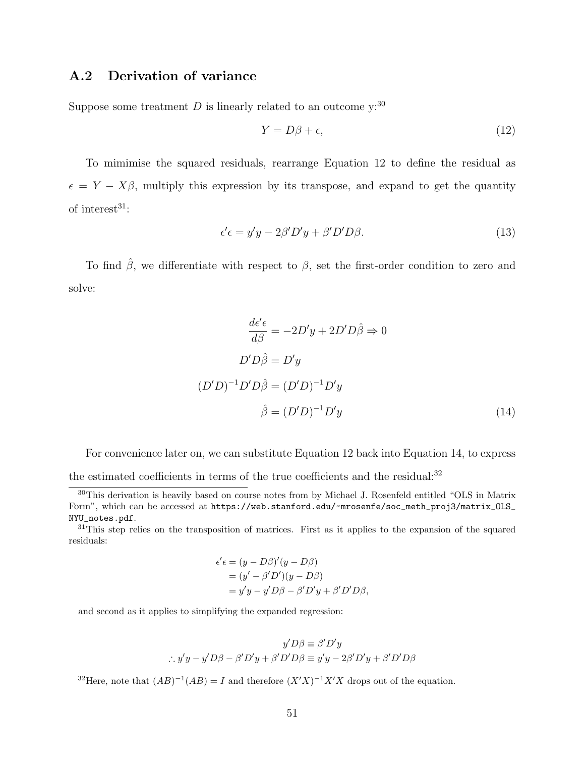## A.2 Derivation of variance

Suppose some treatment $D$ is linearly related to an outcome y:[30]

$$Y = D\beta + \epsilon, \tag{12}$$

To mimimise the squared residuals, rearrange Equation 12 to define the residual as $\epsilon = Y - X\beta$, multiply this expression by its transpose, and expand to get the quantity of interest[31]:

$$\epsilon'\epsilon = y'y - 2\beta'D'y + \beta'D'D\beta. \tag{13}$$

To find $\hat{\beta}$, we differentiate with respect to $\beta$, set the first-order condition to zero and solve:

$$\begin{aligned}
\frac{d\epsilon'\epsilon}{d\beta} &= -2D'y + 2D'D\hat{\beta} \Rightarrow 0 \\
D'D\hat{\beta} &= D'y \\
(D'D)^{-1}D'D\hat{\beta} &= (D'D)^{-1}D'y \\
\hat{\beta} &= (D'D)^{-1}D'y
\end{aligned} \tag{14}$$

For convenience later on, we can substitute Equation 12 back into Equation 14, to express the estimated coefficients in terms of the true coefficients and the residual:[32]

---

[30] This derivation is heavily based on course notes from by Michael J. Rosenfeld entitled "OLS in Matrix Form", which can be accessed at `https://web.stanford.edu/~mrosenfe/soc_meth_proj3/matrix_OLS_NYU_notes.pdf`.

[31] This step relies on the transposition of matrices. First as it applies to the expansion of the squared residuals:

$$\begin{aligned}
\epsilon'\epsilon &= (y - D\beta)'(y - D\beta) \\
&= (y' - \beta'D')(y - D\beta) \\
&= y'y - y'D\beta - \beta'D'y + \beta'D'D\beta,
\end{aligned}$$

and second as it applies to simplifying the expanded regression:

$$\begin{aligned}
y'D\beta &\equiv \beta'D'y \\
\therefore y'y - y'D\beta - \beta'D'y + \beta'D'D\beta &\equiv y'y - 2\beta'D'y + \beta'D'D\beta
\end{aligned}$$

[32] Here, note that $(AB)^{-1}(AB) = I$ and therefore $(X'X)^{-1}X'X$ drops out of the equation.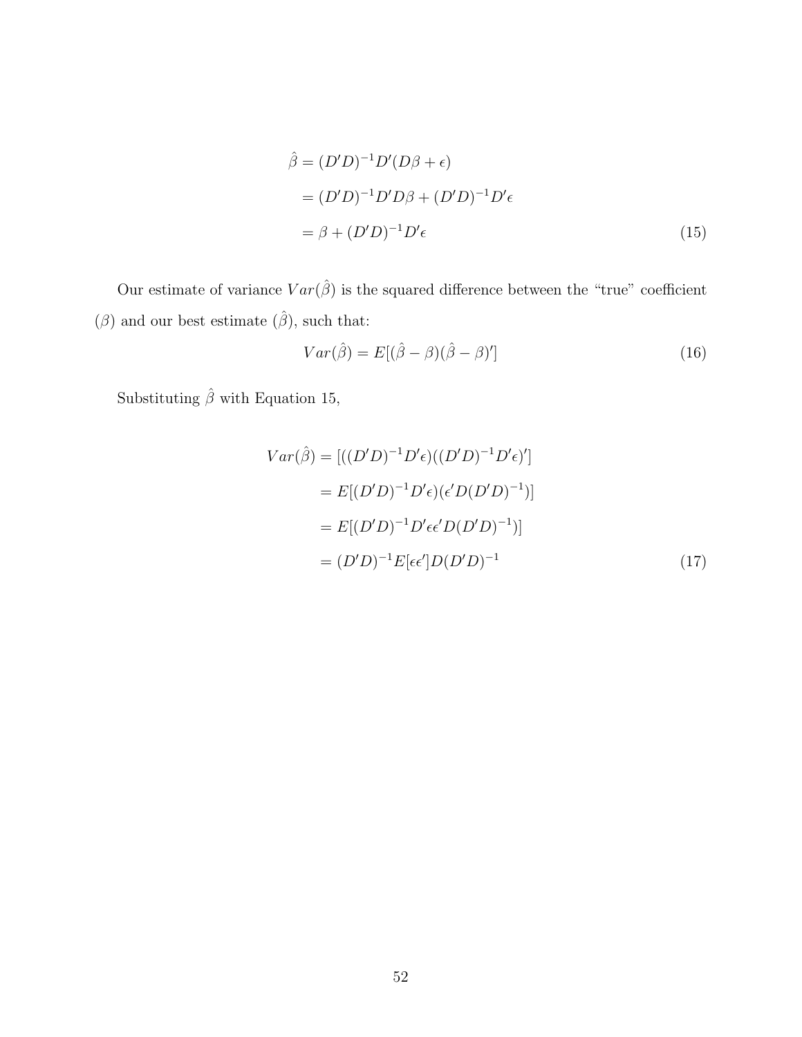$$
\begin{aligned}
\hat{\beta} &= (D'D)^{-1}D'(D\beta + \epsilon) \\
&= (D'D)^{-1}D'D\beta + (D'D)^{-1}D'\epsilon \\
&= \beta + (D'D)^{-1}D'\epsilon
\end{aligned} \tag{15}
$$

Our estimate of variance $Var(\hat{\beta})$ is the squared difference between the "true" coefficient ($\beta$) and our best estimate ($\hat{\beta}$), such that:

$$
Var(\hat{\beta}) = E[(\hat{\beta} - \beta)(\hat{\beta} - \beta)'] \tag{16}
$$

Substituting $\hat{\beta}$ with Equation 15,

$$
\begin{aligned}
Var(\hat{\beta}) &= [((D'D)^{-1}D'\epsilon)((D'D)^{-1}D'\epsilon)'] \\
&= E[(D'D)^{-1}D'\epsilon)(\epsilon' D(D'D)^{-1})] \\
&= E[(D'D)^{-1}D'\epsilon\epsilon' D(D'D)^{-1})] \\
&= (D'D)^{-1}E[\epsilon\epsilon']D(D'D)^{-1}
\end{aligned} \tag{17}
$$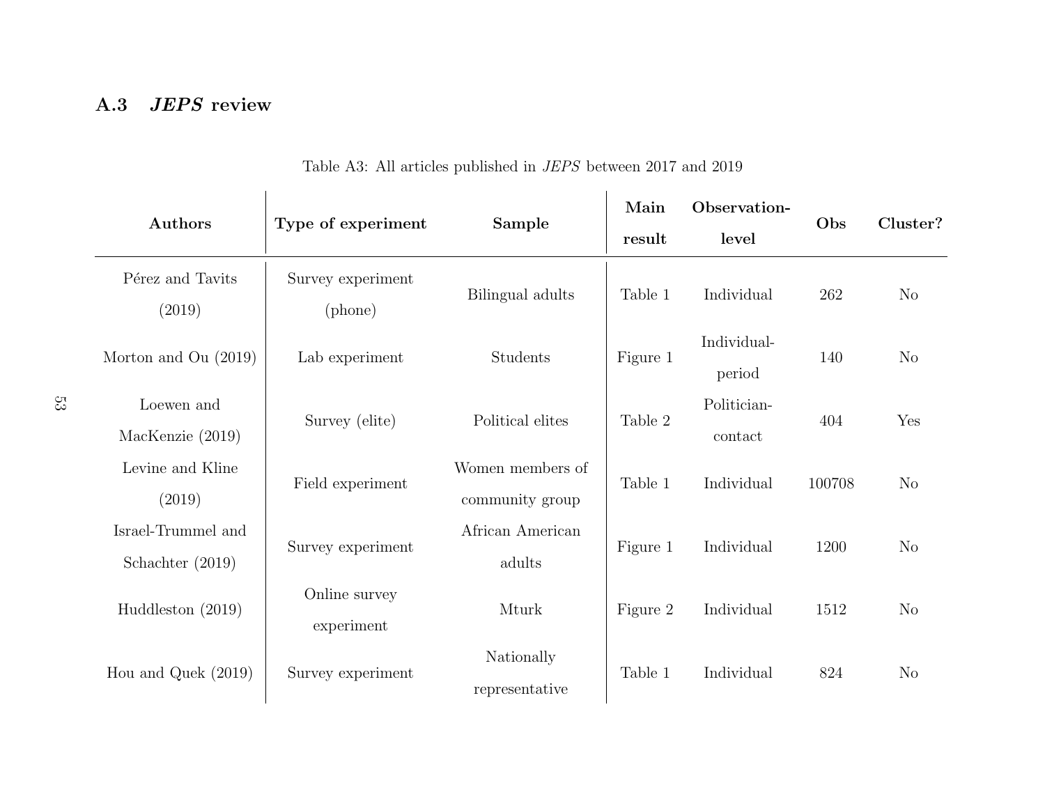## A.3 *JEPS* review

Table A3: All articles published in *JEPS* between 2017 and 2019

| Authors | Type of experiment | Sample | Main result | Observation-level | Obs | Cluster? |
|---|---|---|---|---|---|---|
| Pérez and Tavits (2019) | Survey experiment (phone) | Bilingual adults | Table 1 | Individual | 262 | No |
| Morton and Ou (2019) | Lab experiment | Students | Figure 1 | Individual-period | 140 | No |
| Loewen and MacKenzie (2019) | Survey (elite) | Political elites | Table 2 | Politician-contact | 404 | Yes |
| Levine and Kline (2019) | Field experiment | Women members of community group | Table 1 | Individual | 100708 | No |
| Israel-Trummel and Schachter (2019) | Survey experiment | African American adults | Figure 1 | Individual | 1200 | No |
| Huddleston (2019) | Online survey experiment | Mturk | Figure 2 | Individual | 1512 | No |
| Hou and Quek (2019) | Survey experiment | Nationally representative | Table 1 | Individual | 824 | No |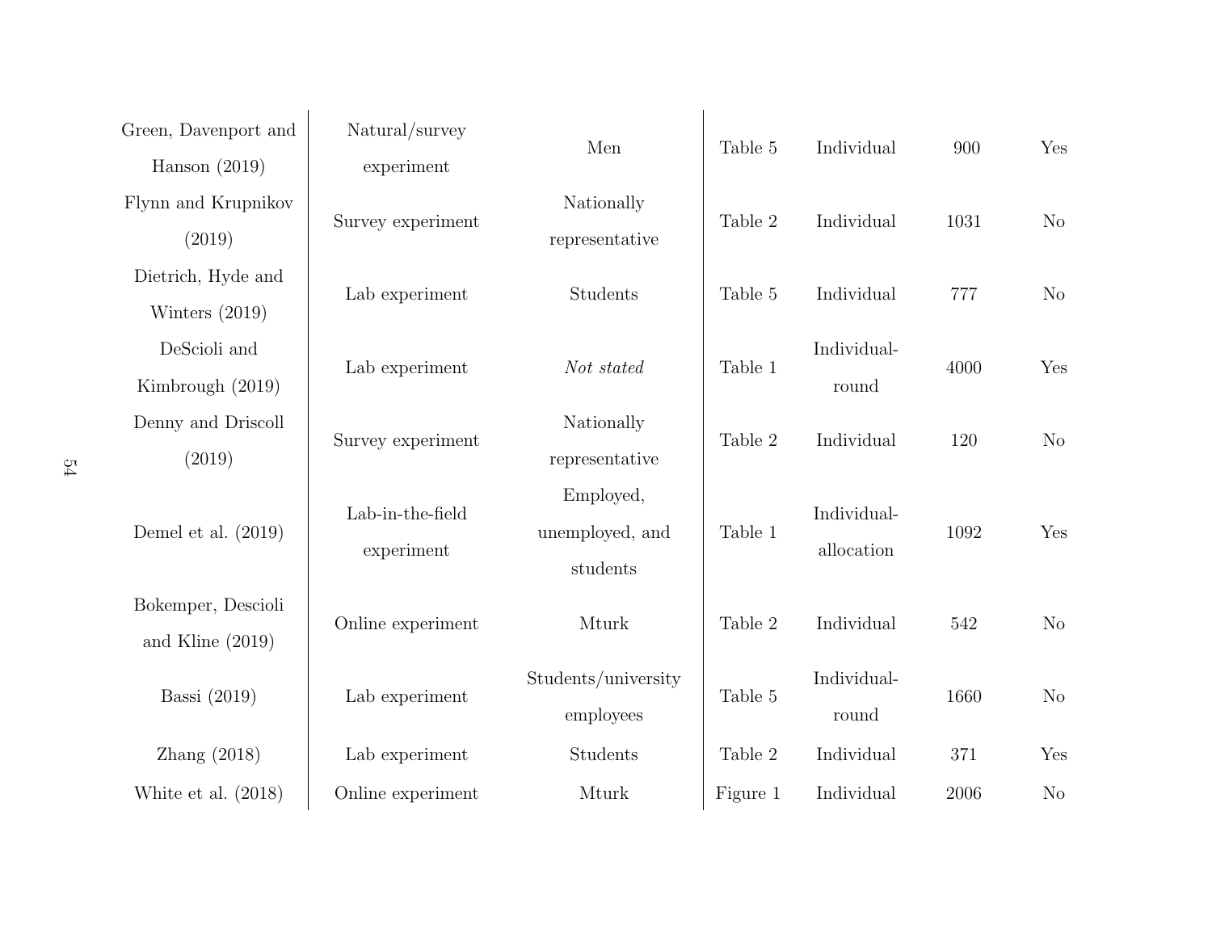| | | | | | | |
|---|---|---|---|---|---|---|
| Green, Davenport and Hanson (2019) | Natural/survey experiment | Men | Table 5 | Individual | 900 | Yes |
| Flynn and Krupnikov (2019) | Survey experiment | Nationally representative | Table 2 | Individual | 1031 | No |
| Dietrich, Hyde and Winters (2019) | Lab experiment | Students | Table 5 | Individual | 777 | No |
| DeScioli and Kimbrough (2019) | Lab experiment | *Not stated* | Table 1 | Individual-round | 4000 | Yes |
| Denny and Driscoll (2019) | Survey experiment | Nationally representative | Table 2 | Individual | 120 | No |
| Demel et al. (2019) | Lab-in-the-field experiment | Employed, unemployed, and students | Table 1 | Individual-allocation | 1092 | Yes |
| Bokemper, Descioli and Kline (2019) | Online experiment | Mturk | Table 2 | Individual | 542 | No |
| Bassi (2019) | Lab experiment | Students/university employees | Table 5 | Individual-round | 1660 | No |
| Zhang (2018) | Lab experiment | Students | Table 2 | Individual | 371 | Yes |
| White et al. (2018) | Online experiment | Mturk | Figure 1 | Individual | 2006 | No |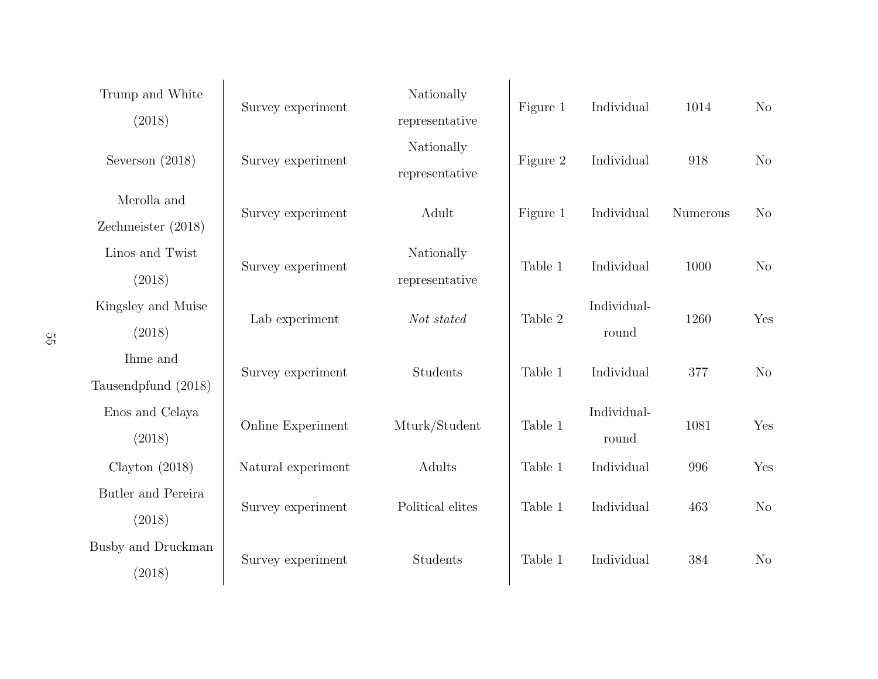| | | | | | | |
|---|---|---|---|---|---|---|
| Trump and White (2018) | Survey experiment | Nationally representative | Figure 1 | Individual | 1014 | No |
| Severson (2018) | Survey experiment | Nationally representative | Figure 2 | Individual | 918 | No |
| Merolla and Zechmeister (2018) | Survey experiment | Adult | Figure 1 | Individual | Numerous | No |
| Linos and Twist (2018) | Survey experiment | Nationally representative | Table 1 | Individual | 1000 | No |
| Kingsley and Muise (2018) | Lab experiment | *Not stated* | Table 2 | Individual-round | 1260 | Yes |
| Ihme and Tausendpfund (2018) | Survey experiment | Students | Table 1 | Individual | 377 | No |
| Enos and Celaya (2018) | Online Experiment | Mturk/Student | Table 1 | Individual-round | 1081 | Yes |
| Clayton (2018) | Natural experiment | Adults | Table 1 | Individual | 996 | Yes |
| Butler and Pereira (2018) | Survey experiment | Political elites | Table 1 | Individual | 463 | No |
| Busby and Druckman (2018) | Survey experiment | Students | Table 1 | Individual | 384 | No |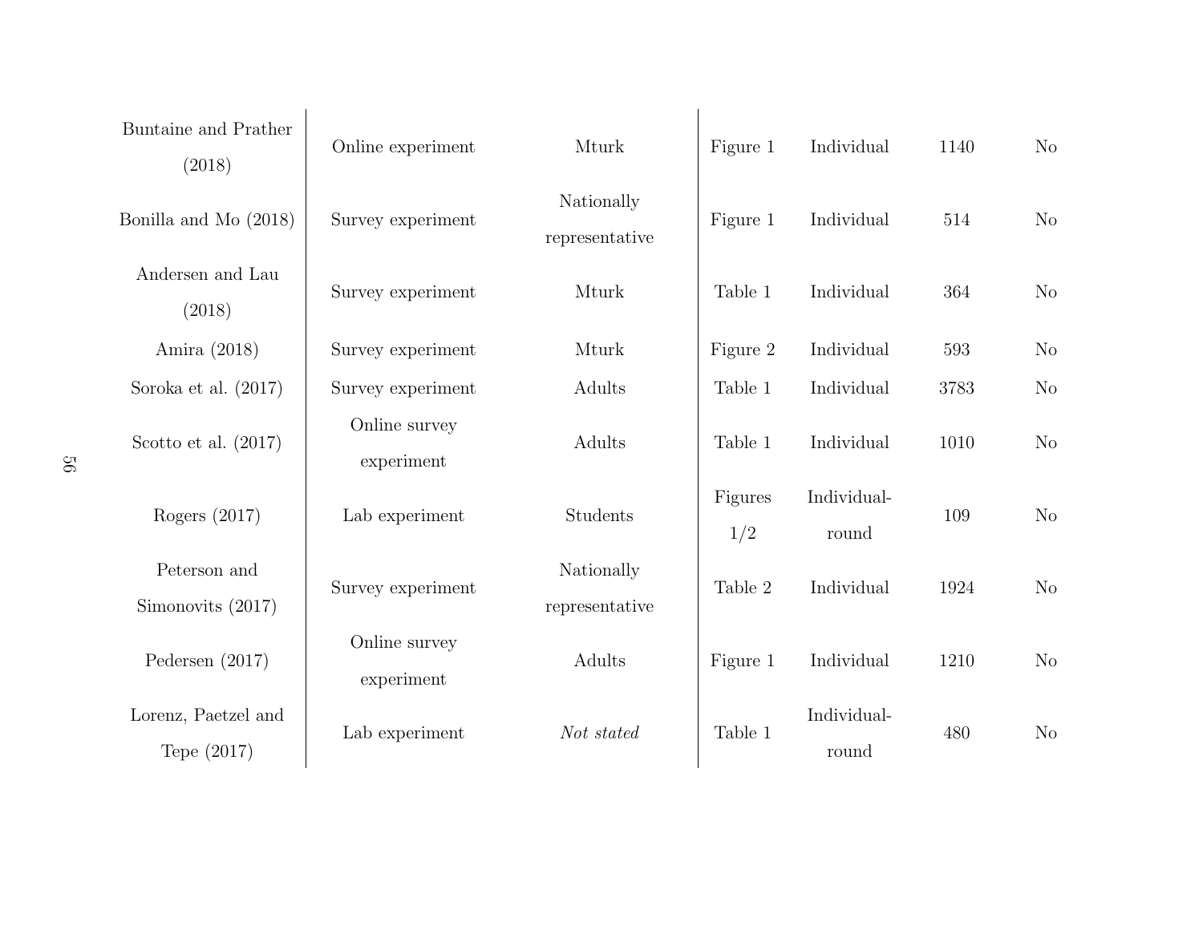| | | | | | | |
|---|---|---|---|---|---|---|
| Buntaine and Prather (2018) | Online experiment | Mturk | Figure 1 | Individual | 1140 | No |
| Bonilla and Mo (2018) | Survey experiment | Nationally representative | Figure 1 | Individual | 514 | No |
| Andersen and Lau (2018) | Survey experiment | Mturk | Table 1 | Individual | 364 | No |
| Amira (2018) | Survey experiment | Mturk | Figure 2 | Individual | 593 | No |
| Soroka et al. (2017) | Survey experiment | Adults | Table 1 | Individual | 3783 | No |
| Scotto et al. (2017) | Online survey experiment | Adults | Table 1 | Individual | 1010 | No |
| Rogers (2017) | Lab experiment | Students | Figures 1/2 | Individual-round | 109 | No |
| Peterson and Simonovits (2017) | Survey experiment | Nationally representative | Table 2 | Individual | 1924 | No |
| Pedersen (2017) | Online survey experiment | Adults | Figure 1 | Individual | 1210 | No |
| Lorenz, Paetzel and Tepe (2017) | Lab experiment | *Not stated* | Table 1 | Individual-round | 480 | No |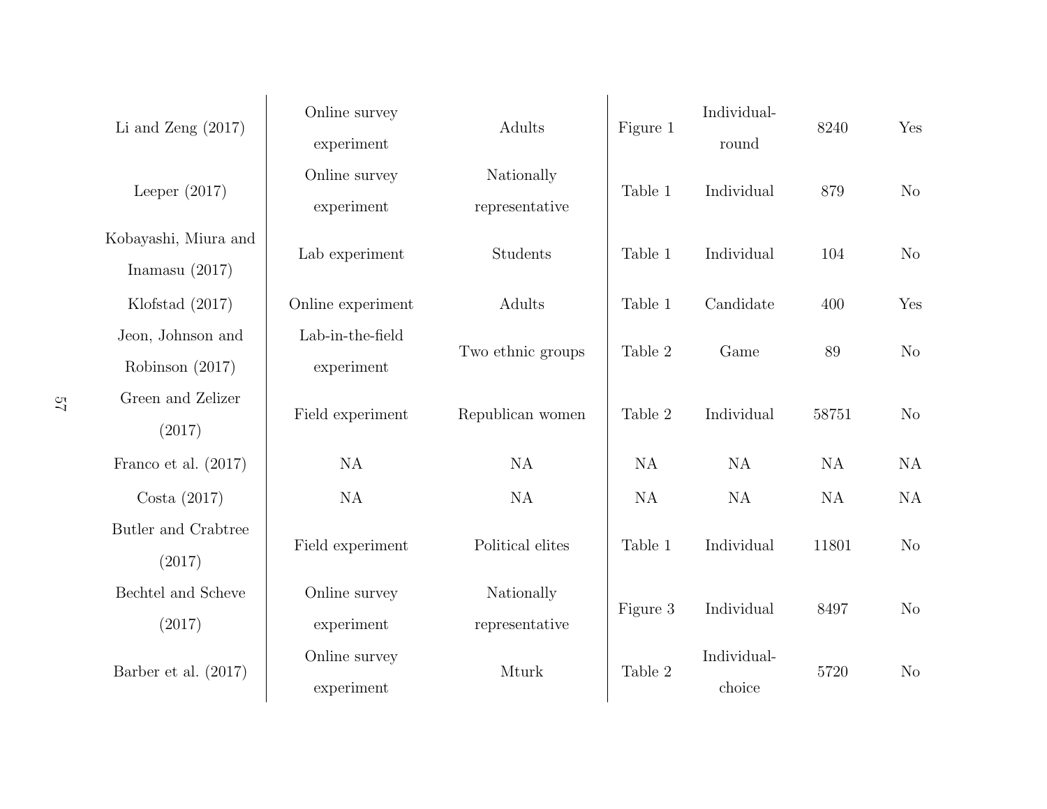| | | | | | | |
|---|---|---|---|---|---|---|
| Li and Zeng (2017) | Online survey experiment | Adults | Figure 1 | Individual-round | 8240 | Yes |
| Leeper (2017) | Online survey experiment | Nationally representative | Table 1 | Individual | 879 | No |
| Kobayashi, Miura and Inamasu (2017) | Lab experiment | Students | Table 1 | Individual | 104 | No |
| Klofstad (2017) | Online experiment | Adults | Table 1 | Candidate | 400 | Yes |
| Jeon, Johnson and Robinson (2017) | Lab-in-the-field experiment | Two ethnic groups | Table 2 | Game | 89 | No |
| Green and Zelizer (2017) | Field experiment | Republican women | Table 2 | Individual | 58751 | No |
| Franco et al. (2017) | NA | NA | NA | NA | NA | NA |
| Costa (2017) | NA | NA | NA | NA | NA | NA |
| Butler and Crabtree (2017) | Field experiment | Political elites | Table 1 | Individual | 11801 | No |
| Bechtel and Scheve (2017) | Online survey experiment | Nationally representative | Figure 3 | Individual | 8497 | No |
| Barber et al. (2017) | Online survey experiment | Mturk | Table 2 | Individual-choice | 5720 | No |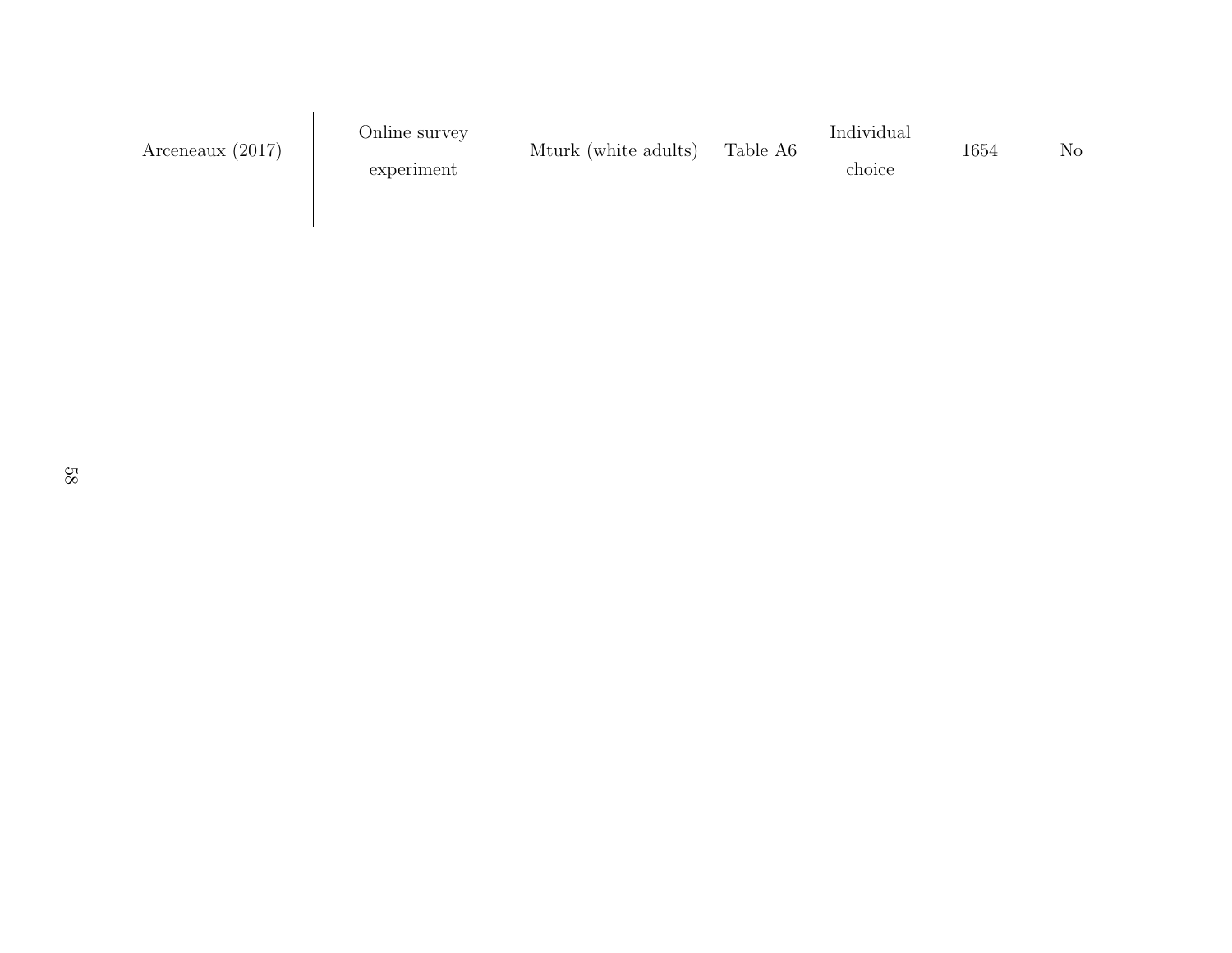| Arceneaux (2017) | Online survey experiment | Mturk (white adults) | Table A6 | Individual choice | 1654 | No |
|---|---|---|---|---|---|---|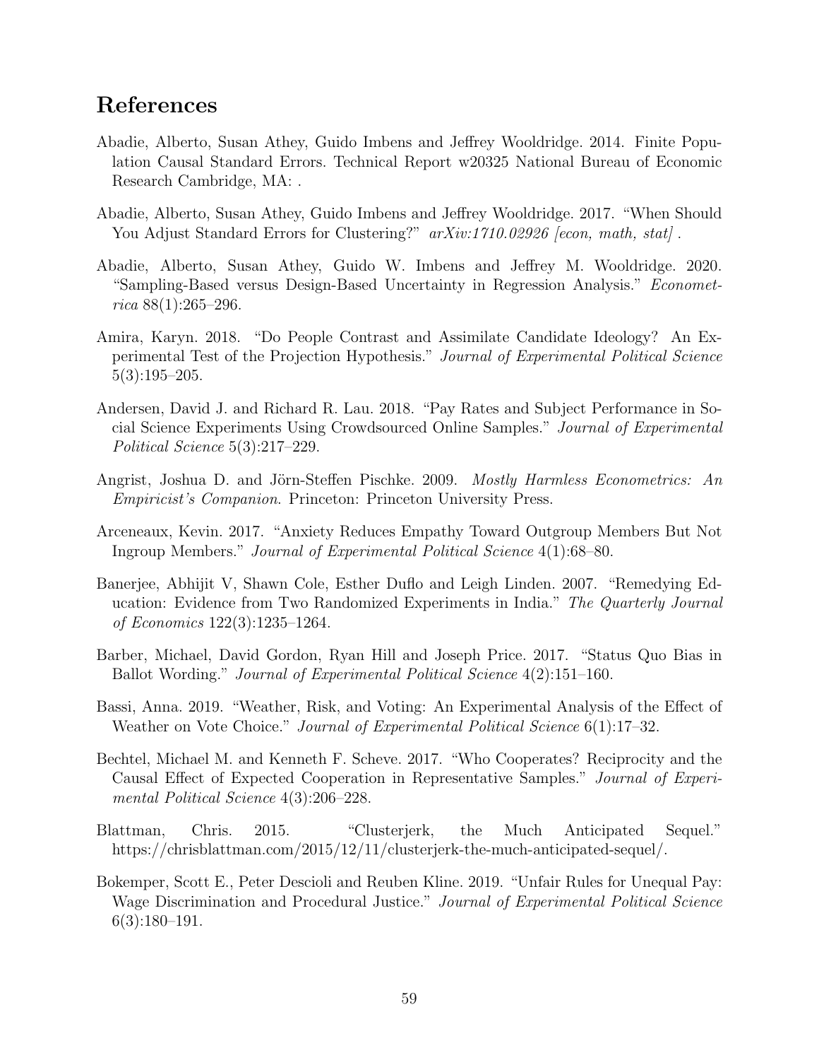# References

Abadie, Alberto, Susan Athey, Guido Imbens and Jeffrey Wooldridge. 2014. Finite Population Causal Standard Errors. Technical Report w20325 National Bureau of Economic Research Cambridge, MA: .

Abadie, Alberto, Susan Athey, Guido Imbens and Jeffrey Wooldridge. 2017. "When Should You Adjust Standard Errors for Clustering?" *arXiv:1710.02926 [econ, math, stat]* .

Abadie, Alberto, Susan Athey, Guido W. Imbens and Jeffrey M. Wooldridge. 2020. "Sampling-Based versus Design-Based Uncertainty in Regression Analysis." *Econometrica* 88(1):265–296.

Amira, Karyn. 2018. "Do People Contrast and Assimilate Candidate Ideology? An Experimental Test of the Projection Hypothesis." *Journal of Experimental Political Science* 5(3):195–205.

Andersen, David J. and Richard R. Lau. 2018. "Pay Rates and Subject Performance in Social Science Experiments Using Crowdsourced Online Samples." *Journal of Experimental Political Science* 5(3):217–229.

Angrist, Joshua D. and Jörn-Steffen Pischke. 2009. *Mostly Harmless Econometrics: An Empiricist's Companion*. Princeton: Princeton University Press.

Arceneaux, Kevin. 2017. "Anxiety Reduces Empathy Toward Outgroup Members But Not Ingroup Members." *Journal of Experimental Political Science* 4(1):68–80.

Banerjee, Abhijit V, Shawn Cole, Esther Duflo and Leigh Linden. 2007. "Remedying Education: Evidence from Two Randomized Experiments in India." *The Quarterly Journal of Economics* 122(3):1235–1264.

Barber, Michael, David Gordon, Ryan Hill and Joseph Price. 2017. "Status Quo Bias in Ballot Wording." *Journal of Experimental Political Science* 4(2):151–160.

Bassi, Anna. 2019. "Weather, Risk, and Voting: An Experimental Analysis of the Effect of Weather on Vote Choice." *Journal of Experimental Political Science* 6(1):17–32.

Bechtel, Michael M. and Kenneth F. Scheve. 2017. "Who Cooperates? Reciprocity and the Causal Effect of Expected Cooperation in Representative Samples." *Journal of Experimental Political Science* 4(3):206–228.

Blattman, Chris. 2015. "Clusterjerk, the Much Anticipated Sequel." https://chrisblattman.com/2015/12/11/clusterjerk-the-much-anticipated-sequel/.

Bokemper, Scott E., Peter Descioli and Reuben Kline. 2019. "Unfair Rules for Unequal Pay: Wage Discrimination and Procedural Justice." *Journal of Experimental Political Science* 6(3):180–191.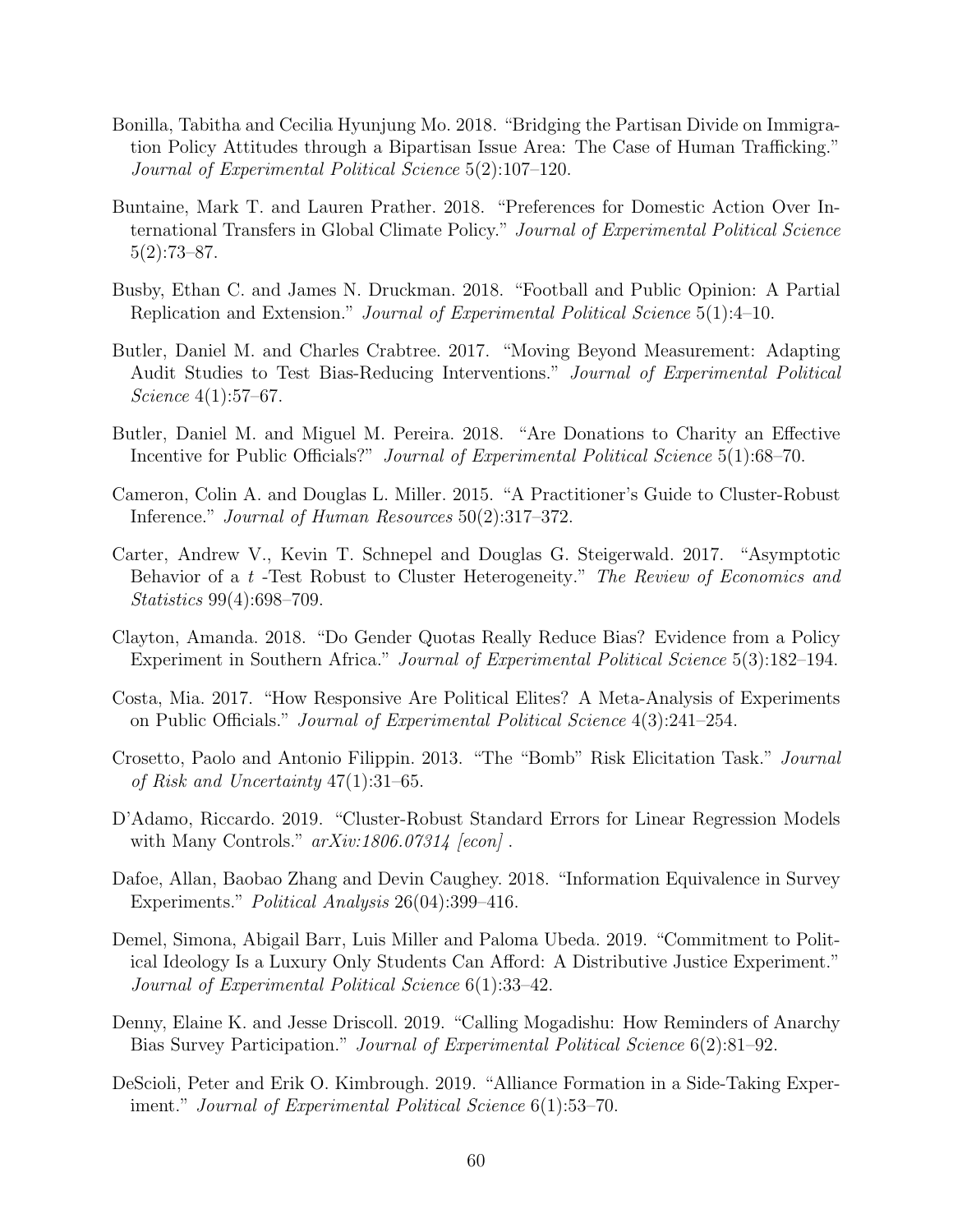Bonilla, Tabitha and Cecilia Hyunjung Mo. 2018. "Bridging the Partisan Divide on Immigration Policy Attitudes through a Bipartisan Issue Area: The Case of Human Trafficking." *Journal of Experimental Political Science* 5(2):107–120.

Buntaine, Mark T. and Lauren Prather. 2018. "Preferences for Domestic Action Over International Transfers in Global Climate Policy." *Journal of Experimental Political Science* 5(2):73–87.

Busby, Ethan C. and James N. Druckman. 2018. "Football and Public Opinion: A Partial Replication and Extension." *Journal of Experimental Political Science* 5(1):4–10.

Butler, Daniel M. and Charles Crabtree. 2017. "Moving Beyond Measurement: Adapting Audit Studies to Test Bias-Reducing Interventions." *Journal of Experimental Political Science* 4(1):57–67.

Butler, Daniel M. and Miguel M. Pereira. 2018. "Are Donations to Charity an Effective Incentive for Public Officials?" *Journal of Experimental Political Science* 5(1):68–70.

Cameron, Colin A. and Douglas L. Miller. 2015. "A Practitioner's Guide to Cluster-Robust Inference." *Journal of Human Resources* 50(2):317–372.

Carter, Andrew V., Kevin T. Schnepel and Douglas G. Steigerwald. 2017. "Asymptotic Behavior of a $t$ -Test Robust to Cluster Heterogeneity." *The Review of Economics and Statistics* 99(4):698–709.

Clayton, Amanda. 2018. "Do Gender Quotas Really Reduce Bias? Evidence from a Policy Experiment in Southern Africa." *Journal of Experimental Political Science* 5(3):182–194.

Costa, Mia. 2017. "How Responsive Are Political Elites? A Meta-Analysis of Experiments on Public Officials." *Journal of Experimental Political Science* 4(3):241–254.

Crosetto, Paolo and Antonio Filippin. 2013. "The "Bomb" Risk Elicitation Task." *Journal of Risk and Uncertainty* 47(1):31–65.

D'Adamo, Riccardo. 2019. "Cluster-Robust Standard Errors for Linear Regression Models with Many Controls." *arXiv:1806.07314 [econ]* .

Dafoe, Allan, Baobao Zhang and Devin Caughey. 2018. "Information Equivalence in Survey Experiments." *Political Analysis* 26(04):399–416.

Demel, Simona, Abigail Barr, Luis Miller and Paloma Ubeda. 2019. "Commitment to Political Ideology Is a Luxury Only Students Can Afford: A Distributive Justice Experiment." *Journal of Experimental Political Science* 6(1):33–42.

Denny, Elaine K. and Jesse Driscoll. 2019. "Calling Mogadishu: How Reminders of Anarchy Bias Survey Participation." *Journal of Experimental Political Science* 6(2):81–92.

DeScioli, Peter and Erik O. Kimbrough. 2019. "Alliance Formation in a Side-Taking Experiment." *Journal of Experimental Political Science* 6(1):53–70.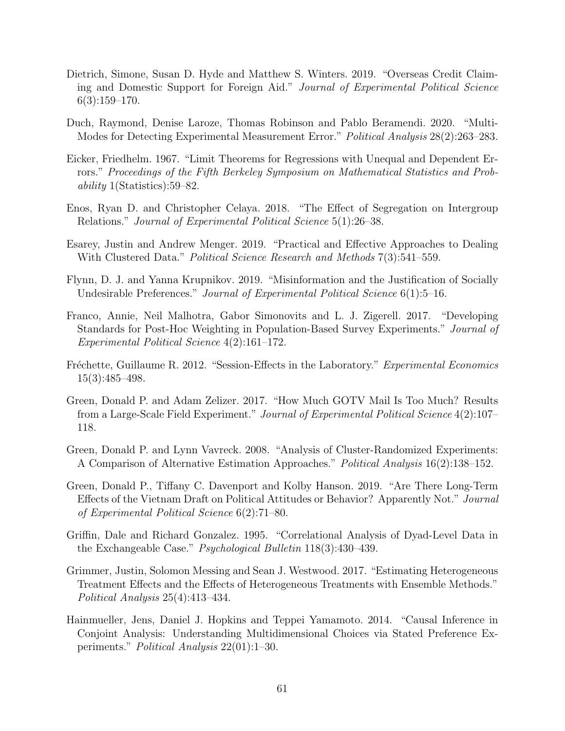Dietrich, Simone, Susan D. Hyde and Matthew S. Winters. 2019. "Overseas Credit Claiming and Domestic Support for Foreign Aid." *Journal of Experimental Political Science* 6(3):159–170.

Duch, Raymond, Denise Laroze, Thomas Robinson and Pablo Beramendi. 2020. "Multi-Modes for Detecting Experimental Measurement Error." *Political Analysis* 28(2):263–283.

Eicker, Friedhelm. 1967. "Limit Theorems for Regressions with Unequal and Dependent Errors." *Proceedings of the Fifth Berkeley Symposium on Mathematical Statistics and Probability* 1(Statistics):59–82.

Enos, Ryan D. and Christopher Celaya. 2018. "The Effect of Segregation on Intergroup Relations." *Journal of Experimental Political Science* 5(1):26–38.

Esarey, Justin and Andrew Menger. 2019. "Practical and Effective Approaches to Dealing With Clustered Data." *Political Science Research and Methods* 7(3):541–559.

Flynn, D. J. and Yanna Krupnikov. 2019. "Misinformation and the Justification of Socially Undesirable Preferences." *Journal of Experimental Political Science* 6(1):5–16.

Franco, Annie, Neil Malhotra, Gabor Simonovits and L. J. Zigerell. 2017. "Developing Standards for Post-Hoc Weighting in Population-Based Survey Experiments." *Journal of Experimental Political Science* 4(2):161–172.

Fréchette, Guillaume R. 2012. "Session-Effects in the Laboratory." *Experimental Economics* 15(3):485–498.

Green, Donald P. and Adam Zelizer. 2017. "How Much GOTV Mail Is Too Much? Results from a Large-Scale Field Experiment." *Journal of Experimental Political Science* 4(2):107–118.

Green, Donald P. and Lynn Vavreck. 2008. "Analysis of Cluster-Randomized Experiments: A Comparison of Alternative Estimation Approaches." *Political Analysis* 16(2):138–152.

Green, Donald P., Tiffany C. Davenport and Kolby Hanson. 2019. "Are There Long-Term Effects of the Vietnam Draft on Political Attitudes or Behavior? Apparently Not." *Journal of Experimental Political Science* 6(2):71–80.

Griffin, Dale and Richard Gonzalez. 1995. "Correlational Analysis of Dyad-Level Data in the Exchangeable Case." *Psychological Bulletin* 118(3):430–439.

Grimmer, Justin, Solomon Messing and Sean J. Westwood. 2017. "Estimating Heterogeneous Treatment Effects and the Effects of Heterogeneous Treatments with Ensemble Methods." *Political Analysis* 25(4):413–434.

Hainmueller, Jens, Daniel J. Hopkins and Teppei Yamamoto. 2014. "Causal Inference in Conjoint Analysis: Understanding Multidimensional Choices via Stated Preference Experiments." *Political Analysis* 22(01):1–30.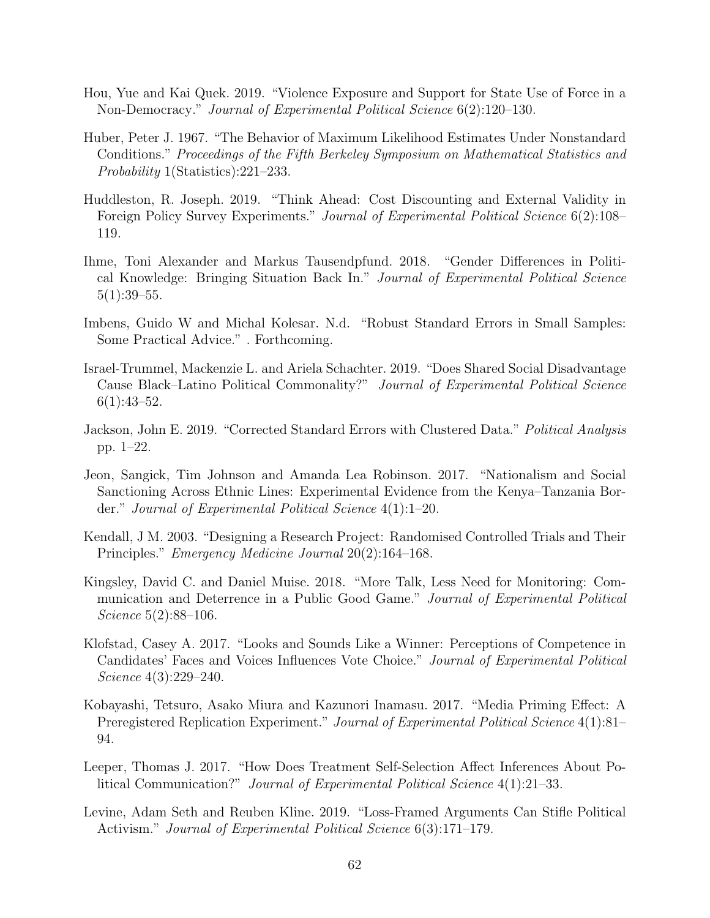Hou, Yue and Kai Quek. 2019. "Violence Exposure and Support for State Use of Force in a Non-Democracy." *Journal of Experimental Political Science* 6(2):120–130.

Huber, Peter J. 1967. "The Behavior of Maximum Likelihood Estimates Under Nonstandard Conditions." *Proceedings of the Fifth Berkeley Symposium on Mathematical Statistics and Probability* 1(Statistics):221–233.

Huddleston, R. Joseph. 2019. "Think Ahead: Cost Discounting and External Validity in Foreign Policy Survey Experiments." *Journal of Experimental Political Science* 6(2):108–119.

Ihme, Toni Alexander and Markus Tausendpfund. 2018. "Gender Differences in Political Knowledge: Bringing Situation Back In." *Journal of Experimental Political Science* 5(1):39–55.

Imbens, Guido W and Michal Kolesar. N.d. "Robust Standard Errors in Small Samples: Some Practical Advice." . Forthcoming.

Israel-Trummel, Mackenzie L. and Ariela Schachter. 2019. "Does Shared Social Disadvantage Cause Black–Latino Political Commonality?" *Journal of Experimental Political Science* 6(1):43–52.

Jackson, John E. 2019. "Corrected Standard Errors with Clustered Data." *Political Analysis* pp. 1–22.

Jeon, Sangick, Tim Johnson and Amanda Lea Robinson. 2017. "Nationalism and Social Sanctioning Across Ethnic Lines: Experimental Evidence from the Kenya–Tanzania Border." *Journal of Experimental Political Science* 4(1):1–20.

Kendall, J M. 2003. "Designing a Research Project: Randomised Controlled Trials and Their Principles." *Emergency Medicine Journal* 20(2):164–168.

Kingsley, David C. and Daniel Muise. 2018. "More Talk, Less Need for Monitoring: Communication and Deterrence in a Public Good Game." *Journal of Experimental Political Science* 5(2):88–106.

Klofstad, Casey A. 2017. "Looks and Sounds Like a Winner: Perceptions of Competence in Candidates' Faces and Voices Influences Vote Choice." *Journal of Experimental Political Science* 4(3):229–240.

Kobayashi, Tetsuro, Asako Miura and Kazunori Inamasu. 2017. "Media Priming Effect: A Preregistered Replication Experiment." *Journal of Experimental Political Science* 4(1):81–94.

Leeper, Thomas J. 2017. "How Does Treatment Self-Selection Affect Inferences About Political Communication?" *Journal of Experimental Political Science* 4(1):21–33.

Levine, Adam Seth and Reuben Kline. 2019. "Loss-Framed Arguments Can Stifle Political Activism." *Journal of Experimental Political Science* 6(3):171–179.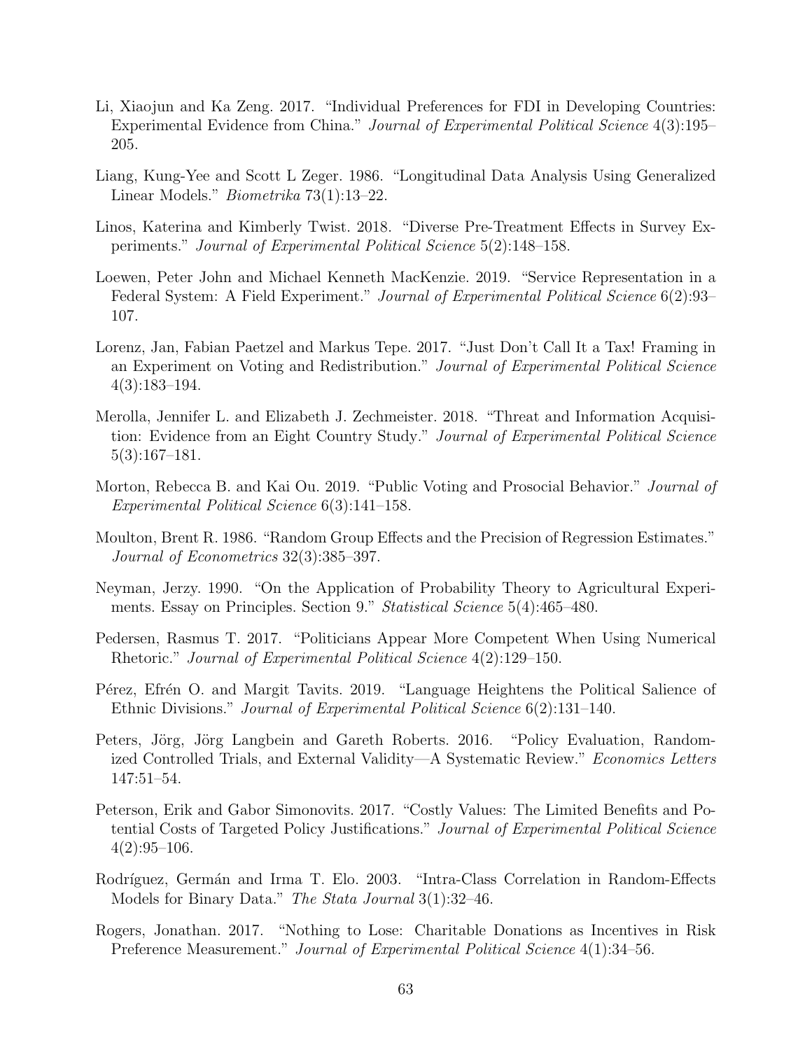Li, Xiaojun and Ka Zeng. 2017. "Individual Preferences for FDI in Developing Countries: Experimental Evidence from China." *Journal of Experimental Political Science* 4(3):195–205.

Liang, Kung-Yee and Scott L Zeger. 1986. "Longitudinal Data Analysis Using Generalized Linear Models." *Biometrika* 73(1):13–22.

Linos, Katerina and Kimberly Twist. 2018. "Diverse Pre-Treatment Effects in Survey Experiments." *Journal of Experimental Political Science* 5(2):148–158.

Loewen, Peter John and Michael Kenneth MacKenzie. 2019. "Service Representation in a Federal System: A Field Experiment." *Journal of Experimental Political Science* 6(2):93–107.

Lorenz, Jan, Fabian Paetzel and Markus Tepe. 2017. "Just Don't Call It a Tax! Framing in an Experiment on Voting and Redistribution." *Journal of Experimental Political Science* 4(3):183–194.

Merolla, Jennifer L. and Elizabeth J. Zechmeister. 2018. "Threat and Information Acquisition: Evidence from an Eight Country Study." *Journal of Experimental Political Science* 5(3):167–181.

Morton, Rebecca B. and Kai Ou. 2019. "Public Voting and Prosocial Behavior." *Journal of Experimental Political Science* 6(3):141–158.

Moulton, Brent R. 1986. "Random Group Effects and the Precision of Regression Estimates." *Journal of Econometrics* 32(3):385–397.

Neyman, Jerzy. 1990. "On the Application of Probability Theory to Agricultural Experiments. Essay on Principles. Section 9." *Statistical Science* 5(4):465–480.

Pedersen, Rasmus T. 2017. "Politicians Appear More Competent When Using Numerical Rhetoric." *Journal of Experimental Political Science* 4(2):129–150.

Pérez, Efrén O. and Margit Tavits. 2019. "Language Heightens the Political Salience of Ethnic Divisions." *Journal of Experimental Political Science* 6(2):131–140.

Peters, Jörg, Jörg Langbein and Gareth Roberts. 2016. "Policy Evaluation, Randomized Controlled Trials, and External Validity—A Systematic Review." *Economics Letters* 147:51–54.

Peterson, Erik and Gabor Simonovits. 2017. "Costly Values: The Limited Benefits and Potential Costs of Targeted Policy Justifications." *Journal of Experimental Political Science* 4(2):95–106.

Rodríguez, Germán and Irma T. Elo. 2003. "Intra-Class Correlation in Random-Effects Models for Binary Data." *The Stata Journal* 3(1):32–46.

Rogers, Jonathan. 2017. "Nothing to Lose: Charitable Donations as Incentives in Risk Preference Measurement." *Journal of Experimental Political Science* 4(1):34–56.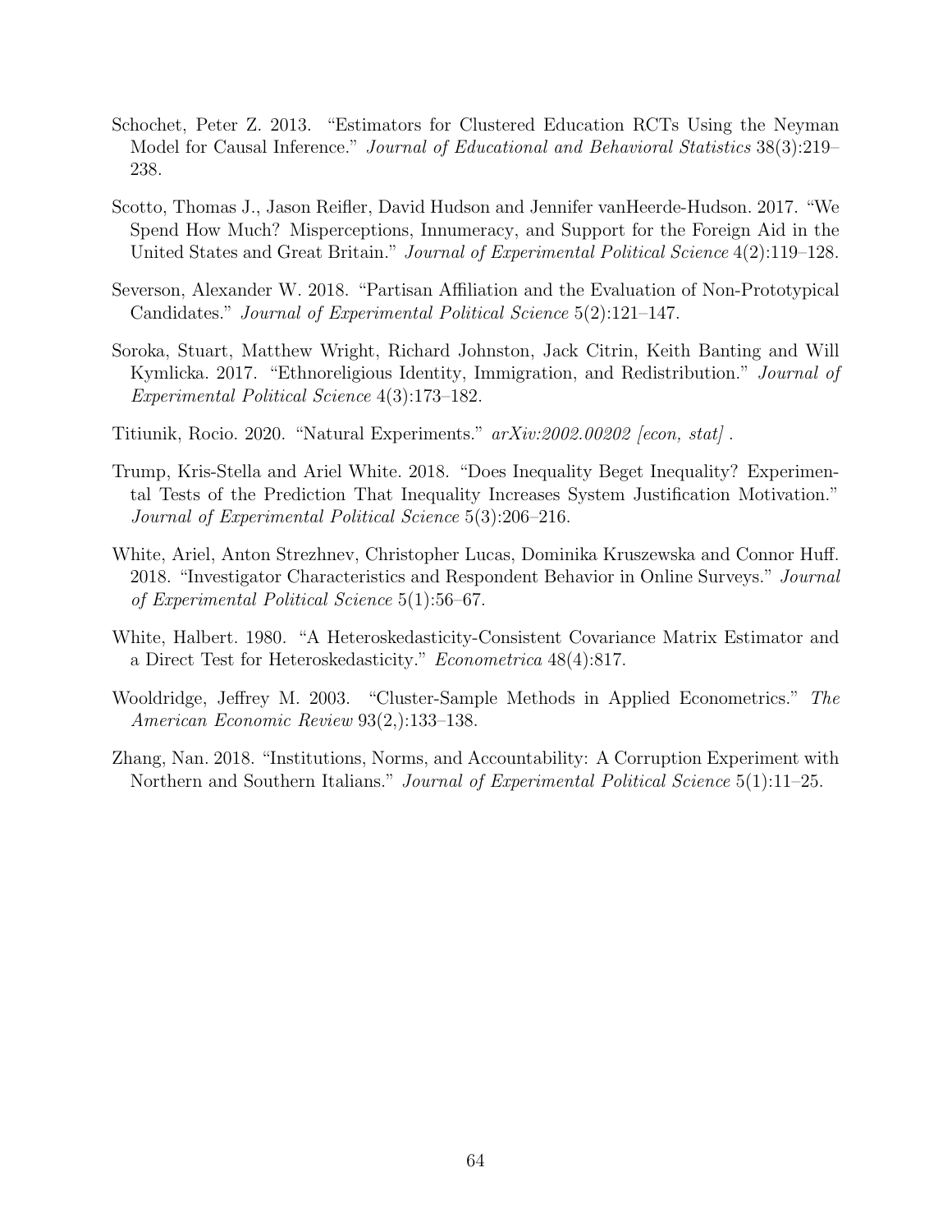Schochet, Peter Z. 2013. "Estimators for Clustered Education RCTs Using the Neyman Model for Causal Inference." *Journal of Educational and Behavioral Statistics* 38(3):219–238.

Scotto, Thomas J., Jason Reifler, David Hudson and Jennifer vanHeerde-Hudson. 2017. "We Spend How Much? Misperceptions, Innumeracy, and Support for the Foreign Aid in the United States and Great Britain." *Journal of Experimental Political Science* 4(2):119–128.

Severson, Alexander W. 2018. "Partisan Affiliation and the Evaluation of Non-Prototypical Candidates." *Journal of Experimental Political Science* 5(2):121–147.

Soroka, Stuart, Matthew Wright, Richard Johnston, Jack Citrin, Keith Banting and Will Kymlicka. 2017. "Ethnoreligious Identity, Immigration, and Redistribution." *Journal of Experimental Political Science* 4(3):173–182.

Titiunik, Rocio. 2020. "Natural Experiments." *arXiv:2002.00202 [econ, stat]* .

Trump, Kris-Stella and Ariel White. 2018. "Does Inequality Beget Inequality? Experimental Tests of the Prediction That Inequality Increases System Justification Motivation." *Journal of Experimental Political Science* 5(3):206–216.

White, Ariel, Anton Strezhnev, Christopher Lucas, Dominika Kruszewska and Connor Huff. 2018. "Investigator Characteristics and Respondent Behavior in Online Surveys." *Journal of Experimental Political Science* 5(1):56–67.

White, Halbert. 1980. "A Heteroskedasticity-Consistent Covariance Matrix Estimator and a Direct Test for Heteroskedasticity." *Econometrica* 48(4):817.

Wooldridge, Jeffrey M. 2003. "Cluster-Sample Methods in Applied Econometrics." *The American Economic Review* 93(2,):133–138.

Zhang, Nan. 2018. "Institutions, Norms, and Accountability: A Corruption Experiment with Northern and Southern Italians." *Journal of Experimental Political Science* 5(1):11–25.